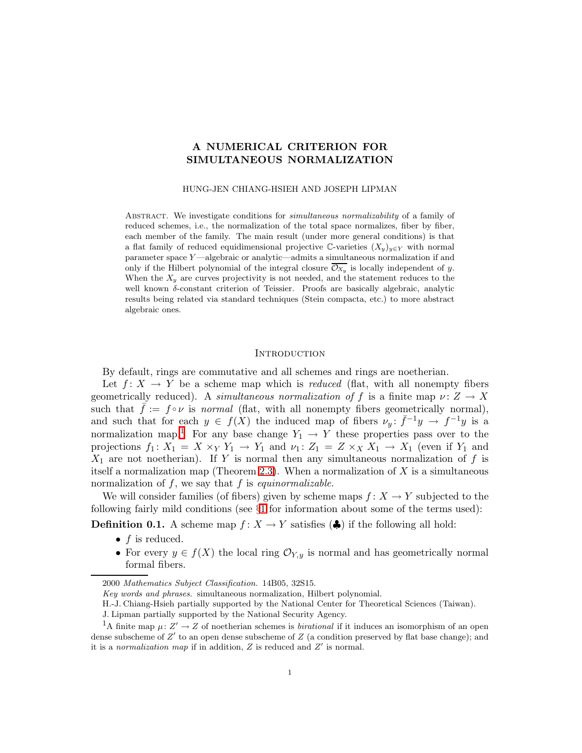# A NUMERICAL CRITERION FOR SIMULTANEOUS NORMALIZATION

HUNG-JEN CHIANG-HSIEH AND JOSEPH LIPMAN

Abstract. We investigate conditions for *simultaneous normalizability* of a family of reduced schemes, i.e., the normalization of the total space normalizes, fiber by fiber, each member of the family. The main result (under more general conditions) is that a flat family of reduced equidimensional projective $\mathbb{C}$-varieties $(X_y)_{y\in Y}$ with normal parameter space $Y$—algebraic or analytic—admits a simultaneous normalization if and only if the Hilbert polynomial of the integral closure $\overline{\mathcal{O}_{X_y}}$ is locally independent of $y$. When the $X_y$ are curves projectivity is not needed, and the statement reduces to the well known $\delta$-constant criterion of Teissier. Proofs are basically algebraic, analytic results being related via standard techniques (Stein compacta, etc.) to more abstract algebraic ones.

## Introduction

By default, rings are commutative and all schemes and rings are noetherian.

Let $f\colon X \to Y$ be a scheme map which is *reduced* (flat, with all nonempty fibers geometrically reduced). A *simultaneous normalization of* $f$ is a finite map $\nu\colon Z \to X$ such that $\bar f := f\circ\nu$ is *normal* (flat, with all nonempty fibers geometrically normal), and such that for each $y \in f(X)$ the induced map of fibers $\nu_y\colon \bar f^{-1}y \to f^{-1}y$ is a normalization map.[1] For any base change $Y_1 \to Y$ these properties pass over to the projections $f_1\colon X_1 = X \times_Y Y_1 \to Y_1$ and $\nu_1\colon Z_1 = Z \times_X X_1 \to X_1$ (even if $Y_1$ and $X_1$ are not noetherian). If $Y$ is normal then any simultaneous normalization of $f$ is itself a normalization map (Theorem 2.3). When a normalization of $X$ is a simultaneous normalization of $f$, we say that $f$ is *equinormalizable*.

We will consider families (of fibers) given by scheme maps $f\colon X \to Y$ subjected to the following fairly mild conditions (see §1 for information about some of the terms used):

**Definition 0.1.** A scheme map $f\colon X \to Y$ satisfies (♣) if the following all hold:

- $f$ is reduced.
- For every $y \in f(X)$ the local ring $\mathcal{O}_{Y,y}$ is normal and has geometrically normal formal fibers.

2000 *Mathematics Subject Classification.* 14B05, 32S15.

*Key words and phrases.* simultaneous normalization, Hilbert polynomial.

H.-J. Chiang-Hsieh partially supported by the National Center for Theoretical Sciences (Taiwan).

J. Lipman partially supported by the National Security Agency.

[1] A finite map $\mu\colon Z' \to Z$ of noetherian schemes is *birational* if it induces an isomorphism of an open dense subscheme of $Z'$ to an open dense subscheme of $Z$ (a condition preserved by flat base change); and it is a *normalization map* if in addition, $Z$ is reduced and $Z'$ is normal.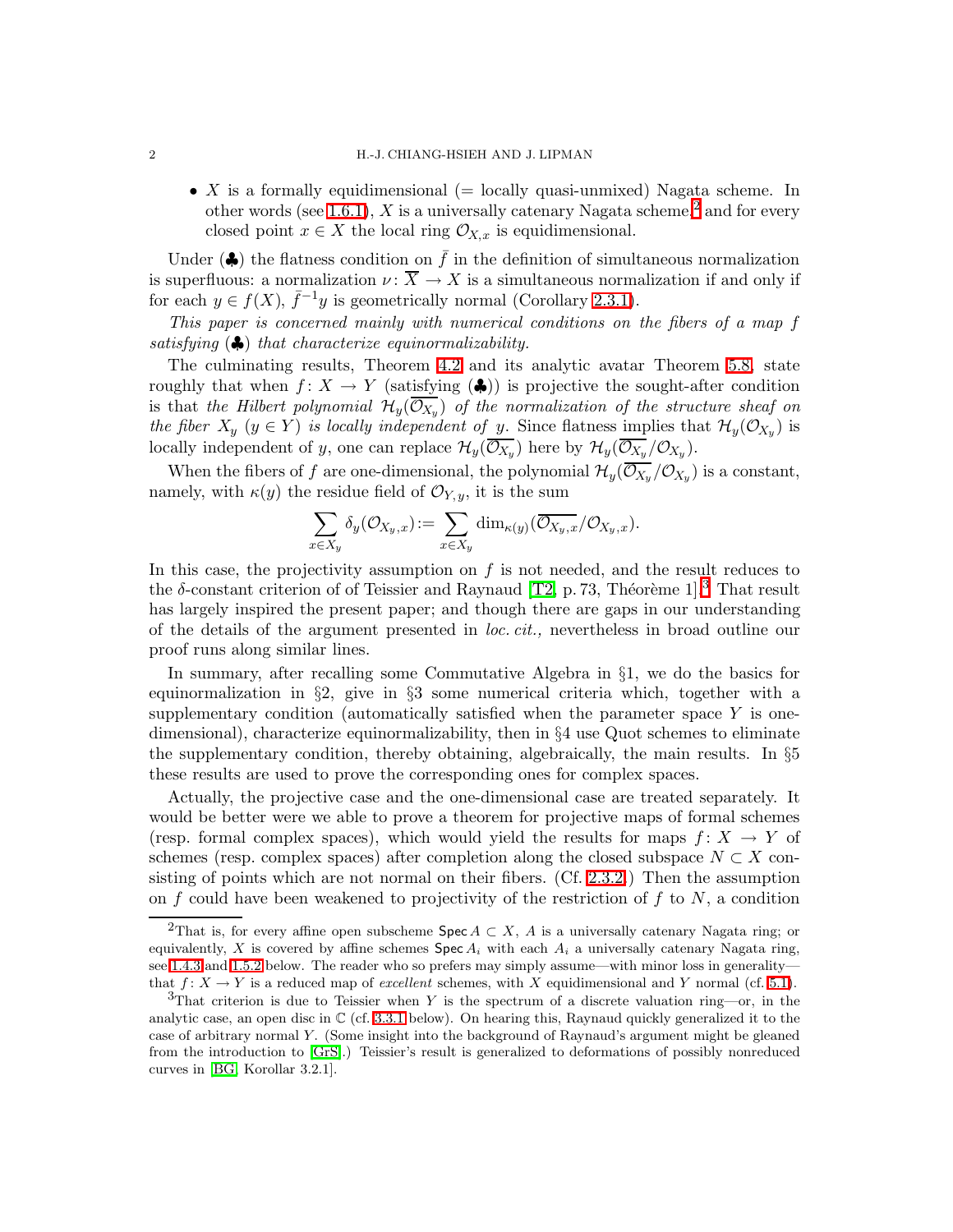- $X$ is a formally equidimensional (= locally quasi-unmixed) Nagata scheme. In other words (see 1.6.1), $X$ is a universally catenary Nagata scheme,[2] and for every closed point $x \in X$ the local ring $\mathcal{O}_{X,x}$ is equidimensional.

Under (♣) the flatness condition on $\bar{f}$ in the definition of simultaneous normalization is superfluous: a normalization $\nu\colon \overline{X} \to X$ is a simultaneous normalization if and only if for each $y \in f(X)$, $\bar{f}^{-1}y$ is geometrically normal (Corollary 2.3.1).

*This paper is concerned mainly with numerical conditions on the fibers of a map $f$ satisfying (♣) that characterize equinormalizability.*

The culminating results, Theorem 4.2 and its analytic avatar Theorem 5.8, state roughly that when $f\colon X \to Y$ (satisfying (♣)) is projective the sought-after condition is that *the Hilbert polynomial $\mathcal{H}_y(\overline{\mathcal{O}_{X_y}})$ of the normalization of the structure sheaf on the fiber $X_y$ ($y \in Y$) is locally independent of $y$.* Since flatness implies that $\mathcal{H}_y(\mathcal{O}_{X_y})$ is locally independent of $y$, one can replace $\mathcal{H}_y(\overline{\mathcal{O}_{X_y}})$ here by $\mathcal{H}_y(\overline{\mathcal{O}_{X_y}}/\mathcal{O}_{X_y})$.

When the fibers of $f$ are one-dimensional, the polynomial $\mathcal{H}_y(\overline{\mathcal{O}_{X_y}}/\mathcal{O}_{X_y})$ is a constant, namely, with $\kappa(y)$ the residue field of $\mathcal{O}_{Y,y}$, it is the sum

$$\sum_{x\in X_y} \delta_y(\mathcal{O}_{X_y,x}) := \sum_{x\in X_y} \dim_{\kappa(y)}(\overline{\mathcal{O}_{X_y,x}}/\mathcal{O}_{X_y,x}).$$

In this case, the projectivity assumption on $f$ is not needed, and the result reduces to the $\delta$-constant criterion of of Teissier and Raynaud [T2, p. 73, Théorème 1].[3] That result has largely inspired the present paper; and though there are gaps in our understanding of the details of the argument presented in *loc. cit.,* nevertheless in broad outline our proof runs along similar lines.

In summary, after recalling some Commutative Algebra in §1, we do the basics for equinormalization in §2, give in §3 some numerical criteria which, together with a supplementary condition (automatically satisfied when the parameter space $Y$ is one-dimensional), characterize equinormalizability, then in §4 use Quot schemes to eliminate the supplementary condition, thereby obtaining, algebraically, the main results. In §5 these results are used to prove the corresponding ones for complex spaces.

Actually, the projective case and the one-dimensional case are treated separately. It would be better were we able to prove a theorem for projective maps of formal schemes (resp. formal complex spaces), which would yield the results for maps $f\colon X \to Y$ of schemes (resp. complex spaces) after completion along the closed subspace $N \subset X$ consisting of points which are not normal on their fibers. (Cf. 2.3.2.) Then the assumption on $f$ could have been weakened to projectivity of the restriction of $f$ to $N$, a condition

[2] That is, for every affine open subscheme $\mathsf{Spec}\, A \subset X$, $A$ is a universally catenary Nagata ring; or equivalently, $X$ is covered by affine schemes $\mathsf{Spec}\, A_i$ with each $A_i$ a universally catenary Nagata ring, see 1.4.3 and 1.5.2 below. The reader who so prefers may simply assume—with minor loss in generality—that $f\colon X \to Y$ is a reduced map of *excellent* schemes, with $X$ equidimensional and $Y$ normal (cf. 5.1).

[3] That criterion is due to Teissier when $Y$ is the spectrum of a discrete valuation ring—or, in the analytic case, an open disc in $\mathbb{C}$ (cf. 3.3.1 below). On hearing this, Raynaud quickly generalized it to the case of arbitrary normal $Y$. (Some insight into the background of Raynaud's argument might be gleaned from the introduction to [GrS].) Teissier's result is generalized to deformations of possibly nonreduced curves in [BG, Korollar 3.2.1].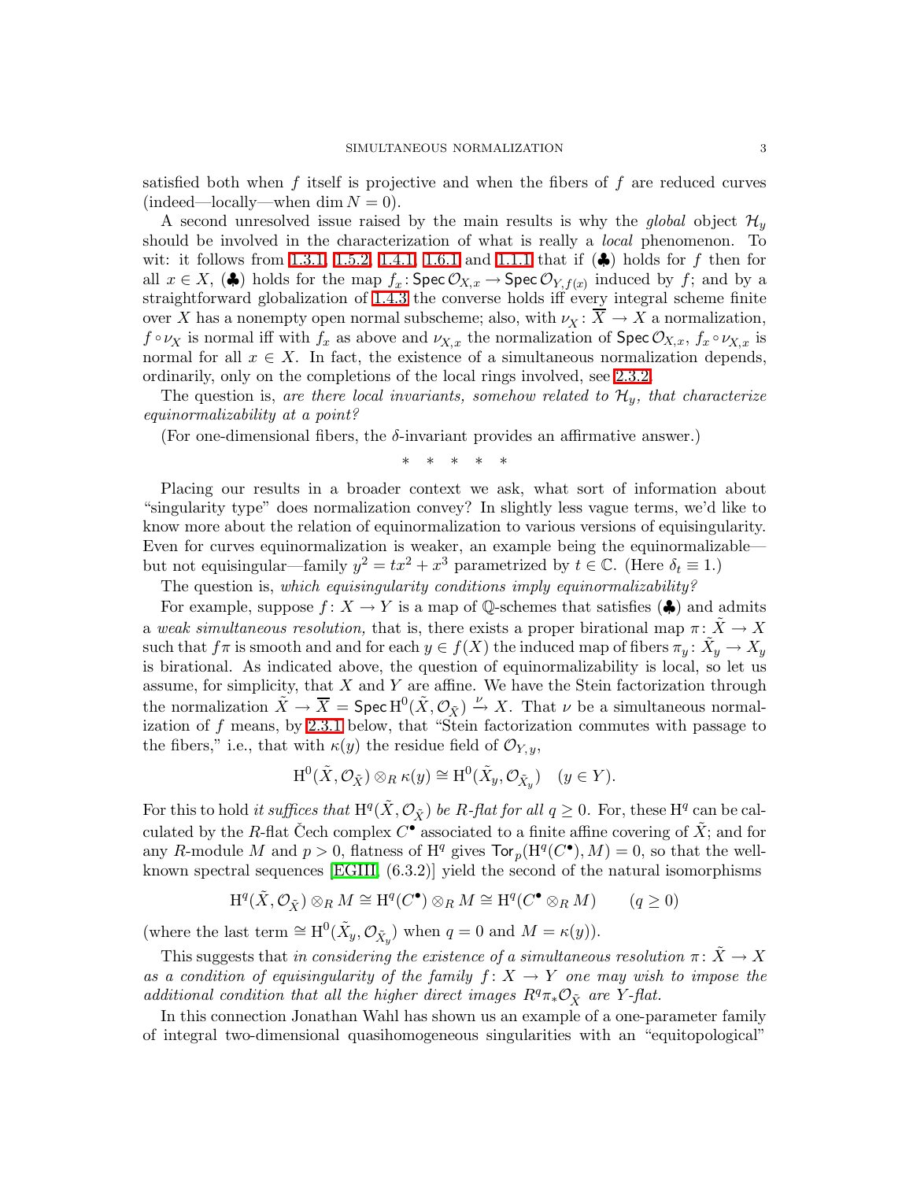satisfied both when $f$ itself is projective and when the fibers of $f$ are reduced curves (indeed—locally—when $\dim N = 0$).

A second unresolved issue raised by the main results is why the *global* object $\mathcal{H}_y$ should be involved in the characterization of what is really a *local* phenomenon. To wit: it follows from 1.3.1, 1.5.2, 1.4.1, 1.6.1 and 1.1.1 that if (♣) holds for $f$ then for all $x \in X$, (♣) holds for the map $f_x \colon \operatorname{Spec} \mathcal{O}_{X,x} \to \operatorname{Spec} \mathcal{O}_{Y,f(x)}$ induced by $f$; and by a straightforward globalization of 1.4.3 the converse holds iff every integral scheme finite over $X$ has a nonempty open normal subscheme; also, with $\nu_X \colon \overline{X} \to X$ a normalization, $f \circ \nu_X$ is normal iff with $f_x$ as above and $\nu_{X,x}$ the normalization of $\operatorname{Spec} \mathcal{O}_{X,x}$, $f_x \circ \nu_{X,x}$ is normal for all $x \in X$. In fact, the existence of a simultaneous normalization depends, ordinarily, only on the completions of the local rings involved, see 2.3.2.

The question is, *are there local invariants, somehow related to $\mathcal{H}_y$, that characterize equinormalizability at a point?*

(For one-dimensional fibers, the $\delta$-invariant provides an affirmative answer.)

\* \* \* \* \*

Placing our results in a broader context we ask, what sort of information about "singularity type" does normalization convey? In slightly less vague terms, we'd like to know more about the relation of equinormalization to various versions of equisingularity. Even for curves equinormalization is weaker, an example being the equinormalizable—but not equisingular—family $y^2 = tx^2 + x^3$ parametrized by $t \in \mathbb{C}$. (Here $\delta_t \equiv 1$.)

The question is, *which equisingularity conditions imply equinormalizability?*

For example, suppose $f \colon X \to Y$ is a map of $\mathbb{Q}$-schemes that satisfies (♣) and admits a *weak simultaneous resolution,* that is, there exists a proper birational map $\pi \colon \tilde{X} \to X$ such that $f\pi$ is smooth and and for each $y \in f(X)$ the induced map of fibers $\pi_y \colon \tilde{X}_y \to X_y$ is birational. As indicated above, the question of equinormalizability is local, so let us assume, for simplicity, that $X$ and $Y$ are affine. We have the Stein factorization through the normalization $\tilde{X} \to \overline{X} = \operatorname{Spec} \mathrm{H}^0(\tilde{X}, \mathcal{O}_{\tilde{X}}) \xrightarrow{\nu} X$. That $\nu$ be a simultaneous normalization of $f$ means, by 2.3.1 below, that "Stein factorization commutes with passage to the fibers," i.e., that with $\kappa(y)$ the residue field of $\mathcal{O}_{Y,y}$,

$$\mathrm{H}^0(\tilde{X}, \mathcal{O}_{\tilde{X}}) \otimes_R \kappa(y) \cong \mathrm{H}^0(\tilde{X}_y, \mathcal{O}_{\tilde{X}_y}) \quad (y \in Y).$$

For this to hold *it suffices that $\mathrm{H}^q(\tilde{X}, \mathcal{O}_{\tilde{X}})$ be $R$-flat for all $q \geq 0$.* For, these $\mathrm{H}^q$ can be calculated by the $R$-flat Čech complex $C^\bullet$ associated to a finite affine covering of $\tilde{X}$; and for any $R$-module $M$ and $p > 0$, flatness of $\mathrm{H}^q$ gives $\operatorname{Tor}_p(\mathrm{H}^q(C^\bullet), M) = 0$, so that the well-known spectral sequences [EGIII, (6.3.2)] yield the second of the natural isomorphisms

$$\mathrm{H}^q(\tilde{X}, \mathcal{O}_{\tilde{X}}) \otimes_R M \cong \mathrm{H}^q(C^\bullet) \otimes_R M \cong \mathrm{H}^q(C^\bullet \otimes_R M) \qquad (q \geq 0)$$

(where the last term $\cong \mathrm{H}^0(\tilde{X}_y, \mathcal{O}_{\tilde{X}_y})$ when $q = 0$ and $M = \kappa(y)$).

This suggests that *in considering the existence of a simultaneous resolution $\pi \colon \tilde{X} \to X$ as a condition of equisingularity of the family $f \colon X \to Y$ one may wish to impose the additional condition that all the higher direct images $R^q\pi_*\mathcal{O}_{\tilde{X}}$ are $Y$-flat.*

In this connection Jonathan Wahl has shown us an example of a one-parameter family of integral two-dimensional quasihomogeneous singularities with an "equitopological"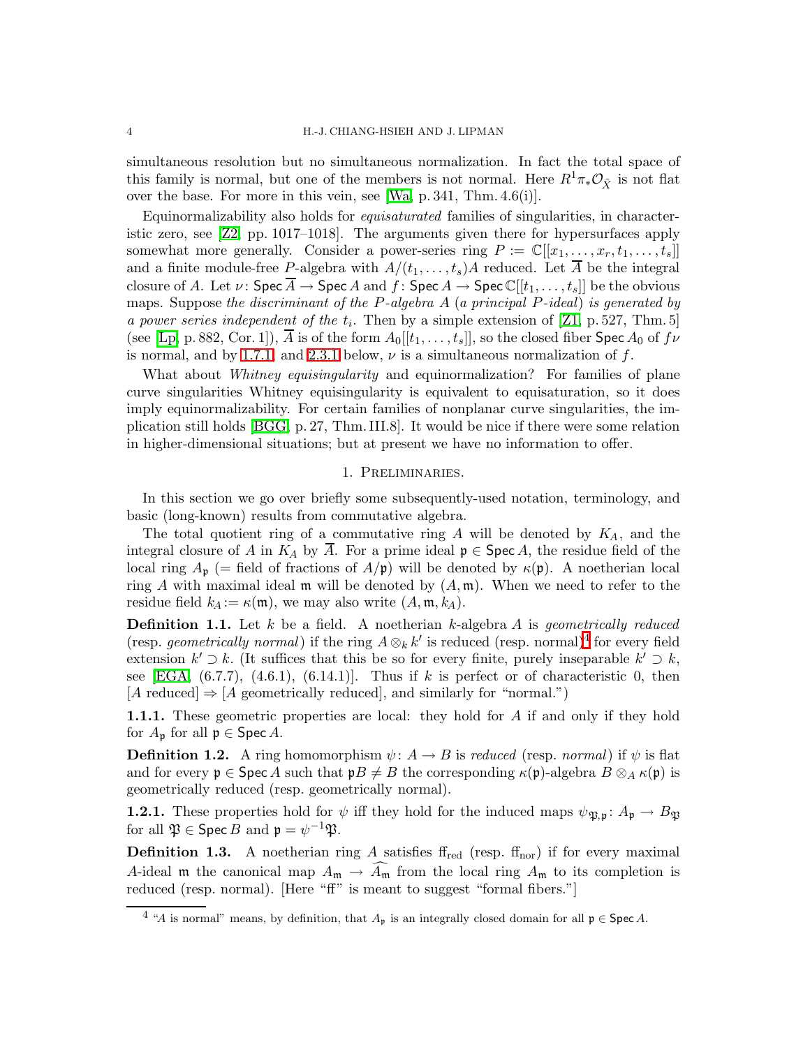simultaneous resolution but no simultaneous normalization. In fact the total space of this family is normal, but one of the members is not normal. Here $R^1\pi_*\mathcal{O}_{\tilde{X}}$ is not flat over the base. For more in this vein, see [Wa, p. 341, Thm. 4.6(i)].

Equinormalizability also holds for *equisaturated* families of singularities, in characteristic zero, see [Z2, pp. 1017–1018]. The arguments given there for hypersurfaces apply somewhat more generally. Consider a power-series ring $P := \mathbb{C}[[x_1, \dots, x_r, t_1, \dots, t_s]]$ and a finite module-free $P$-algebra with $A/(t_1, \dots, t_s)A$ reduced. Let $\overline{A}$ be the integral closure of $A$. Let $\nu\colon \mathsf{Spec}\,\overline{A} \to \mathsf{Spec}\,A$ and $f\colon \mathsf{Spec}\,A \to \mathsf{Spec}\,\mathbb{C}[[t_1, \dots, t_s]]$ be the obvious maps. Suppose *the discriminant of the $P$-algebra $A$ (a principal $P$-ideal) is generated by a power series independent of the $t_i$*. Then by a simple extension of [Z1, p. 527, Thm. 5] (see [Lp, p. 882, Cor. 1]), $\overline{A}$ is of the form $A_0[[t_1, \dots, t_s]]$, so the closed fiber $\mathsf{Spec}\,A_0$ of $f\nu$ is normal, and by 1.7.1 and 2.3.1 below, $\nu$ is a simultaneous normalization of $f$.

What about *Whitney equisingularity* and equinormalization? For families of plane curve singularities Whitney equisingularity is equivalent to equisaturation, so it does imply equinormalizability. For certain families of nonplanar curve singularities, the implication still holds [BGG, p. 27, Thm. III.8]. It would be nice if there were some relation in higher-dimensional situations; but at present we have no information to offer.

## 1. Preliminaries.

In this section we go over briefly some subsequently-used notation, terminology, and basic (long-known) results from commutative algebra.

The total quotient ring of a commutative ring $A$ will be denoted by $K_A$, and the integral closure of $A$ in $K_A$ by $\overline{A}$. For a prime ideal $\mathfrak{p} \in \mathsf{Spec}\,A$, the residue field of the local ring $A_\mathfrak{p}$ (= field of fractions of $A/\mathfrak{p}$) will be denoted by $\kappa(\mathfrak{p})$. A noetherian local ring $A$ with maximal ideal $\mathfrak{m}$ will be denoted by $(A, \mathfrak{m})$. When we need to refer to the residue field $k_A := \kappa(\mathfrak{m})$, we may also write $(A, \mathfrak{m}, k_A)$.

**Definition 1.1.** Let $k$ be a field. A noetherian $k$-algebra $A$ is *geometrically reduced* (resp. *geometrically normal*) if the ring $A \otimes_k k'$ is reduced (resp. normal)[4] for every field extension $k' \supset k$. (It suffices that this be so for every finite, purely inseparable $k' \supset k$, see [EGA, (6.7.7), (4.6.1), (6.14.1)]. Thus if $k$ is perfect or of characteristic 0, then [$A$ reduced] $\Rightarrow$ [$A$ geometrically reduced], and similarly for "normal.")

**1.1.1.** These geometric properties are local: they hold for $A$ if and only if they hold for $A_\mathfrak{p}$ for all $\mathfrak{p} \in \mathsf{Spec}\,A$.

**Definition 1.2.** A ring homomorphism $\psi\colon A \to B$ is *reduced* (resp. *normal*) if $\psi$ is flat and for every $\mathfrak{p} \in \mathsf{Spec}\,A$ such that $\mathfrak{p}B \neq B$ the corresponding $\kappa(\mathfrak{p})$-algebra $B \otimes_A \kappa(\mathfrak{p})$ is geometrically reduced (resp. geometrically normal).

**1.2.1.** These properties hold for $\psi$ iff they hold for the induced maps $\psi_{\mathfrak{P},\mathfrak{p}}\colon A_\mathfrak{p} \to B_\mathfrak{P}$ for all $\mathfrak{P} \in \mathsf{Spec}\,B$ and $\mathfrak{p} = \psi^{-1}\mathfrak{P}$.

**Definition 1.3.** A noetherian ring $A$ satisfies $\mathrm{ff}_{\mathrm{red}}$ (resp. $\mathrm{ff}_{\mathrm{nor}}$) if for every maximal $A$-ideal $\mathfrak{m}$ the canonical map $A_\mathfrak{m} \to \widehat{A_\mathfrak{m}}$ from the local ring $A_\mathfrak{m}$ to its completion is reduced (resp. normal). [Here "ff" is meant to suggest "formal fibers."]

[4] "$A$ is normal" means, by definition, that $A_\mathfrak{p}$ is an integrally closed domain for all $\mathfrak{p} \in \mathsf{Spec}\,A$.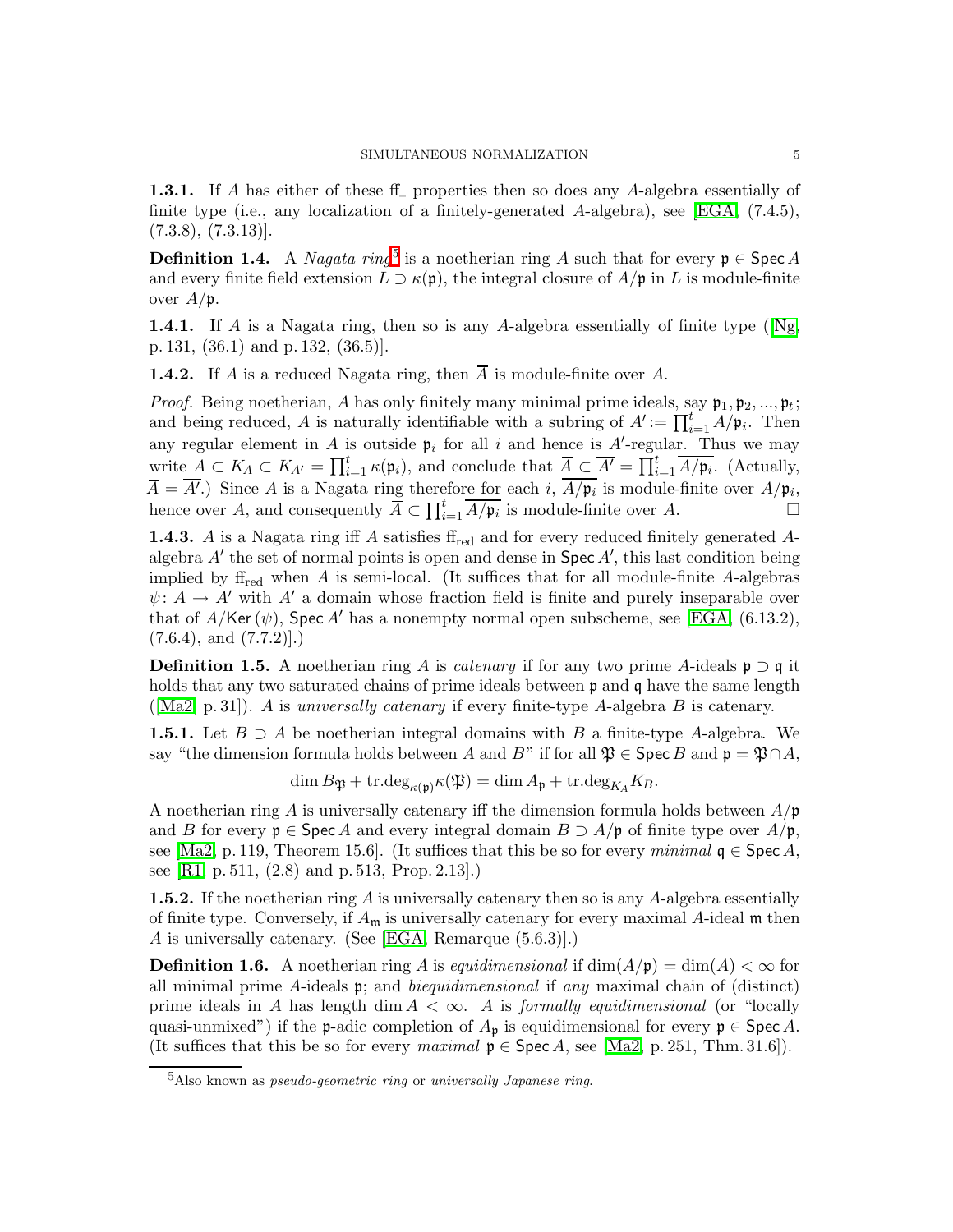**1.3.1.** If $A$ has either of these ff$_{\_}$ properties then so does any $A$-algebra essentially of finite type (i.e., any localization of a finitely-generated $A$-algebra), see [EGA, (7.4.5), (7.3.8), (7.3.13)].

**Definition 1.4.** A *Nagata ring*[5] is a noetherian ring $A$ such that for every $\mathfrak{p} \in \operatorname{Spec} A$ and every finite field extension $L \supset \kappa(\mathfrak{p})$, the integral closure of $A/\mathfrak{p}$ in $L$ is module-finite over $A/\mathfrak{p}$.

**1.4.1.** If $A$ is a Nagata ring, then so is any $A$-algebra essentially of finite type ([Ng, p. 131, (36.1) and p. 132, (36.5)].

**1.4.2.** If $A$ is a reduced Nagata ring, then $\overline{A}$ is module-finite over $A$.

*Proof.* Being noetherian, $A$ has only finitely many minimal prime ideals, say $\mathfrak{p}_1, \mathfrak{p}_2, ..., \mathfrak{p}_t$; and being reduced, $A$ is naturally identifiable with a subring of $A' := \prod_{i=1}^{t} A/\mathfrak{p}_i$. Then any regular element in $A$ is outside $\mathfrak{p}_i$ for all $i$ and hence is $A'$-regular. Thus we may write $A \subset K_A \subset K_{A'} = \prod_{i=1}^{t} \kappa(\mathfrak{p}_i)$, and conclude that $\overline{A} \subset \overline{A'} = \prod_{i=1}^{t} \overline{A/\mathfrak{p}_i}$. (Actually, $\overline{A} = \overline{A'}$.) Since $A$ is a Nagata ring therefore for each $i$, $\overline{A/\mathfrak{p}_i}$ is module-finite over $A/\mathfrak{p}_i$, hence over $A$, and consequently $\overline{A} \subset \prod_{i=1}^{t} \overline{A/\mathfrak{p}_i}$ is module-finite over $A$. $\square$

**1.4.3.** $A$ is a Nagata ring iff $A$ satisfies ff$_{\text{red}}$ and for every reduced finitely generated $A$-algebra $A'$ the set of normal points is open and dense in $\operatorname{Spec} A'$, this last condition being implied by ff$_{\text{red}}$ when $A$ is semi-local. (It suffices that for all module-finite $A$-algebras $\psi \colon A \to A'$ with $A'$ a domain whose fraction field is finite and purely inseparable over that of $A/\operatorname{Ker}(\psi)$, $\operatorname{Spec} A'$ has a nonempty normal open subscheme, see [EGA, (6.13.2), (7.6.4), and (7.7.2)].)

**Definition 1.5.** A noetherian ring $A$ is *catenary* if for any two prime $A$-ideals $\mathfrak{p} \supset \mathfrak{q}$ it holds that any two saturated chains of prime ideals between $\mathfrak{p}$ and $\mathfrak{q}$ have the same length ([Ma2, p. 31]). $A$ is *universally catenary* if every finite-type $A$-algebra $B$ is catenary.

**1.5.1.** Let $B \supset A$ be noetherian integral domains with $B$ a finite-type $A$-algebra. We say "the dimension formula holds between $A$ and $B$" if for all $\mathfrak{P} \in \operatorname{Spec} B$ and $\mathfrak{p} = \mathfrak{P} \cap A$,

$$\dim B_{\mathfrak{P}} + \operatorname{tr.deg}_{\kappa(\mathfrak{p})} \kappa(\mathfrak{P}) = \dim A_{\mathfrak{p}} + \operatorname{tr.deg}_{K_A} K_B.$$

A noetherian ring $A$ is universally catenary iff the dimension formula holds between $A/\mathfrak{p}$ and $B$ for every $\mathfrak{p} \in \operatorname{Spec} A$ and every integral domain $B \supset A/\mathfrak{p}$ of finite type over $A/\mathfrak{p}$, see [Ma2, p. 119, Theorem 15.6]. (It suffices that this be so for every *minimal* $\mathfrak{q} \in \operatorname{Spec} A$, see [R1, p. 511, (2.8) and p. 513, Prop. 2.13].)

**1.5.2.** If the noetherian ring $A$ is universally catenary then so is any $A$-algebra essentially of finite type. Conversely, if $A_{\mathfrak{m}}$ is universally catenary for every maximal $A$-ideal $\mathfrak{m}$ then $A$ is universally catenary. (See [EGA, Remarque (5.6.3)].)

**Definition 1.6.** A noetherian ring $A$ is *equidimensional* if $\dim(A/\mathfrak{p}) = \dim(A) < \infty$ for all minimal prime $A$-ideals $\mathfrak{p}$; and *biequidimensional* if *any* maximal chain of (distinct) prime ideals in $A$ has length $\dim A < \infty$. $A$ is *formally equidimensional* (or "locally quasi-unmixed") if the $\mathfrak{p}$-adic completion of $A_{\mathfrak{p}}$ is equidimensional for every $\mathfrak{p} \in \operatorname{Spec} A$. (It suffices that this be so for every *maximal* $\mathfrak{p} \in \operatorname{Spec} A$, see [Ma2, p. 251, Thm. 31.6]).

[5] Also known as *pseudo-geometric ring* or *universally Japanese ring*.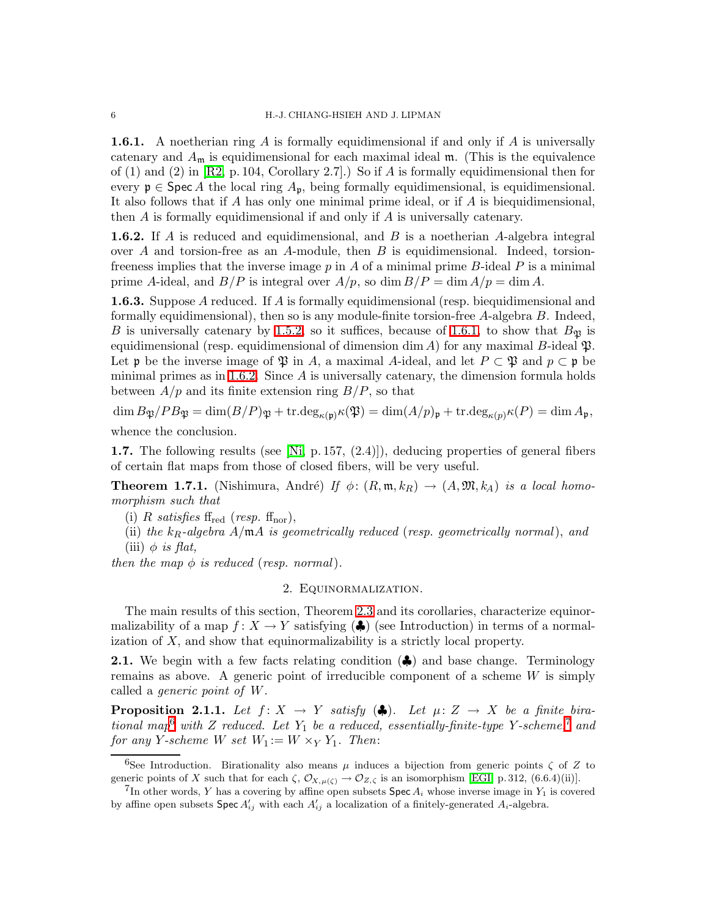**1.6.1.** A noetherian ring $A$ is formally equidimensional if and only if $A$ is universally catenary and $A_{\mathfrak{m}}$ is equidimensional for each maximal ideal $\mathfrak{m}$. (This is the equivalence of (1) and (2) in [R2, p. 104, Corollary 2.7].) So if $A$ is formally equidimensional then for every $\mathfrak{p} \in \operatorname{Spec} A$ the local ring $A_{\mathfrak{p}}$, being formally equidimensional, is equidimensional. It also follows that if $A$ has only one minimal prime ideal, or if $A$ is biequidimensional, then $A$ is formally equidimensional if and only if $A$ is universally catenary.

**1.6.2.** If $A$ is reduced and equidimensional, and $B$ is a noetherian $A$-algebra integral over $A$ and torsion-free as an $A$-module, then $B$ is equidimensional. Indeed, torsion-freeness implies that the inverse image $p$ in $A$ of a minimal prime $B$-ideal $P$ is a minimal prime $A$-ideal, and $B/P$ is integral over $A/p$, so $\dim B/P = \dim A/p = \dim A$.

**1.6.3.** Suppose $A$ reduced. If $A$ is formally equidimensional (resp. biequidimensional and formally equidimensional), then so is any module-finite torsion-free $A$-algebra $B$. Indeed, $B$ is universally catenary by 1.5.2, so it suffices, because of 1.6.1, to show that $B_{\mathfrak{P}}$ is equidimensional (resp. equidimensional of dimension $\dim A$) for any maximal $B$-ideal $\mathfrak{P}$. Let $\mathfrak{p}$ be the inverse image of $\mathfrak{P}$ in $A$, a maximal $A$-ideal, and let $P \subset \mathfrak{P}$ and $p \subset \mathfrak{p}$ be minimal primes as in 1.6.2. Since $A$ is universally catenary, the dimension formula holds between $A/p$ and its finite extension ring $B/P$, so that

$$\dim B_{\mathfrak{P}}/PB_{\mathfrak{P}} = \dim(B/P)_{\mathfrak{P}} + \operatorname{tr.deg}_{\kappa(\mathfrak{p})}\kappa(\mathfrak{P}) = \dim(A/p)_{\mathfrak{p}} + \operatorname{tr.deg}_{\kappa(p)}\kappa(P) = \dim A_{\mathfrak{p}},$$

whence the conclusion.

**1.7.** The following results (see [Ni, p. 157, (2.4)]), deducing properties of general fibers of certain flat maps from those of closed fibers, will be very useful.

**Theorem 1.7.1.** (Nishimura, André) *If* $\phi\colon (R, \mathfrak{m}, k_R) \to (A, \mathfrak{M}, k_A)$ *is a local homomorphism such that*

(i) $R$ *satisfies* $\mathrm{ff}_{\mathrm{red}}$ (*resp.* $\mathrm{ff}_{\mathrm{nor}}$),

(ii) *the* $k_R$*-algebra* $A/\mathfrak{m}A$ *is geometrically reduced* (*resp. geometrically normal*), *and*

(iii) $\phi$ *is flat,*

*then the map* $\phi$ *is reduced* (*resp. normal*).

## 2. Equinormalization.

The main results of this section, Theorem 2.3 and its corollaries, characterize equinormalizability of a map $f\colon X \to Y$ satisfying (♣) (see Introduction) in terms of a normalization of $X$, and show that equinormalizability is a strictly local property.

**2.1.** We begin with a few facts relating condition (♣) and base change. Terminology remains as above. A generic point of irreducible component of a scheme $W$ is simply called a *generic point of* $W$.

**Proposition 2.1.1.** *Let* $f\colon X \to Y$ *satisfy* (♣). *Let* $\mu\colon Z \to X$ *be a finite birational map*[6] *with* $Z$ *reduced. Let* $Y_1$ *be a reduced, essentially-finite-type* $Y$*-scheme.*[7] *and for any* $Y$*-scheme* $W$ *set* $W_1 := W \times_Y Y_1$. *Then*:

---

[6] See Introduction. Birationality also means $\mu$ induces a bijection from generic points $\zeta$ of $Z$ to generic points of $X$ such that for each $\zeta$, $\mathcal{O}_{X,\mu(\zeta)} \to \mathcal{O}_{Z,\zeta}$ is an isomorphism [EGI, p. 312, (6.6.4)(ii)].

[7] In other words, $Y$ has a covering by affine open subsets $\operatorname{Spec} A_i$ whose inverse image in $Y_1$ is covered by affine open subsets $\operatorname{Spec} A'_{ij}$ with each $A'_{ij}$ a localization of a finitely-generated $A_i$-algebra.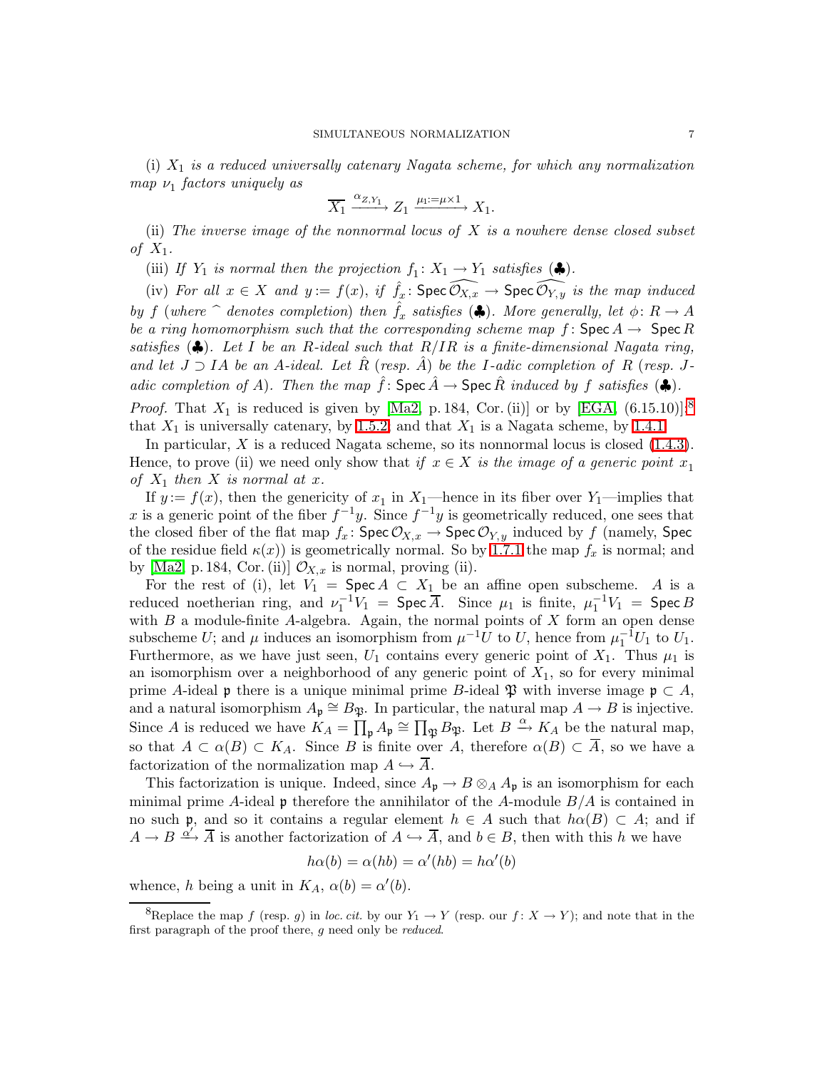(i) *$X_1$ is a reduced universally catenary Nagata scheme, for which any normalization map $\nu_1$ factors uniquely as*

$$\overline{X_1} \xrightarrow{\alpha_{Z,Y_1}} Z_1 \xrightarrow{\mu_1 := \mu \times 1} X_1.$$

(ii) *The inverse image of the nonnormal locus of $X$ is a nowhere dense closed subset of $X_1$.*

(iii) *If $Y_1$ is normal then the projection $f_1 \colon X_1 \to Y_1$ satisfies* (♣).

(iv) *For all $x \in X$ and $y := f(x)$, if $\hat{f}_x \colon \mathsf{Spec}\,\widehat{\mathcal{O}_{X,x}} \to \mathsf{Spec}\,\widehat{\mathcal{O}_{Y,y}}$ is the map induced by $f$ (where $\hat{}$ denotes completion) then $\hat{f}_x$ satisfies* (♣)*. More generally, let $\phi \colon R \to A$ be a ring homomorphism such that the corresponding scheme map $f \colon \mathsf{Spec}\,A \to \mathsf{Spec}\,R$ satisfies* (♣)*. Let $I$ be an $R$-ideal such that $R/IR$ is a finite-dimensional Nagata ring, and let $J \supset IA$ be an $A$-ideal. Let $\hat{R}$ (resp. $\hat{A}$) be the $I$-adic completion of $R$ (resp. $J$-adic completion of $A$). Then the map $\hat{f} \colon \mathsf{Spec}\,\hat{A} \to \mathsf{Spec}\,\hat{R}$ induced by $f$ satisfies* (♣).

*Proof.* That $X_1$ is reduced is given by [Ma2, p. 184, Cor. (ii)] or by [EGA, (6.15.10)];[8] that $X_1$ is universally catenary, by 1.5.2; and that $X_1$ is a Nagata scheme, by 1.4.1.

In particular, $X$ is a reduced Nagata scheme, so its nonnormal locus is closed (1.4.3). Hence, to prove (ii) we need only show that *if $x \in X$ is the image of a generic point $x_1$ of $X_1$ then $X$ is normal at $x$.*

If $y := f(x)$, then the genericity of $x_1$ in $X_1$—hence in its fiber over $Y_1$—implies that $x$ is a generic point of the fiber $f^{-1}y$. Since $f^{-1}y$ is geometrically reduced, one sees that the closed fiber of the flat map $f_x \colon \mathsf{Spec}\,\mathcal{O}_{X,x} \to \mathsf{Spec}\,\mathcal{O}_{Y,y}$ induced by $f$ (namely, $\mathsf{Spec}$ of the residue field $\kappa(x)$) is geometrically normal. So by 1.7.1 the map $f_x$ is normal; and by [Ma2, p. 184, Cor. (ii)] $\mathcal{O}_{X,x}$ is normal, proving (ii).

For the rest of (i), let $V_1 = \mathsf{Spec}\,A \subset X_1$ be an affine open subscheme. $A$ is a reduced noetherian ring, and $\nu_1^{-1}V_1 = \mathsf{Spec}\,\overline{A}$. Since $\mu_1$ is finite, $\mu_1^{-1}V_1 = \mathsf{Spec}\,B$ with $B$ a module-finite $A$-algebra. Again, the normal points of $X$ form an open dense subscheme $U$; and $\mu$ induces an isomorphism from $\mu^{-1}U$ to $U$, hence from $\mu_1^{-1}U_1$ to $U_1$. Furthermore, as we have just seen, $U_1$ contains every generic point of $X_1$. Thus $\mu_1$ is an isomorphism over a neighborhood of any generic point of $X_1$, so for every minimal prime $A$-ideal $\mathfrak{p}$ there is a unique minimal prime $B$-ideal $\mathfrak{P}$ with inverse image $\mathfrak{p} \subset A$, and a natural isomorphism $A_\mathfrak{p} \cong B_\mathfrak{P}$. In particular, the natural map $A \to B$ is injective. Since $A$ is reduced we have $K_A = \prod_\mathfrak{p} A_\mathfrak{p} \cong \prod_\mathfrak{P} B_\mathfrak{P}$. Let $B \xrightarrow{\alpha} K_A$ be the natural map, so that $A \subset \alpha(B) \subset K_A$. Since $B$ is finite over $A$, therefore $\alpha(B) \subset \overline{A}$, so we have a factorization of the normalization map $A \hookrightarrow \overline{A}$.

This factorization is unique. Indeed, since $A_\mathfrak{p} \to B \otimes_A A_\mathfrak{p}$ is an isomorphism for each minimal prime $A$-ideal $\mathfrak{p}$ therefore the annihilator of the $A$-module $B/A$ is contained in no such $\mathfrak{p}$, and so it contains a regular element $h \in A$ such that $h\alpha(B) \subset A$; and if $A \to B \xrightarrow{\alpha'} \overline{A}$ is another factorization of $A \hookrightarrow \overline{A}$, and $b \in B$, then with this $h$ we have

$$h\alpha(b) = \alpha(hb) = \alpha'(hb) = h\alpha'(b)$$

whence, $h$ being a unit in $K_A$, $\alpha(b) = \alpha'(b)$.

[8] Replace the map $f$ (resp. $g$) in *loc. cit.* by our $Y_1 \to Y$ (resp. our $f \colon X \to Y$); and note that in the first paragraph of the proof there, $g$ need only be *reduced*.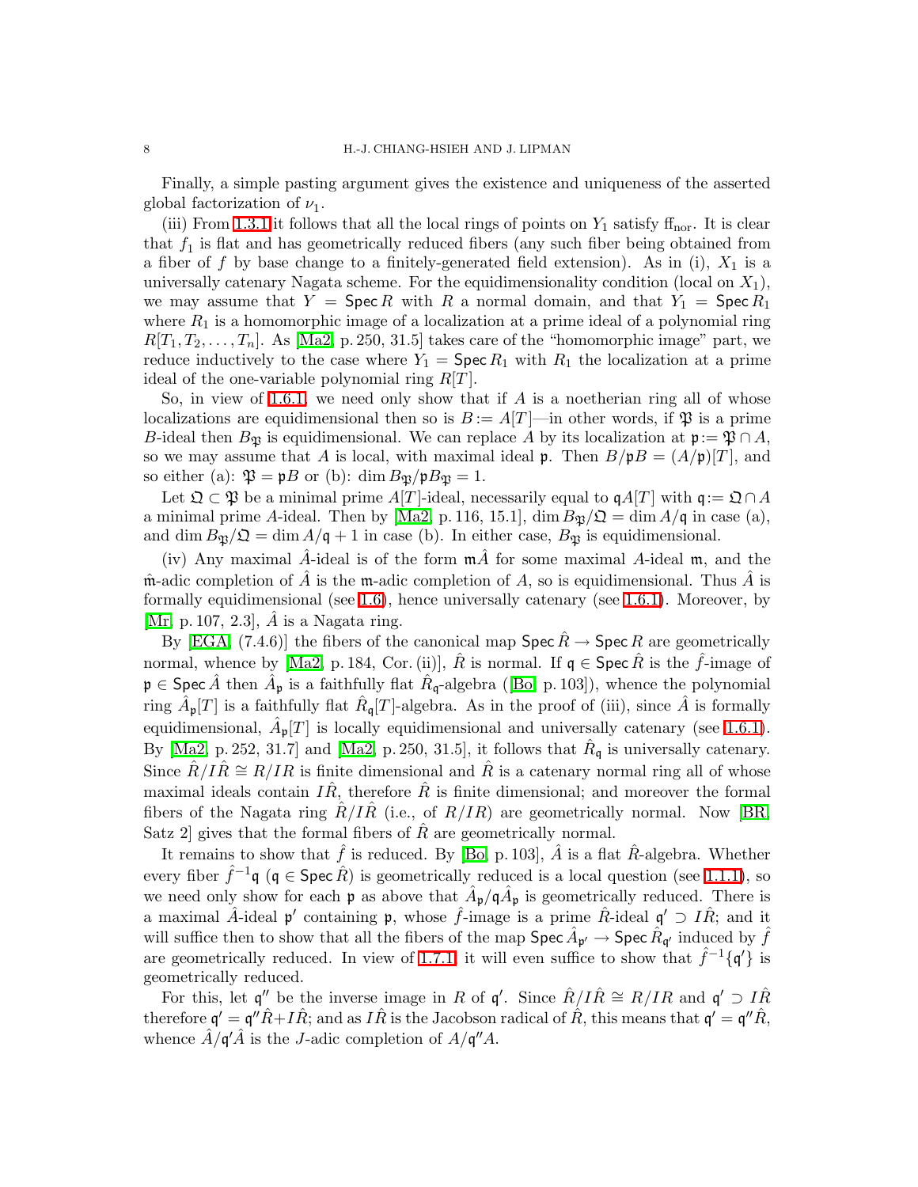Finally, a simple pasting argument gives the existence and uniqueness of the asserted global factorization of $\nu_1$.

(iii) From 1.3.1 it follows that all the local rings of points on $Y_1$ satisfy $\mathrm{ff}_{\mathrm{nor}}$. It is clear that $f_1$ is flat and has geometrically reduced fibers (any such fiber being obtained from a fiber of $f$ by base change to a finitely-generated field extension). As in (i), $X_1$ is a universally catenary Nagata scheme. For the equidimensionality condition (local on $X_1$), we may assume that $Y = \operatorname{Spec} R$ with $R$ a normal domain, and that $Y_1 = \operatorname{Spec} R_1$ where $R_1$ is a homomorphic image of a localization at a prime ideal of a polynomial ring $R[T_1, T_2, \dots, T_n]$. As [Ma2, p. 250, 31.5] takes care of the "homomorphic image" part, we reduce inductively to the case where $Y_1 = \operatorname{Spec} R_1$ with $R_1$ the localization at a prime ideal of the one-variable polynomial ring $R[T]$.

So, in view of 1.6.1, we need only show that if $A$ is a noetherian ring all of whose localizations are equidimensional then so is $B := A[T]$—in other words, if $\mathfrak{P}$ is a prime $B$-ideal then $B_{\mathfrak{P}}$ is equidimensional. We can replace $A$ by its localization at $\mathfrak{p} := \mathfrak{P} \cap A$, so we may assume that $A$ is local, with maximal ideal $\mathfrak{p}$. Then $B/\mathfrak{p}B = (A/\mathfrak{p})[T]$, and so either (a): $\mathfrak{P} = \mathfrak{p}B$ or (b): $\dim B_{\mathfrak{P}}/\mathfrak{p}B_{\mathfrak{P}} = 1$.

Let $\mathfrak{Q} \subset \mathfrak{P}$ be a minimal prime $A[T]$-ideal, necessarily equal to $\mathfrak{q}A[T]$ with $\mathfrak{q} := \mathfrak{Q} \cap A$ a minimal prime $A$-ideal. Then by [Ma2, p. 116, 15.1], $\dim B_{\mathfrak{P}}/\mathfrak{Q} = \dim A/\mathfrak{q}$ in case (a), and $\dim B_{\mathfrak{P}}/\mathfrak{Q} = \dim A/\mathfrak{q} + 1$ in case (b). In either case, $B_{\mathfrak{P}}$ is equidimensional.

(iv) Any maximal $\hat{A}$-ideal is of the form $\mathfrak{m}\hat{A}$ for some maximal $A$-ideal $\mathfrak{m}$, and the $\hat{\mathfrak{m}}$-adic completion of $\hat{A}$ is the $\mathfrak{m}$-adic completion of $A$, so is equidimensional. Thus $\hat{A}$ is formally equidimensional (see 1.6), hence universally catenary (see 1.6.1). Moreover, by [Mr, p. 107, 2.3], $\hat{A}$ is a Nagata ring.

By [EGA, (7.4.6)] the fibers of the canonical map $\operatorname{Spec} \hat{R} \to \operatorname{Spec} R$ are geometrically normal, whence by [Ma2, p. 184, Cor. (ii)], $\hat{R}$ is normal. If $\mathfrak{q} \in \operatorname{Spec} \hat{R}$ is the $\hat{f}$-image of $\mathfrak{p} \in \operatorname{Spec} \hat{A}$ then $\hat{A}_{\mathfrak{p}}$ is a faithfully flat $\hat{R}_{\mathfrak{q}}$-algebra ([Bo, p. 103]), whence the polynomial ring $\hat{A}_{\mathfrak{p}}[T]$ is a faithfully flat $\hat{R}_{\mathfrak{q}}[T]$-algebra. As in the proof of (iii), since $\hat{A}$ is formally equidimensional, $\hat{A}_{\mathfrak{p}}[T]$ is locally equidimensional and universally catenary (see 1.6.1). By [Ma2, p. 252, 31.7] and [Ma2, p. 250, 31.5], it follows that $\hat{R}_{\mathfrak{q}}$ is universally catenary. Since $\hat{R}/I\hat{R} \cong R/IR$ is finite dimensional and $\hat{R}$ is a catenary normal ring all of whose maximal ideals contain $I\hat{R}$, therefore $\hat{R}$ is finite dimensional; and moreover the formal fibers of the Nagata ring $\hat{R}/I\hat{R}$ (i.e., of $R/IR$) are geometrically normal. Now [BR, Satz 2] gives that the formal fibers of $\hat{R}$ are geometrically normal.

It remains to show that $\hat{f}$ is reduced. By [Bo, p. 103], $\hat{A}$ is a flat $\hat{R}$-algebra. Whether every fiber $\hat{f}^{-1}\mathfrak{q}$ ($\mathfrak{q} \in \operatorname{Spec} \hat{R}$) is geometrically reduced is a local question (see 1.1.1), so we need only show for each $\mathfrak{p}$ as above that $\hat{A}_{\mathfrak{p}}/\mathfrak{q}\hat{A}_{\mathfrak{p}}$ is geometrically reduced. There is a maximal $\hat{A}$-ideal $\mathfrak{p}'$ containing $\mathfrak{p}$, whose $\hat{f}$-image is a prime $\hat{R}$-ideal $\mathfrak{q}' \supset I\hat{R}$; and it will suffice then to show that all the fibers of the map $\operatorname{Spec} \hat{A}_{\mathfrak{p}'} \to \operatorname{Spec} \hat{R}_{\mathfrak{q}'}$ induced by $\hat{f}$ are geometrically reduced. In view of 1.7.1, it will even suffice to show that $\hat{f}^{-1}\{\mathfrak{q}'\}$ is geometrically reduced.

For this, let $\mathfrak{q}''$ be the inverse image in $R$ of $\mathfrak{q}'$. Since $\hat{R}/I\hat{R} \cong R/IR$ and $\mathfrak{q}' \supset I\hat{R}$ therefore $\mathfrak{q}' = \mathfrak{q}''\hat{R} + I\hat{R}$; and as $I\hat{R}$ is the Jacobson radical of $\hat{R}$, this means that $\mathfrak{q}' = \mathfrak{q}''\hat{R}$, whence $\hat{A}/\mathfrak{q}'\hat{A}$ is the $J$-adic completion of $A/\mathfrak{q}''A$.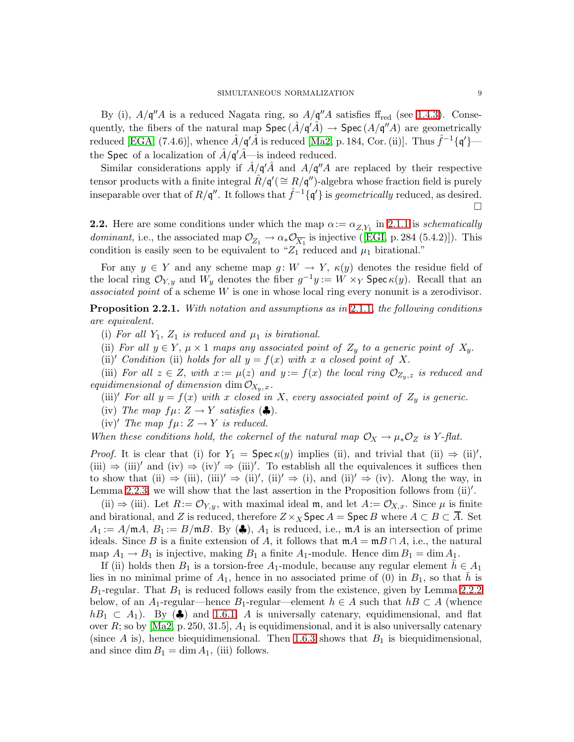By (i), $A/\mathfrak{q}''A$ is a reduced Nagata ring, so $A/\mathfrak{q}''A$ satisfies $\mathrm{ff}_{\mathrm{red}}$ (see 1.4.3). Consequently, the fibers of the natural map $\mathsf{Spec}\,(\hat{A}/\mathfrak{q}'\hat{A}) \to \mathsf{Spec}\,(A/\mathfrak{q}''A)$ are geometrically reduced [EGA, (7.4.6)], whence $\hat{A}/\mathfrak{q}'\hat{A}$ is reduced [Ma2, p. 184, Cor. (ii)]. Thus $\hat{f}^{-1}\{\mathfrak{q}'\}$—the $\mathsf{Spec}$ of a localization of $\hat{A}/\mathfrak{q}'\hat{A}$—is indeed reduced.

Similar considerations apply if $\hat{A}/\mathfrak{q}'\hat{A}$ and $A/\mathfrak{q}''A$ are replaced by their respective tensor products with a finite integral $\hat{R}/\mathfrak{q}'(\cong R/\mathfrak{q}'')$-algebra whose fraction field is purely inseparable over that of $R/\mathfrak{q}''$. It follows that $\hat{f}^{-1}\{\mathfrak{q}'\}$ is *geometrically* reduced, as desired. $\square$

**2.2.** Here are some conditions under which the map $\alpha := \alpha_{Z,Y_1}$ in 2.1.1 is *schematically dominant,* i.e., the associated map $\mathcal{O}_{Z_1} \to \alpha_*\mathcal{O}_{\overline{X_1}}$ is injective ([EGI, p. 284 (5.4.2)]). This condition is easily seen to be equivalent to "$Z_1$ reduced and $\mu_1$ birational."

For any $y \in Y$ and any scheme map $g\colon W \to Y$, $\kappa(y)$ denotes the residue field of the local ring $\mathcal{O}_{Y,y}$ and $W_y$ denotes the fiber $g^{-1}y := W \times_Y \mathsf{Spec}\,\kappa(y)$. Recall that an *associated point* of a scheme $W$ is one in whose local ring every nonunit is a zerodivisor.

**Proposition 2.2.1.** *With notation and assumptions as in 2.1.1, the following conditions are equivalent.*

(i) *For all $Y_1$, $Z_1$ is reduced and $\mu_1$ is birational.*

(ii) *For all $y \in Y$, $\mu \times 1$ maps any associated point of $Z_y$ to a generic point of $X_y$.*

(ii)$'$ *Condition* (ii) *holds for all $y = f(x)$ with $x$ a closed point of $X$.*

(iii) *For all $z \in Z$, with $x := \mu(z)$ and $y := f(x)$ the local ring $\mathcal{O}_{Z_y,z}$ is reduced and equidimensional of dimension $\dim \mathcal{O}_{X_y,x}$.*

(iii)$'$ *For all $y = f(x)$ with $x$ closed in $X$, every associated point of $Z_y$ is generic.*

(iv) *The map $f\mu\colon Z \to Y$ satisfies* (♣).

(iv)$'$ *The map $f\mu\colon Z \to Y$ is reduced.*

*When these conditions hold, the cokernel of the natural map $\mathcal{O}_X \to \mu_*\mathcal{O}_Z$ is $Y$-flat.*

*Proof.* It is clear that (i) for $Y_1 = \mathsf{Spec}\,\kappa(y)$ implies (ii), and trivial that (ii) $\Rightarrow$ (ii)$'$, (iii) $\Rightarrow$ (iii)$'$ and (iv) $\Rightarrow$ (iv)$'$ $\Rightarrow$ (iii)$'$. To establish all the equivalences it suffices then to show that (ii) $\Rightarrow$ (iii), (iii)$'$ $\Rightarrow$ (ii)$'$, (ii)$'$ $\Rightarrow$ (i), and (ii)$'$ $\Rightarrow$ (iv). Along the way, in Lemma 2.2.3, we will show that the last assertion in the Proposition follows from (ii)$'$.

(ii) $\Rightarrow$ (iii). Let $R := \mathcal{O}_{Y,y}$, with maximal ideal $\mathfrak{m}$, and let $A := \mathcal{O}_{X,x}$. Since $\mu$ is finite and birational, and $Z$ is reduced, therefore $Z \times_X \mathsf{Spec}\,A = \mathsf{Spec}\,B$ where $A \subset B \subset \overline{A}$. Set $A_1 := A/\mathfrak{m}A$, $B_1 := B/\mathfrak{m}B$. By (♣), $A_1$ is reduced, i.e., $\mathfrak{m}A$ is an intersection of prime ideals. Since $B$ is a finite extension of $A$, it follows that $\mathfrak{m}A = \mathfrak{m}B \cap A$, i.e., the natural map $A_1 \to B_1$ is injective, making $B_1$ a finite $A_1$-module. Hence $\dim B_1 = \dim A_1$.

If (ii) holds then $B_1$ is a torsion-free $A_1$-module, because any regular element $\bar{h} \in A_1$ lies in no minimal prime of $A_1$, hence in no associated prime of (0) in $B_1$, so that $\bar{h}$ is $B_1$-regular. That $B_1$ is reduced follows easily from the existence, given by Lemma 2.2.2 below, of an $A_1$-regular—hence $B_1$-regular—element $h \in A$ such that $hB \subset A$ (whence $hB_1 \subset A_1$). By (♣) and 1.6.1, $A$ is universally catenary, equidimensional, and flat over $R$; so by [Ma2, p. 250, 31.5], $A_1$ is equidimensional, and it is also universally catenary (since $A$ is), hence biequidimensional. Then 1.6.3 shows that $B_1$ is biequidimensional, and since $\dim B_1 = \dim A_1$, (iii) follows.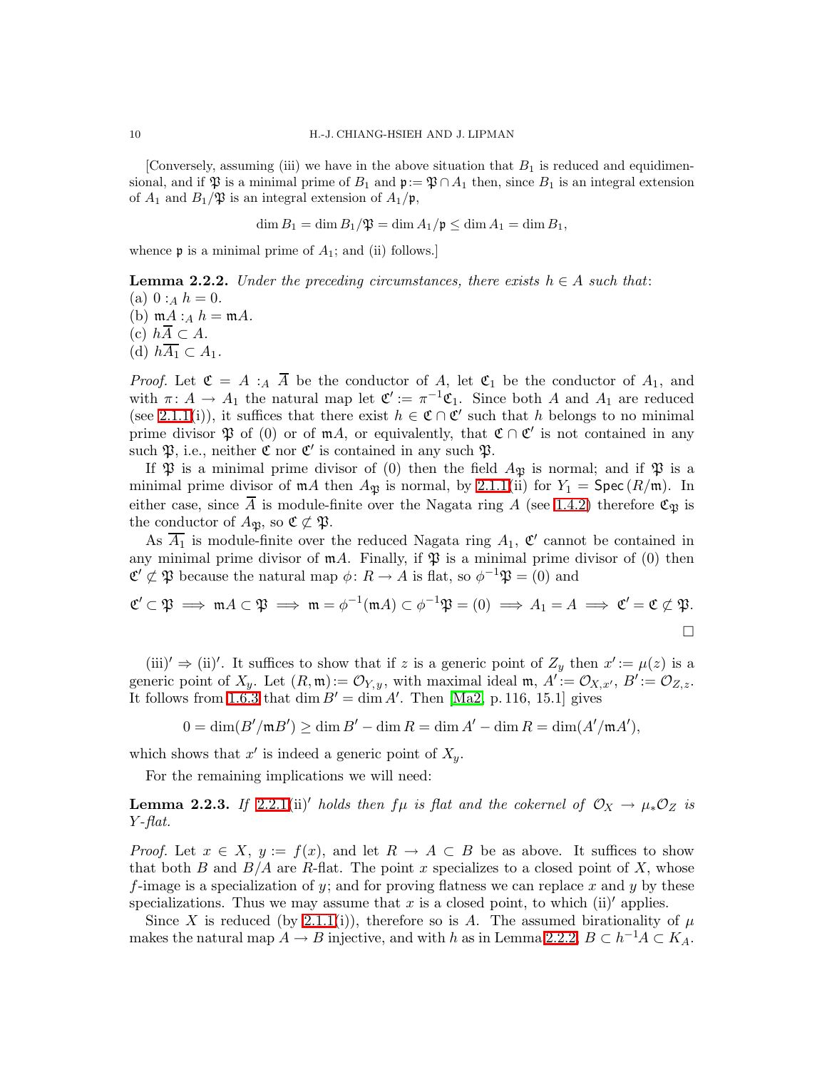[Conversely, assuming (iii) we have in the above situation that $B_1$ is reduced and equidimensional, and if $\mathfrak{P}$ is a minimal prime of $B_1$ and $\mathfrak{p} := \mathfrak{P} \cap A_1$ then, since $B_1$ is an integral extension of $A_1$ and $B_1/\mathfrak{P}$ is an integral extension of $A_1/\mathfrak{p}$,

$$\dim B_1 = \dim B_1/\mathfrak{P} = \dim A_1/\mathfrak{p} \le \dim A_1 = \dim B_1,$$

whence $\mathfrak{p}$ is a minimal prime of $A_1$; and (ii) follows.]

**Lemma 2.2.2.** *Under the preceding circumstances, there exists $h \in A$ such that*:
(a) $0 :_A h = 0$.
(b) $\mathfrak{m}A :_A h = \mathfrak{m}A$.
(c) $h\overline{A} \subset A$.
(d) $h\overline{A_1} \subset A_1$.

*Proof.* Let $\mathfrak{C} = A :_A \overline{A}$ be the conductor of $A$, let $\mathfrak{C}_1$ be the conductor of $A_1$, and with $\pi\colon A \to A_1$ the natural map let $\mathfrak{C}' := \pi^{-1}\mathfrak{C}_1$. Since both $A$ and $A_1$ are reduced (see 2.1.1(i)), it suffices that there exist $h \in \mathfrak{C} \cap \mathfrak{C}'$ such that $h$ belongs to no minimal prime divisor $\mathfrak{P}$ of (0) or of $\mathfrak{m}A$, or equivalently, that $\mathfrak{C} \cap \mathfrak{C}'$ is not contained in any such $\mathfrak{P}$, i.e., neither $\mathfrak{C}$ nor $\mathfrak{C}'$ is contained in any such $\mathfrak{P}$.

If $\mathfrak{P}$ is a minimal prime divisor of (0) then the field $A_{\mathfrak{P}}$ is normal; and if $\mathfrak{P}$ is a minimal prime divisor of $\mathfrak{m}A$ then $A_{\mathfrak{P}}$ is normal, by 2.1.1(ii) for $Y_1 = \mathsf{Spec}\,(R/\mathfrak{m})$. In either case, since $\overline{A}$ is module-finite over the Nagata ring $A$ (see 1.4.2) therefore $\mathfrak{C}_{\mathfrak{P}}$ is the conductor of $A_{\mathfrak{P}}$, so $\mathfrak{C} \not\subset \mathfrak{P}$.

As $\overline{A_1}$ is module-finite over the reduced Nagata ring $A_1$, $\mathfrak{C}'$ cannot be contained in any minimal prime divisor of $\mathfrak{m}A$. Finally, if $\mathfrak{P}$ is a minimal prime divisor of (0) then $\mathfrak{C}' \not\subset \mathfrak{P}$ because the natural map $\phi\colon R \to A$ is flat, so $\phi^{-1}\mathfrak{P} = (0)$ and

$$\mathfrak{C}' \subset \mathfrak{P} \implies \mathfrak{m}A \subset \mathfrak{P} \implies \mathfrak{m} = \phi^{-1}(\mathfrak{m}A) \subset \phi^{-1}\mathfrak{P} = (0) \implies A_1 = A \implies \mathfrak{C}' = \mathfrak{C} \not\subset \mathfrak{P}.$$

□

(iii)$'$ ⇒ (ii)$'$. It suffices to show that if $z$ is a generic point of $Z_y$ then $x' := \mu(z)$ is a generic point of $X_y$. Let $(R, \mathfrak{m}) := \mathcal{O}_{Y,y}$, with maximal ideal $\mathfrak{m}$, $A' := \mathcal{O}_{X,x'}$, $B' := \mathcal{O}_{Z,z}$. It follows from 1.6.3 that $\dim B' = \dim A'$. Then [Ma2, p. 116, 15.1] gives

$$0 = \dim(B'/\mathfrak{m}B') \ge \dim B' - \dim R = \dim A' - \dim R = \dim(A'/\mathfrak{m}A'),$$

which shows that $x'$ is indeed a generic point of $X_y$.

For the remaining implications we will need:

**Lemma 2.2.3.** *If 2.2.1(ii)$'$ holds then $f\mu$ is flat and the cokernel of $\mathcal{O}_X \to \mu_*\mathcal{O}_Z$ is $Y$-flat.*

*Proof.* Let $x \in X$, $y := f(x)$, and let $R \to A \subset B$ be as above. It suffices to show that both $B$ and $B/A$ are $R$-flat. The point $x$ specializes to a closed point of $X$, whose $f$-image is a specialization of $y$; and for proving flatness we can replace $x$ and $y$ by these specializations. Thus we may assume that $x$ is a closed point, to which (ii)$'$ applies.

Since $X$ is reduced (by 2.1.1(i)), therefore so is $A$. The assumed birationality of $\mu$ makes the natural map $A \to B$ injective, and with $h$ as in Lemma 2.2.2, $B \subset h^{-1}A \subset K_A$.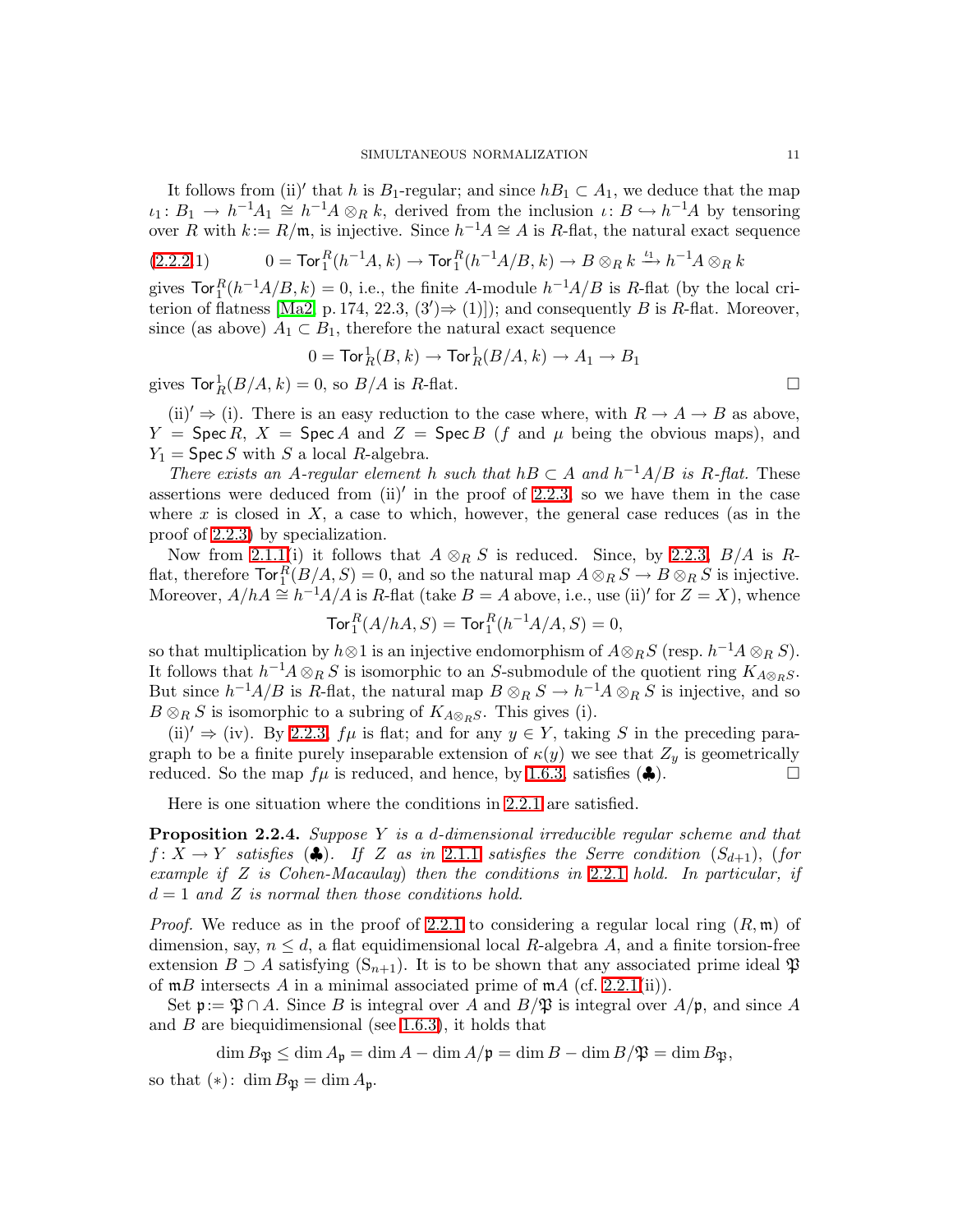It follows from (ii)$'$ that $h$ is $B_1$-regular; and since $hB_1 \subset A_1$, we deduce that the map $\iota_1\colon B_1 \to h^{-1}A_1 \cong h^{-1}A \otimes_R k$, derived from the inclusion $\iota\colon B \hookrightarrow h^{-1}A$ by tensoring over $R$ with $k := R/\mathfrak{m}$, is injective. Since $h^{-1}A \cong A$ is $R$-flat, the natural exact sequence

$$(2.2.2.1) \qquad 0 = \mathsf{Tor}_1^R(h^{-1}A, k) \to \mathsf{Tor}_1^R(h^{-1}A/B, k) \to B \otimes_R k \xrightarrow{\iota_1} h^{-1}A \otimes_R k$$

gives $\mathsf{Tor}_1^R(h^{-1}A/B, k) = 0$, i.e., the finite $A$-module $h^{-1}A/B$ is $R$-flat (by the local criterion of flatness [Ma2, p. 174, 22.3, $(3') \Rightarrow (1)$]); and consequently $B$ is $R$-flat. Moreover, since (as above) $A_1 \subset B_1$, therefore the natural exact sequence

$$0 = \mathsf{Tor}^1_R(B, k) \to \mathsf{Tor}^1_R(B/A, k) \to A_1 \to B_1$$

gives $\mathsf{Tor}^1_R(B/A, k) = 0$, so $B/A$ is $R$-flat. $\square$

(ii)$' \Rightarrow$ (i). There is an easy reduction to the case where, with $R \to A \to B$ as above, $Y = \mathsf{Spec}\, R$, $X = \mathsf{Spec}\, A$ and $Z = \mathsf{Spec}\, B$ ($f$ and $\mu$ being the obvious maps), and $Y_1 = \mathsf{Spec}\, S$ with $S$ a local $R$-algebra.

*There exists an $A$-regular element $h$ such that $hB \subset A$ and $h^{-1}A/B$ is $R$-flat.* These assertions were deduced from (ii)$'$ in the proof of 2.2.3, so we have them in the case where $x$ is closed in $X$, a case to which, however, the general case reduces (as in the proof of 2.2.3) by specialization.

Now from 2.1.1(i) it follows that $A \otimes_R S$ is reduced. Since, by 2.2.3, $B/A$ is $R$-flat, therefore $\mathsf{Tor}_1^R(B/A, S) = 0$, and so the natural map $A \otimes_R S \to B \otimes_R S$ is injective. Moreover, $A/hA \cong h^{-1}A/A$ is $R$-flat (take $B = A$ above, i.e., use (ii)$'$ for $Z = X$), whence

$$\mathsf{Tor}_1^R(A/hA, S) = \mathsf{Tor}_1^R(h^{-1}A/A, S) = 0,$$

so that multiplication by $h \otimes 1$ is an injective endomorphism of $A \otimes_R S$ (resp. $h^{-1}A \otimes_R S$). It follows that $h^{-1}A \otimes_R S$ is isomorphic to an $S$-submodule of the quotient ring $K_{A \otimes_R S}$. But since $h^{-1}A/B$ is $R$-flat, the natural map $B \otimes_R S \to h^{-1}A \otimes_R S$ is injective, and so $B \otimes_R S$ is isomorphic to a subring of $K_{A \otimes_R S}$. This gives (i).

(ii)$' \Rightarrow$ (iv). By 2.2.3, $f\mu$ is flat; and for any $y \in Y$, taking $S$ in the preceding paragraph to be a finite purely inseparable extension of $\kappa(y)$ we see that $Z_y$ is geometrically reduced. So the map $f\mu$ is reduced, and hence, by 1.6.3, satisfies (♣). $\square$

Here is one situation where the conditions in 2.2.1 are satisfied.

**Proposition 2.2.4.** *Suppose $Y$ is a $d$-dimensional irreducible regular scheme and that $f\colon X \to Y$ satisfies (♣). If $Z$ as in 2.1.1 satisfies the Serre condition $(S_{d+1})$, (for example if $Z$ is Cohen-Macaulay) then the conditions in 2.2.1 hold. In particular, if $d = 1$ and $Z$ is normal then those conditions hold.*

*Proof.* We reduce as in the proof of 2.2.1 to considering a regular local ring $(R, \mathfrak{m})$ of dimension, say, $n \le d$, a flat equidimensional local $R$-algebra $A$, and a finite torsion-free extension $B \supset A$ satisfying $(\mathrm{S}_{n+1})$. It is to be shown that any associated prime ideal $\mathfrak{P}$ of $\mathfrak{m}B$ intersects $A$ in a minimal associated prime of $\mathfrak{m}A$ (cf. 2.2.1(ii)).

Set $\mathfrak{p} := \mathfrak{P} \cap A$. Since $B$ is integral over $A$ and $B/\mathfrak{P}$ is integral over $A/\mathfrak{p}$, and since $A$ and $B$ are biequidimensional (see 1.6.3), it holds that

$$\dim B_{\mathfrak{P}} \le \dim A_{\mathfrak{p}} = \dim A - \dim A/\mathfrak{p} = \dim B - \dim B/\mathfrak{P} = \dim B_{\mathfrak{P}},$$

so that $(*)$: $\dim B_{\mathfrak{P}} = \dim A_{\mathfrak{p}}$.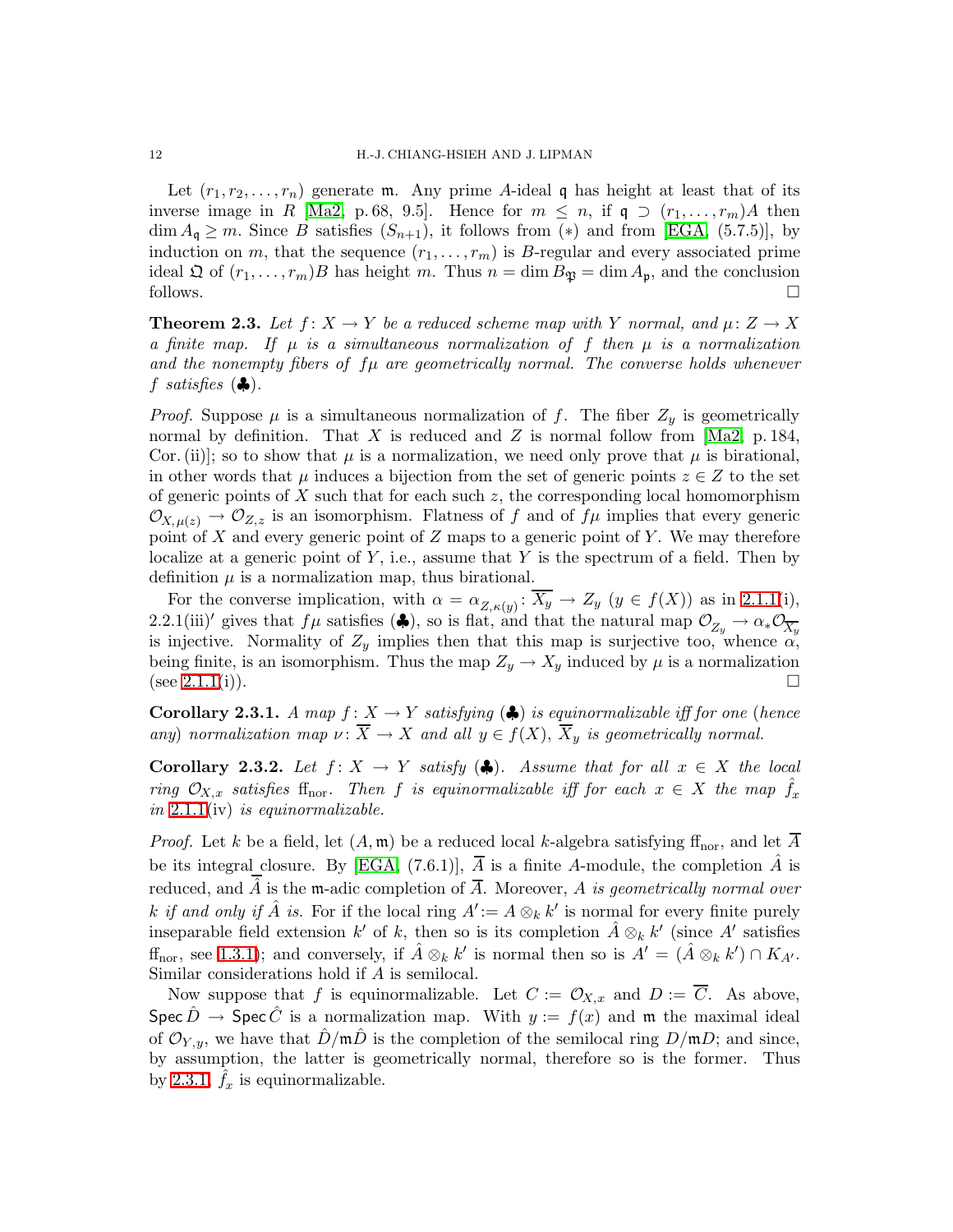Let $(r_1, r_2, \dots, r_n)$ generate $\mathfrak{m}$. Any prime $A$-ideal $\mathfrak{q}$ has height at least that of its inverse image in $R$ [Ma2, p. 68, 9.5]. Hence for $m \le n$, if $\mathfrak{q} \supset (r_1, \dots, r_m)A$ then $\dim A_{\mathfrak{q}} \ge m$. Since $B$ satisfies $(S_{n+1})$, it follows from $(*)$ and from [EGA, (5.7.5)], by induction on $m$, that the sequence $(r_1, \dots, r_m)$ is $B$-regular and every associated prime ideal $\mathfrak{Q}$ of $(r_1, \dots, r_m)B$ has height $m$. Thus $n = \dim B_{\mathfrak{P}} = \dim A_{\mathfrak{p}}$, and the conclusion follows. $\square$

**Theorem 2.3.** *Let $f\colon X \to Y$ be a reduced scheme map with $Y$ normal, and $\mu\colon Z \to X$ a finite map. If $\mu$ is a simultaneous normalization of $f$ then $\mu$ is a normalization and the nonempty fibers of $f\mu$ are geometrically normal. The converse holds whenever $f$ satisfies* (♣).

*Proof.* Suppose $\mu$ is a simultaneous normalization of $f$. The fiber $Z_y$ is geometrically normal by definition. That $X$ is reduced and $Z$ is normal follow from [Ma2, p. 184, Cor. (ii)]; so to show that $\mu$ is a normalization, we need only prove that $\mu$ is birational, in other words that $\mu$ induces a bijection from the set of generic points $z \in Z$ to the set of generic points of $X$ such that for each such $z$, the corresponding local homomorphism $\mathcal{O}_{X,\mu(z)} \to \mathcal{O}_{Z,z}$ is an isomorphism. Flatness of $f$ and of $f\mu$ implies that every generic point of $X$ and every generic point of $Z$ maps to a generic point of $Y$. We may therefore localize at a generic point of $Y$, i.e., assume that $Y$ is the spectrum of a field. Then by definition $\mu$ is a normalization map, thus birational.

For the converse implication, with $\alpha = \alpha_{Z,\kappa(y)}\colon \overline{X_y} \to Z_y$ $(y \in f(X))$ as in 2.1.1(i), 2.2.1(iii)$'$ gives that $f\mu$ satisfies (♣), so is flat, and that the natural map $\mathcal{O}_{Z_y} \to \alpha_*\mathcal{O}_{\overline{X_y}}$ is injective. Normality of $Z_y$ implies then that this map is surjective too, whence $\alpha$, being finite, is an isomorphism. Thus the map $Z_y \to X_y$ induced by $\mu$ is a normalization (see 2.1.1(i)). $\square$

**Corollary 2.3.1.** *A map $f\colon X \to Y$ satisfying* (♣) *is equinormalizable iff for one* (*hence any*) *normalization map $\nu\colon \overline{X} \to X$ and all $y \in f(X)$, $\overline{X}_y$ is geometrically normal.*

**Corollary 2.3.2.** *Let $f\colon X \to Y$ satisfy* (♣)*. Assume that for all $x \in X$ the local ring $\mathcal{O}_{X,x}$ satisfies $\mathrm{ff}_{\mathrm{nor}}$. Then $f$ is equinormalizable iff for each $x \in X$ the map $\hat{f}_x$ in* 2.1.1(iv) *is equinormalizable.*

*Proof.* Let $k$ be a field, let $(A, \mathfrak{m})$ be a reduced local $k$-algebra satisfying $\mathrm{ff}_{\mathrm{nor}}$, and let $\overline{A}$ be its integral closure. By [EGA, (7.6.1)], $\overline{A}$ is a finite $A$-module, the completion $\hat{A}$ is reduced, and $\hat{\overline{A}}$ is the $\mathfrak{m}$-adic completion of $\overline{A}$. Moreover, *$A$ is geometrically normal over $k$ if and only if $\hat{A}$ is.* For if the local ring $A' := A \otimes_k k'$ is normal for every finite purely inseparable field extension $k'$ of $k$, then so is its completion $\hat{A} \otimes_k k'$ (since $A'$ satisfies $\mathrm{ff}_{\mathrm{nor}}$, see 1.3.1); and conversely, if $\hat{A} \otimes_k k'$ is normal then so is $A' = (\hat{A} \otimes_k k') \cap K_{A'}$. Similar considerations hold if $A$ is semilocal.

Now suppose that $f$ is equinormalizable. Let $C := \mathcal{O}_{X,x}$ and $D := \overline{C}$. As above, $\mathsf{Spec}\,\hat{D} \to \mathsf{Spec}\,\hat{C}$ is a normalization map. With $y := f(x)$ and $\mathfrak{m}$ the maximal ideal of $\mathcal{O}_{Y,y}$, we have that $\hat{D}/\mathfrak{m}\hat{D}$ is the completion of the semilocal ring $D/\mathfrak{m}D$; and since, by assumption, the latter is geometrically normal, therefore so is the former. Thus by 2.3.1, $\hat{f}_x$ is equinormalizable.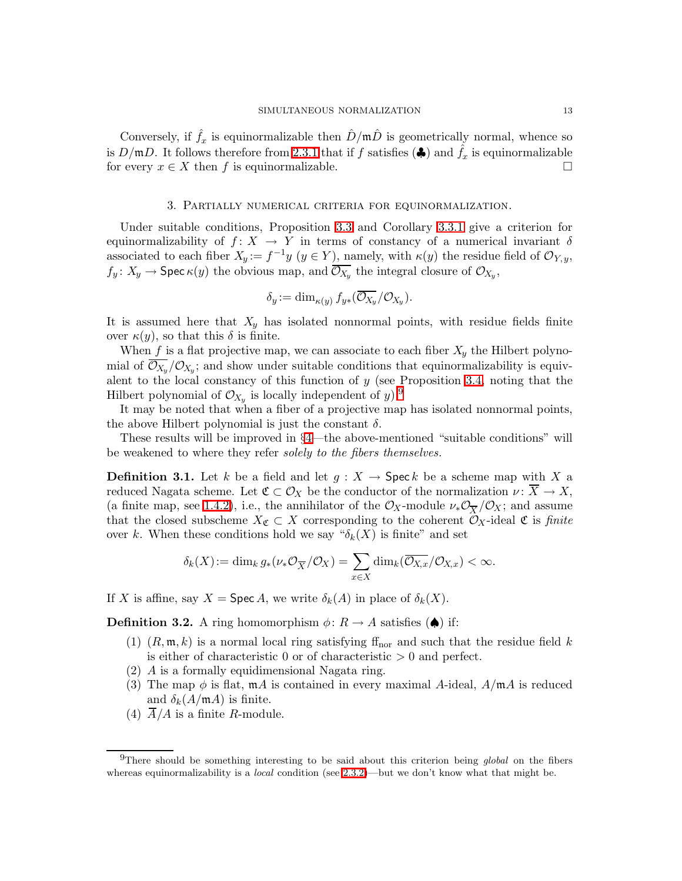Conversely, if $\hat{f}_x$ is equinormalizable then $\hat{D}/\mathfrak{m}\hat{D}$ is geometrically normal, whence so is $D/\mathfrak{m}D$. It follows therefore from 2.3.1 that if $f$ satisfies (♣) and $\hat{f}_x$ is equinormalizable for every $x \in X$ then $f$ is equinormalizable. □

## 3. Partially numerical criteria for equinormalization.

Under suitable conditions, Proposition 3.3 and Corollary 3.3.1 give a criterion for equinormalizability of $f\colon X \to Y$ in terms of constancy of a numerical invariant $\delta$ associated to each fiber $X_y := f^{-1}y$ $(y \in Y)$, namely, with $\kappa(y)$ the residue field of $\mathcal{O}_{Y,y}$, $f_y\colon X_y \to \mathsf{Spec}\,\kappa(y)$ the obvious map, and $\overline{\mathcal{O}_{X_y}}$ the integral closure of $\mathcal{O}_{X_y}$,

$$\delta_y := \dim_{\kappa(y)} f_{y*}(\overline{\mathcal{O}_{X_y}}/\mathcal{O}_{X_y}).$$

It is assumed here that $X_y$ has isolated nonnormal points, with residue fields finite over $\kappa(y)$, so that this $\delta$ is finite.

When $f$ is a flat projective map, we can associate to each fiber $X_y$ the Hilbert polynomial of $\overline{\mathcal{O}_{X_y}}/\mathcal{O}_{X_y}$; and show under suitable conditions that equinormalizability is equivalent to the local constancy of this function of $y$ (see Proposition 3.4, noting that the Hilbert polynomial of $\mathcal{O}_{X_y}$ is locally independent of $y$).[9]

It may be noted that when a fiber of a projective map has isolated nonnormal points, the above Hilbert polynomial is just the constant $\delta$.

These results will be improved in §4—the above-mentioned "suitable conditions" will be weakened to where they refer *solely to the fibers themselves.*

**Definition 3.1.** Let $k$ be a field and let $g : X \to \mathsf{Spec}\,k$ be a scheme map with $X$ a reduced Nagata scheme. Let $\mathfrak{C} \subset \mathcal{O}_X$ be the conductor of the normalization $\nu\colon \overline{X} \to X$, (a finite map, see 1.4.2), i.e., the annihilator of the $\mathcal{O}_X$-module $\nu_*\mathcal{O}_{\overline{X}}/\mathcal{O}_X$; and assume that the closed subscheme $X_{\mathfrak{C}} \subset X$ corresponding to the coherent $\mathcal{O}_X$-ideal $\mathfrak{C}$ is *finite* over $k$. When these conditions hold we say "$\delta_k(X)$ is finite" and set

$$\delta_k(X) := \dim_k g_*(\nu_*\mathcal{O}_{\overline{X}}/\mathcal{O}_X) = \sum_{x\in X} \dim_k(\overline{\mathcal{O}_{X,x}}/\mathcal{O}_{X,x}) < \infty.$$

If $X$ is affine, say $X = \mathsf{Spec}\,A$, we write $\delta_k(A)$ in place of $\delta_k(X)$.

**Definition 3.2.** A ring homomorphism $\phi\colon R \to A$ satisfies (♠) if:

1. $(R, \mathfrak{m}, k)$ is a normal local ring satisfying $\mathrm{ff}_{\mathrm{nor}}$ and such that the residue field $k$ is either of characteristic 0 or of characteristic $> 0$ and perfect.
2. $A$ is a formally equidimensional Nagata ring.
3. The map $\phi$ is flat, $\mathfrak{m}A$ is contained in every maximal $A$-ideal, $A/\mathfrak{m}A$ is reduced and $\delta_k(A/\mathfrak{m}A)$ is finite.
4. $\overline{A}/A$ is a finite $R$-module.

[9] There should be something interesting to be said about this criterion being *global* on the fibers whereas equinormalizability is a *local* condition (see 2.3.2)—but we don't know what that might be.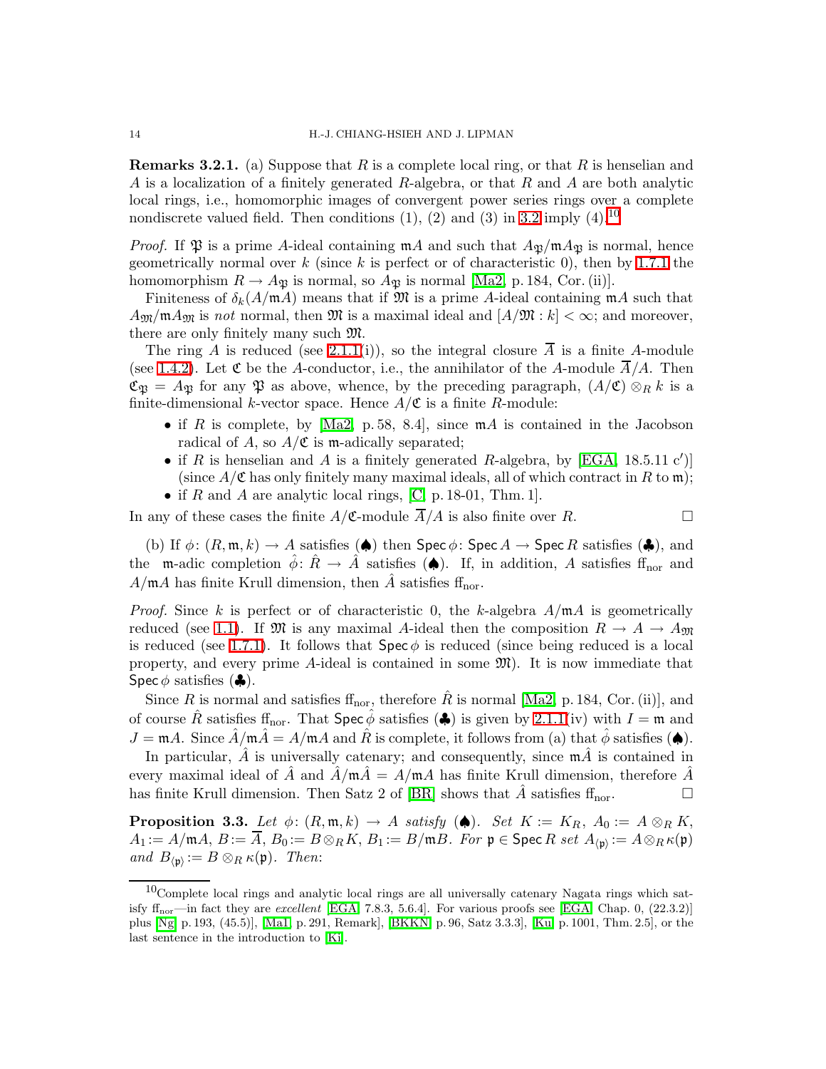**Remarks 3.2.1.** (a) Suppose that $R$ is a complete local ring, or that $R$ is henselian and $A$ is a localization of a finitely generated $R$-algebra, or that $R$ and $A$ are both analytic local rings, i.e., homomorphic images of convergent power series rings over a complete nondiscrete valued field. Then conditions (1), (2) and (3) in 3.2 imply (4).[10]

*Proof.* If $\mathfrak{P}$ is a prime $A$-ideal containing $\mathfrak{m}A$ and such that $A_{\mathfrak{P}}/\mathfrak{m}A_{\mathfrak{P}}$ is normal, hence geometrically normal over $k$ (since $k$ is perfect or of characteristic 0), then by 1.7.1 the homomorphism $R \to A_{\mathfrak{P}}$ is normal, so $A_{\mathfrak{P}}$ is normal [Ma2, p. 184, Cor. (ii)].

Finiteness of $\delta_k(A/\mathfrak{m}A)$ means that if $\mathfrak{M}$ is a prime $A$-ideal containing $\mathfrak{m}A$ such that $A_{\mathfrak{M}}/\mathfrak{m}A_{\mathfrak{M}}$ is *not* normal, then $\mathfrak{M}$ is a maximal ideal and $[A/\mathfrak{M} : k] < \infty$; and moreover, there are only finitely many such $\mathfrak{M}$.

The ring $A$ is reduced (see 2.1.1(i)), so the integral closure $\overline{A}$ is a finite $A$-module (see 1.4.2). Let $\mathfrak{C}$ be the $A$-conductor, i.e., the annihilator of the $A$-module $\overline{A}/A$. Then $\mathfrak{C}_{\mathfrak{P}} = A_{\mathfrak{P}}$ for any $\mathfrak{P}$ as above, whence, by the preceding paragraph, $(A/\mathfrak{C}) \otimes_R k$ is a finite-dimensional $k$-vector space. Hence $A/\mathfrak{C}$ is a finite $R$-module:

- if $R$ is complete, by [Ma2, p. 58, 8.4], since $\mathfrak{m}A$ is contained in the Jacobson radical of $A$, so $A/\mathfrak{C}$ is $\mathfrak{m}$-adically separated;
- if $R$ is henselian and $A$ is a finitely generated $R$-algebra, by [EGA, 18.5.11 c′)] (since $A/\mathfrak{C}$ has only finitely many maximal ideals, all of which contract in $R$ to $\mathfrak{m}$);
- if $R$ and $A$ are analytic local rings, [C, p. 18-01, Thm. 1].

In any of these cases the finite $A/\mathfrak{C}$-module $\overline{A}/A$ is also finite over $R$. $\square$

(b) If $\phi\colon (R, \mathfrak{m}, k) \to A$ satisfies (♠) then $\mathsf{Spec}\,\phi\colon \mathsf{Spec}\,A \to \mathsf{Spec}\,R$ satisfies (♣), and the $\mathfrak{m}$-adic completion $\hat{\phi}\colon \hat{R} \to \hat{A}$ satisfies (♠). If, in addition, $A$ satisfies $\mathrm{ff}_{\mathrm{nor}}$ and $A/\mathfrak{m}A$ has finite Krull dimension, then $\hat{A}$ satisfies $\mathrm{ff}_{\mathrm{nor}}$.

*Proof.* Since $k$ is perfect or of characteristic 0, the $k$-algebra $A/\mathfrak{m}A$ is geometrically reduced (see 1.1). If $\mathfrak{M}$ is any maximal $A$-ideal then the composition $R \to A \to A_{\mathfrak{M}}$ is reduced (see 1.7.1). It follows that $\mathsf{Spec}\,\phi$ is reduced (since being reduced is a local property, and every prime $A$-ideal is contained in some $\mathfrak{M}$). It is now immediate that $\mathsf{Spec}\,\phi$ satisfies (♣).

Since $R$ is normal and satisfies $\mathrm{ff}_{\mathrm{nor}}$, therefore $\hat{R}$ is normal [Ma2, p. 184, Cor. (ii)], and of course $\hat{R}$ satisfies $\mathrm{ff}_{\mathrm{nor}}$. That $\mathsf{Spec}\,\hat{\phi}$ satisfies (♣) is given by 2.1.1(iv) with $I = \mathfrak{m}$ and $J = \mathfrak{m}A$. Since $\hat{A}/\mathfrak{m}\hat{A} = A/\mathfrak{m}A$ and $\hat{R}$ is complete, it follows from (a) that $\hat{\phi}$ satisfies (♠).

In particular, $\hat{A}$ is universally catenary; and consequently, since $\mathfrak{m}\hat{A}$ is contained in every maximal ideal of $\hat{A}$ and $\hat{A}/\mathfrak{m}\hat{A} = A/\mathfrak{m}A$ has finite Krull dimension, therefore $\hat{A}$ has finite Krull dimension. Then Satz 2 of [BR] shows that $\hat{A}$ satisfies $\mathrm{ff}_{\mathrm{nor}}$. $\square$

**Proposition 3.3.** *Let $\phi\colon (R, \mathfrak{m}, k) \to A$ satisfy (♠). Set $K := K_R$, $A_0 := A \otimes_R K$, $A_1 := A/\mathfrak{m}A$, $B := \overline{A}$, $B_0 := B \otimes_R K$, $B_1 := B/\mathfrak{m}B$. For $\mathfrak{p} \in \mathsf{Spec}\,R$ set $A_{\langle\mathfrak{p}\rangle} := A \otimes_R \kappa(\mathfrak{p})$ and $B_{\langle\mathfrak{p}\rangle} := B \otimes_R \kappa(\mathfrak{p})$. Then*:

---

[10] Complete local rings and analytic local rings are all universally catenary Nagata rings which satisfy $\mathrm{ff}_{\mathrm{nor}}$—in fact they are *excellent* [EGA, 7.8.3, 5.6.4]. For various proofs see [EGA, Chap. 0, (22.3.2)] plus [Ng, p. 193, (45.5)], [Ma1, p. 291, Remark], [BKKN, p. 96, Satz 3.3.3], [Ku, p. 1001, Thm. 2.5], or the last sentence in the introduction to [Ki].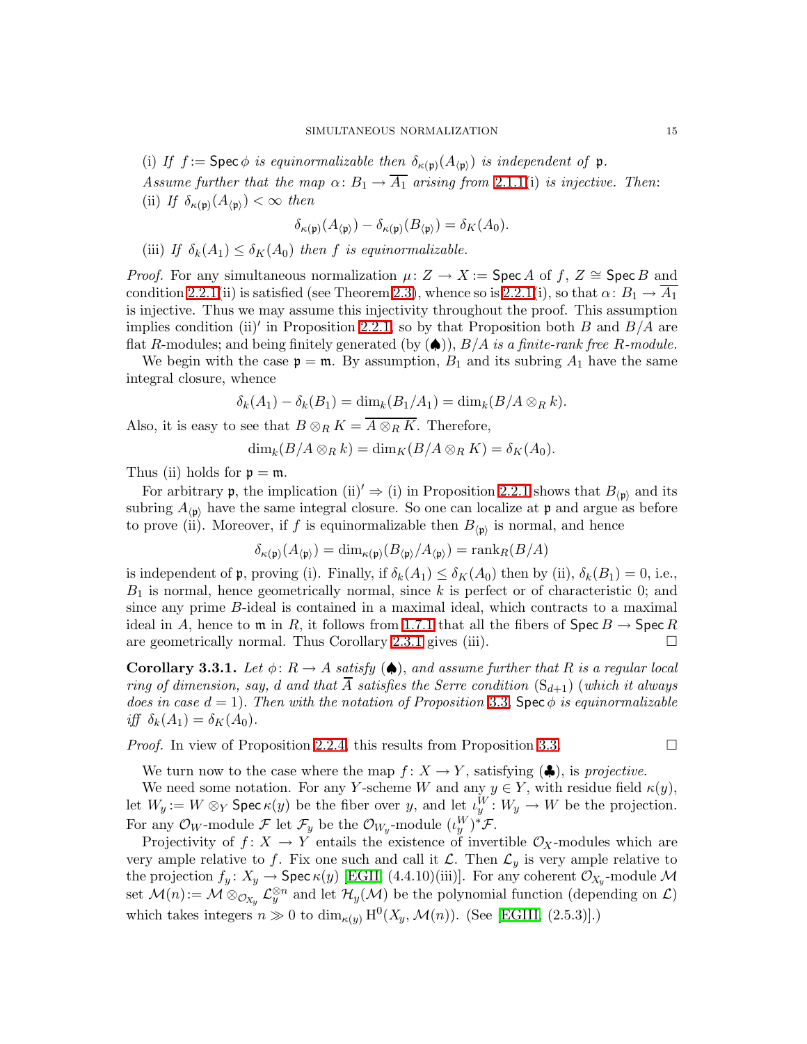(i) *If* $f := \mathsf{Spec}\,\phi$ *is equinormalizable then* $\delta_{\kappa(\mathfrak{p})}(A_{\langle\mathfrak{p}\rangle})$ *is independent of* $\mathfrak{p}$.

*Assume further that the map* $\alpha\colon B_1 \to \overline{A_1}$ *arising from* 2.1.1(i) *is injective. Then*:

(ii) *If* $\delta_{\kappa(\mathfrak{p})}(A_{\langle\mathfrak{p}\rangle}) < \infty$ *then*

$$\delta_{\kappa(\mathfrak{p})}(A_{\langle\mathfrak{p}\rangle}) - \delta_{\kappa(\mathfrak{p})}(B_{\langle\mathfrak{p}\rangle}) = \delta_K(A_0).$$

(iii) *If* $\delta_k(A_1) \le \delta_K(A_0)$ *then* $f$ *is equinormalizable.*

*Proof.* For any simultaneous normalization $\mu\colon Z \to X := \mathsf{Spec}\,A$ of $f$, $Z \cong \mathsf{Spec}\,B$ and condition 2.2.1(ii) is satisfied (see Theorem 2.3), whence so is 2.2.1(i), so that $\alpha\colon B_1 \to \overline{A_1}$ is injective. Thus we may assume this injectivity throughout the proof. This assumption implies condition (ii)$'$ in Proposition 2.2.1, so by that Proposition both $B$ and $B/A$ are flat $R$-modules; and being finitely generated (by (♠)), *$B/A$ is a finite-rank free $R$-module.*

We begin with the case $\mathfrak{p} = \mathfrak{m}$. By assumption, $B_1$ and its subring $A_1$ have the same integral closure, whence

$$\delta_k(A_1) - \delta_k(B_1) = \dim_k(B_1/A_1) = \dim_k(B/A \otimes_R k).$$

Also, it is easy to see that $B \otimes_R K = \overline{A \otimes_R K}$. Therefore,

$$\dim_k(B/A \otimes_R k) = \dim_K(B/A \otimes_R K) = \delta_K(A_0).$$

Thus (ii) holds for $\mathfrak{p} = \mathfrak{m}$.

For arbitrary $\mathfrak{p}$, the implication (ii)$' \Rightarrow$ (i) in Proposition 2.2.1 shows that $B_{\langle\mathfrak{p}\rangle}$ and its subring $A_{\langle\mathfrak{p}\rangle}$ have the same integral closure. So one can localize at $\mathfrak{p}$ and argue as before to prove (ii). Moreover, if $f$ is equinormalizable then $B_{\langle\mathfrak{p}\rangle}$ is normal, and hence

$$\delta_{\kappa(\mathfrak{p})}(A_{\langle\mathfrak{p}\rangle}) = \dim_{\kappa(\mathfrak{p})}(B_{\langle\mathfrak{p}\rangle}/A_{\langle\mathfrak{p}\rangle}) = \mathrm{rank}_R(B/A)$$

is independent of $\mathfrak{p}$, proving (i). Finally, if $\delta_k(A_1) \le \delta_K(A_0)$ then by (ii), $\delta_k(B_1) = 0$, i.e., $B_1$ is normal, hence geometrically normal, since $k$ is perfect or of characteristic 0; and since any prime $B$-ideal is contained in a maximal ideal, which contracts to a maximal ideal in $A$, hence to $\mathfrak{m}$ in $R$, it follows from 1.7.1 that all the fibers of $\mathsf{Spec}\,B \to \mathsf{Spec}\,R$ are geometrically normal. Thus Corollary 2.3.1 gives (iii). □

**Corollary 3.3.1.** *Let* $\phi\colon R \to A$ *satisfy* (♠), *and assume further that* $R$ *is a regular local ring of dimension, say,* $d$ *and that* $\overline{A}$ *satisfies the Serre condition* $(\mathrm{S}_{d+1})$ (*which it always does in case* $d = 1$). *Then with the notation of Proposition* 3.3, $\mathsf{Spec}\,\phi$ *is equinormalizable iff* $\delta_k(A_1) = \delta_K(A_0)$.

*Proof.* In view of Proposition 2.2.4, this results from Proposition 3.3. □

We turn now to the case where the map $f\colon X \to Y$, satisfying (♣), is *projective.*

We need some notation. For any $Y$-scheme $W$ and any $y \in Y$, with residue field $\kappa(y)$, let $W_y := W \otimes_Y \mathsf{Spec}\,\kappa(y)$ be the fiber over $y$, and let $\iota^W_y\colon W_y \to W$ be the projection. For any $\mathcal{O}_W$-module $\mathcal{F}$ let $\mathcal{F}_y$ be the $\mathcal{O}_{W_y}$-module $(\iota^W_y)^*\mathcal{F}$.

Projectivity of $f\colon X \to Y$ entails the existence of invertible $\mathcal{O}_X$-modules which are very ample relative to $f$. Fix one such and call it $\mathcal{L}$. Then $\mathcal{L}_y$ is very ample relative to the projection $f_y\colon X_y \to \mathsf{Spec}\,\kappa(y)$ [EGII, (4.4.10)(iii)]. For any coherent $\mathcal{O}_{X_y}$-module $\mathcal{M}$ set $\mathcal{M}(n) := \mathcal{M} \otimes_{\mathcal{O}_{X_y}} \mathcal{L}_y^{\otimes n}$ and let $\mathcal{H}_y(\mathcal{M})$ be the polynomial function (depending on $\mathcal{L}$) which takes integers $n \gg 0$ to $\dim_{\kappa(y)} \mathrm{H}^0(X_y, \mathcal{M}(n))$. (See [EGIII, (2.5.3)].)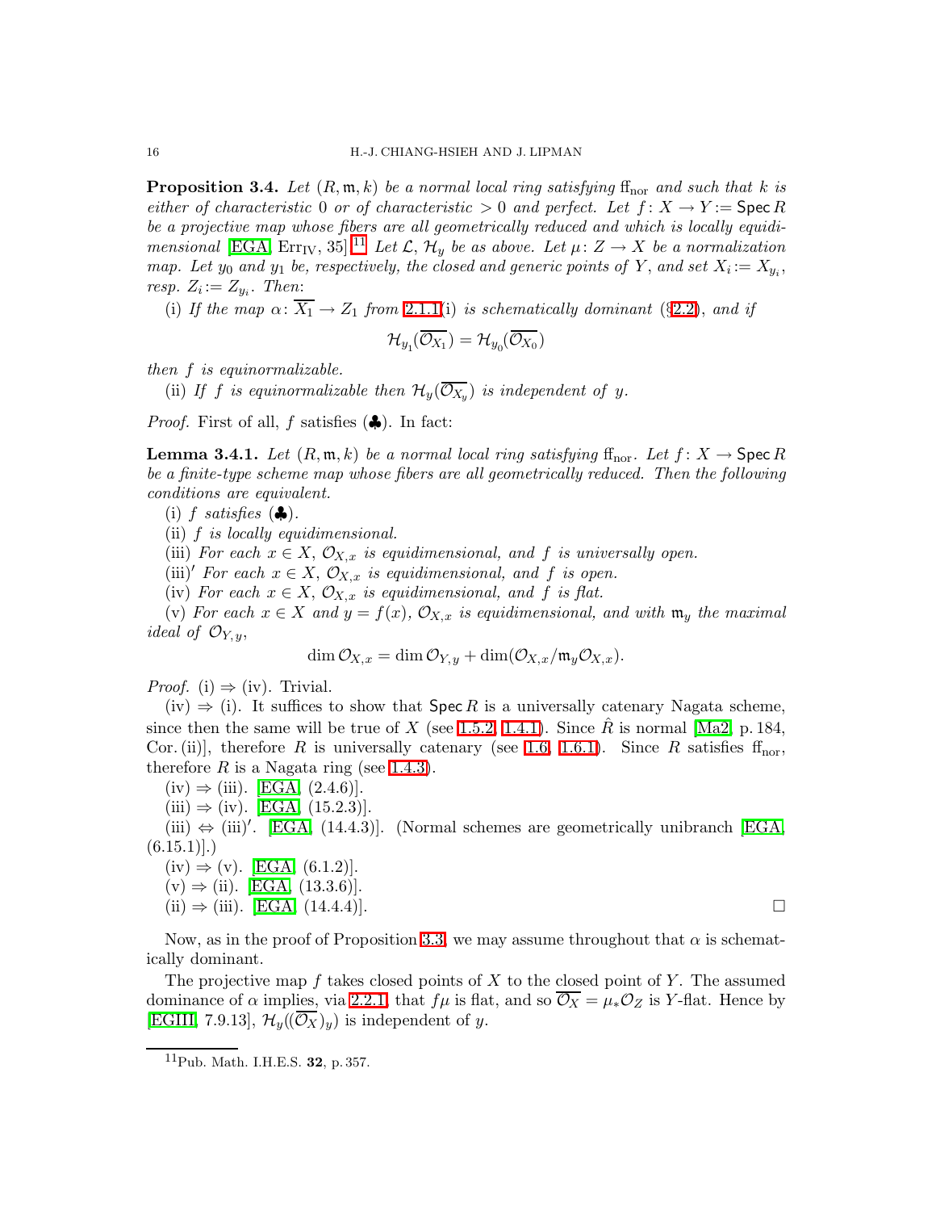**Proposition 3.4.** *Let $(R, \mathfrak{m}, k)$ be a normal local ring satisfying* $\mathrm{ff}_{\mathrm{nor}}$ *and such that $k$ is either of characteristic 0 or of characteristic $> 0$ and perfect. Let $f\colon X \to Y := \mathsf{Spec}\, R$ be a projective map whose fibers are all geometrically reduced and which is locally equidimensional* [EGA, Err$_{\mathrm{IV}}$, 35].[11] *Let $\mathcal{L}$, $\mathcal{H}_y$ be as above. Let $\mu\colon Z \to X$ be a normalization map. Let $y_0$ and $y_1$ be, respectively, the closed and generic points of $Y$, and set $X_i := X_{y_i}$, resp. $Z_i := Z_{y_i}$. Then*:

(i) *If the map $\alpha\colon \overline{X_1} \to Z_1$ from* 2.1.1(i) *is schematically dominant* (§2.2), *and if*

$$\mathcal{H}_{y_1}(\overline{\mathcal{O}_{X_1}}) = \mathcal{H}_{y_0}(\overline{\mathcal{O}_{X_0}})$$

*then $f$ is equinormalizable.*

(ii) *If $f$ is equinormalizable then $\mathcal{H}_y(\overline{\mathcal{O}_{X_y}})$ is independent of $y$.*

*Proof.* First of all, $f$ satisfies (♣). In fact:

**Lemma 3.4.1.** *Let $(R, \mathfrak{m}, k)$ be a normal local ring satisfying* $\mathrm{ff}_{\mathrm{nor}}$. *Let $f\colon X \to \mathsf{Spec}\, R$ be a finite-type scheme map whose fibers are all geometrically reduced. Then the following conditions are equivalent.*

(i) *$f$ satisfies* (♣).

(ii) *$f$ is locally equidimensional.*

(iii) *For each $x \in X$, $\mathcal{O}_{X,x}$ is equidimensional, and $f$ is universally open.*

(iii)$'$ *For each $x \in X$, $\mathcal{O}_{X,x}$ is equidimensional, and $f$ is open.*

(iv) *For each $x \in X$, $\mathcal{O}_{X,x}$ is equidimensional, and $f$ is flat.*

(v) *For each $x \in X$ and $y = f(x)$, $\mathcal{O}_{X,x}$ is equidimensional, and with $\mathfrak{m}_y$ the maximal ideal of $\mathcal{O}_{Y,y}$,*

$$\dim \mathcal{O}_{X,x} = \dim \mathcal{O}_{Y,y} + \dim(\mathcal{O}_{X,x}/\mathfrak{m}_y\mathcal{O}_{X,x}).$$

*Proof.* (i) ⇒ (iv). Trivial.

(iv) ⇒ (i). It suffices to show that $\mathsf{Spec}\, R$ is a universally catenary Nagata scheme, since then the same will be true of $X$ (see 1.5.2, 1.4.1). Since $\hat{R}$ is normal [Ma2, p. 184, Cor. (ii)], therefore $R$ is universally catenary (see 1.6, 1.6.1). Since $R$ satisfies $\mathrm{ff}_{\mathrm{nor}}$, therefore $R$ is a Nagata ring (see 1.4.3).

(iv) ⇒ (iii). [EGA, (2.4.6)].

(iii) ⇒ (iv). [EGA, (15.2.3)].

(iii) ⇔ (iii)$'$. [EGA, (14.4.3)]. (Normal schemes are geometrically unibranch [EGA, (6.15.1)].)

(iv) ⇒ (v). [EGA, (6.1.2)].

(v) ⇒ (ii). [EGA, (13.3.6)].

(ii) ⇒ (iii). [EGA, (14.4.4)]. □

Now, as in the proof of Proposition 3.3, we may assume throughout that $\alpha$ is schematically dominant.

The projective map $f$ takes closed points of $X$ to the closed point of $Y$. The assumed dominance of $\alpha$ implies, via 2.2.1, that $f\mu$ is flat, and so $\overline{\mathcal{O}_X} = \mu_*\mathcal{O}_Z$ is $Y$-flat. Hence by [EGIII, 7.9.13], $\mathcal{H}_y((\overline{\mathcal{O}_X})_y)$ is independent of $y$.

[11] Pub. Math. I.H.E.S. **32**, p. 357.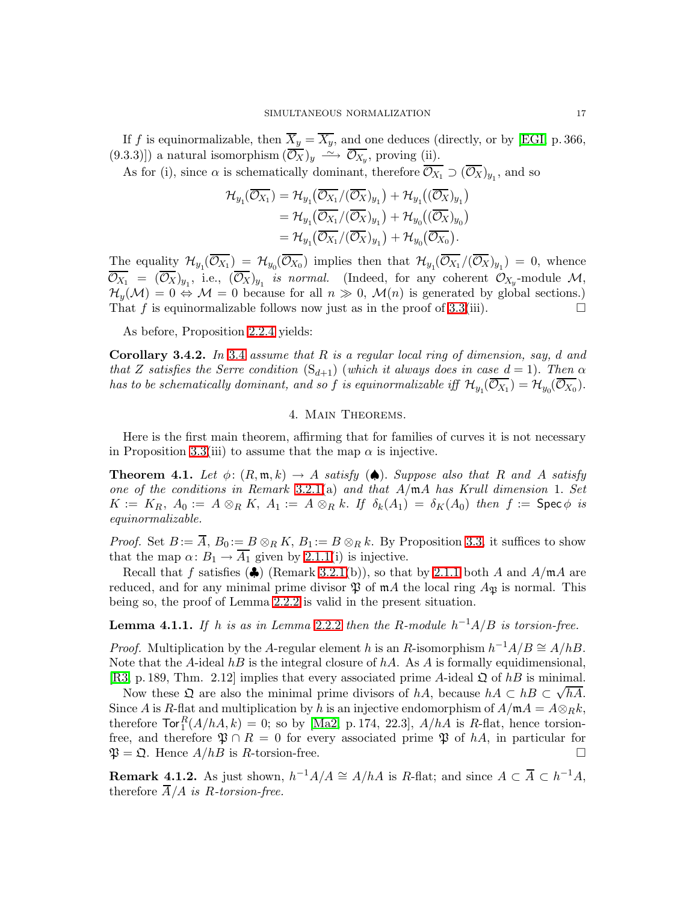If $f$ is equinormalizable, then $\overline{X}_y = \overline{X_y}$, and one deduces (directly, or by [EGI, p. 366, (9.3.3)]) a natural isomorphism $(\overline{\mathcal{O}_X})_y \xrightarrow{\sim} \overline{\mathcal{O}_{X_y}}$, proving (ii).

As for (i), since $\alpha$ is schematically dominant, therefore $\overline{\mathcal{O}_{X_1}} \supset (\overline{\mathcal{O}_X})_{y_1}$, and so

$$
\begin{aligned}
\mathcal{H}_{y_1}(\overline{\mathcal{O}_{X_1}}) &= \mathcal{H}_{y_1}\big(\overline{\mathcal{O}_{X_1}}/(\overline{\mathcal{O}_X})_{y_1}\big) + \mathcal{H}_{y_1}\big((\overline{\mathcal{O}_X})_{y_1}\big) \\
&= \mathcal{H}_{y_1}\big(\overline{\mathcal{O}_{X_1}}/(\overline{\mathcal{O}_X})_{y_1}\big) + \mathcal{H}_{y_0}\big((\overline{\mathcal{O}_X})_{y_0}\big) \\
&= \mathcal{H}_{y_1}\big(\overline{\mathcal{O}_{X_1}}/(\overline{\mathcal{O}_X})_{y_1}\big) + \mathcal{H}_{y_0}(\overline{\mathcal{O}_{X_0}}).
\end{aligned}
$$

The equality $\mathcal{H}_{y_1}(\overline{\mathcal{O}_{X_1}}) = \mathcal{H}_{y_0}(\overline{\mathcal{O}_{X_0}})$ implies then that $\mathcal{H}_{y_1}(\overline{\mathcal{O}_{X_1}}/(\overline{\mathcal{O}_X})_{y_1}) = 0$, whence $\overline{\mathcal{O}_{X_1}} = (\overline{\mathcal{O}_X})_{y_1}$, i.e., $(\overline{\mathcal{O}_X})_{y_1}$ *is normal.* (Indeed, for any coherent $\mathcal{O}_{X_y}$-module $\mathcal{M}$, $\mathcal{H}_y(\mathcal{M}) = 0 \Leftrightarrow \mathcal{M} = 0$ because for all $n \gg 0$, $\mathcal{M}(n)$ is generated by global sections.) That $f$ is equinormalizable follows now just as in the proof of 3.3(iii). $\square$

As before, Proposition 2.2.4 yields:

**Corollary 3.4.2.** *In* 3.4 *assume that $R$ is a regular local ring of dimension, say, $d$ and that $Z$ satisfies the Serre condition* $(\mathrm{S}_{d+1})$ (*which it always does in case* $d = 1$). *Then $\alpha$ has to be schematically dominant, and so $f$ is equinormalizable iff* $\mathcal{H}_{y_1}(\overline{\mathcal{O}_{X_1}}) = \mathcal{H}_{y_0}(\overline{\mathcal{O}_{X_0}})$.

## 4. Main Theorems.

Here is the first main theorem, affirming that for families of curves it is not necessary in Proposition 3.3(iii) to assume that the map $\alpha$ is injective.

**Theorem 4.1.** *Let $\phi\colon (R, \mathfrak{m}, k) \to A$ satisfy* (♠). *Suppose also that $R$ and $A$ satisfy one of the conditions in Remark* 3.2.1(a) *and that $A/\mathfrak{m}A$ has Krull dimension* 1. *Set $K := K_R$, $A_0 := A \otimes_R K$, $A_1 := A \otimes_R k$. If $\delta_k(A_1) = \delta_K(A_0)$ then $f := \mathsf{Spec}\,\phi$ is equinormalizable.*

*Proof.* Set $B := \overline{A}$, $B_0 := B \otimes_R K$, $B_1 := B \otimes_R k$. By Proposition 3.3, it suffices to show that the map $\alpha\colon B_1 \to \overline{A_1}$ given by 2.1.1(i) is injective.

Recall that $f$ satisfies (♣) (Remark 3.2.1(b)), so that by 2.1.1 both $A$ and $A/\mathfrak{m}A$ are reduced, and for any minimal prime divisor $\mathfrak{P}$ of $\mathfrak{m}A$ the local ring $A_{\mathfrak{P}}$ is normal. This being so, the proof of Lemma 2.2.2 is valid in the present situation.

**Lemma 4.1.1.** *If $h$ is as in Lemma* 2.2.2 *then the $R$-module $h^{-1}A/B$ is torsion-free.*

*Proof.* Multiplication by the $A$-regular element $h$ is an $R$-isomorphism $h^{-1}A/B \cong A/hB$. Note that the $A$-ideal $hB$ is the integral closure of $hA$. As $A$ is formally equidimensional, [R3, p. 189, Thm. 2.12] implies that every associated prime $A$-ideal $\mathfrak{Q}$ of $hB$ is minimal. Now these $\mathfrak{Q}$ are also the minimal prime divisors of $hA$, because $hA \subset hB \subset \sqrt{hA}$. Since $A$ is $R$-flat and multiplication by $h$ is an injective endomorphism of $A/\mathfrak{m}A = A \otimes_R k$, therefore $\mathsf{Tor}_1^R(A/hA, k) = 0$; so by [Ma2, p. 174, 22.3], $A/hA$ is $R$-flat, hence torsion-free, and therefore $\mathfrak{P} \cap R = 0$ for every associated prime $\mathfrak{P}$ of $hA$, in particular for $\mathfrak{P} = \mathfrak{Q}$. Hence $A/hB$ is $R$-torsion-free. $\square$

**Remark 4.1.2.** As just shown, $h^{-1}A/A \cong A/hA$ is $R$-flat; and since $A \subset \overline{A} \subset h^{-1}A$, therefore $\overline{A}/A$ *is $R$-torsion-free.*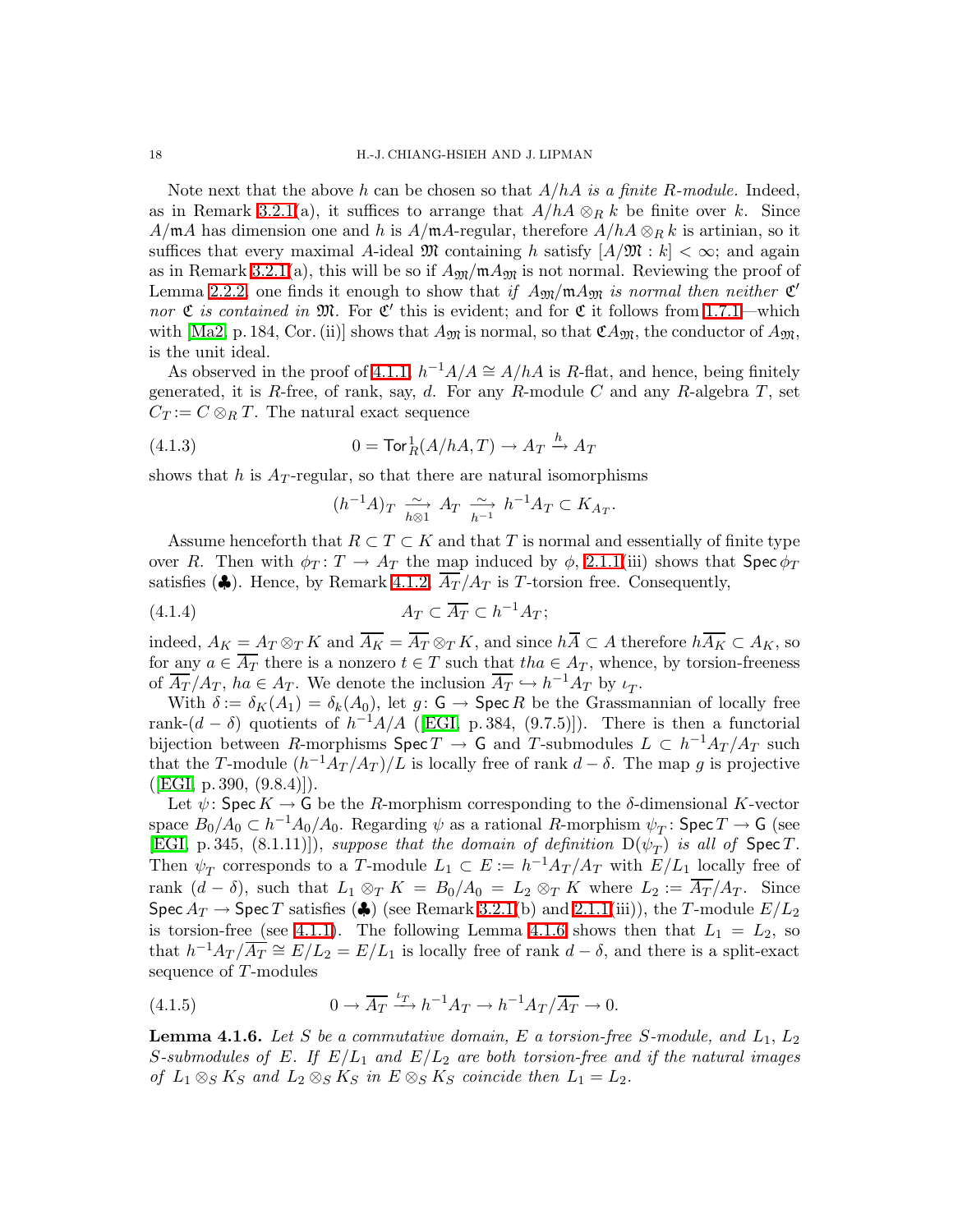Note next that the above $h$ can be chosen so that $A/hA$ *is a finite $R$-module.* Indeed, as in Remark 3.2.1(a), it suffices to arrange that $A/hA \otimes_R k$ be finite over $k$. Since $A/\mathfrak{m}A$ has dimension one and $h$ is $A/\mathfrak{m}A$-regular, therefore $A/hA \otimes_R k$ is artinian, so it suffices that every maximal $A$-ideal $\mathfrak{M}$ containing $h$ satisfy $[A/\mathfrak{M} : k] < \infty$; and again as in Remark 3.2.1(a), this will be so if $A_\mathfrak{M}/\mathfrak{m}A_\mathfrak{M}$ is not normal. Reviewing the proof of Lemma 2.2.2, one finds it enough to show that *if $A_\mathfrak{M}/\mathfrak{m}A_\mathfrak{M}$ is normal then neither $\mathfrak{C}'$ nor $\mathfrak{C}$ is contained in $\mathfrak{M}$.* For $\mathfrak{C}'$ this is evident; and for $\mathfrak{C}$ it follows from 1.7.1—which with [Ma2, p. 184, Cor. (ii)] shows that $A_\mathfrak{M}$ is normal, so that $\mathfrak{C}A_\mathfrak{M}$, the conductor of $A_\mathfrak{M}$, is the unit ideal.

As observed in the proof of 4.1.1, $h^{-1}A/A \cong A/hA$ is $R$-flat, and hence, being finitely generated, it is $R$-free, of rank, say, $d$. For any $R$-module $C$ and any $R$-algebra $T$, set $C_T := C \otimes_R T$. The natural exact sequence

$$0 = \mathsf{Tor}^1_R(A/hA, T) \to A_T \xrightarrow{h} A_T \tag{4.1.3}$$

shows that $h$ is $A_T$-regular, so that there are natural isomorphisms

$$(h^{-1}A)_T \xrightarrow[h\otimes 1]{\sim} A_T \xrightarrow[h^{-1}]{\sim} h^{-1}A_T \subset K_{A_T}.$$

Assume henceforth that $R \subset T \subset K$ and that $T$ is normal and essentially of finite type over $R$. Then with $\phi_T : T \to A_T$ the map induced by $\phi$, 2.1.1(iii) shows that $\mathsf{Spec}\,\phi_T$ satisfies (♣). Hence, by Remark 4.1.2, $\overline{A_T}/A_T$ is $T$-torsion free. Consequently,

$$A_T \subset \overline{A_T} \subset h^{-1}A_T; \tag{4.1.4}$$

indeed, $A_K = A_T \otimes_T K$ and $\overline{A_K} = \overline{A_T} \otimes_T K$, and since $h\overline{A} \subset A$ therefore $h\overline{A_K} \subset A_K$, so for any $a \in \overline{A_T}$ there is a nonzero $t \in T$ such that $tha \in A_T$, whence, by torsion-freeness of $\overline{A_T}/A_T$, $ha \in A_T$. We denote the inclusion $\overline{A_T} \hookrightarrow h^{-1}A_T$ by $\iota_T$.

With $\delta := \delta_K(A_1) = \delta_k(A_0)$, let $g : \mathsf{G} \to \mathsf{Spec}\,R$ be the Grassmannian of locally free rank-$(d-\delta)$ quotients of $h^{-1}A/A$ ([EGI, p. 384, (9.7.5)]). There is then a functorial bijection between $R$-morphisms $\mathsf{Spec}\,T \to \mathsf{G}$ and $T$-submodules $L \subset h^{-1}A_T/A_T$ such that the $T$-module $(h^{-1}A_T/A_T)/L$ is locally free of rank $d - \delta$. The map $g$ is projective ([EGI, p. 390, (9.8.4)]).

Let $\psi : \mathsf{Spec}\,K \to \mathsf{G}$ be the $R$-morphism corresponding to the $\delta$-dimensional $K$-vector space $B_0/A_0 \subset h^{-1}A_0/A_0$. Regarding $\psi$ as a rational $R$-morphism $\psi_T : \mathsf{Spec}\,T \to \mathsf{G}$ (see [EGI, p. 345, (8.1.11)]), *suppose that the domain of definition* $\mathrm{D}(\psi_T)$ *is all of* $\mathsf{Spec}\,T$. Then $\psi_T$ corresponds to a $T$-module $L_1 \subset E := h^{-1}A_T/A_T$ with $E/L_1$ locally free of rank $(d-\delta)$, such that $L_1 \otimes_T K = B_0/A_0 = L_2 \otimes_T K$ where $L_2 := \overline{A_T}/A_T$. Since $\mathsf{Spec}\,A_T \to \mathsf{Spec}\,T$ satisfies (♣) (see Remark 3.2.1(b) and 2.1.1(iii)), the $T$-module $E/L_2$ is torsion-free (see 4.1.1). The following Lemma 4.1.6 shows then that $L_1 = L_2$, so that $h^{-1}A_T/\overline{A_T} \cong E/L_2 = E/L_1$ is locally free of rank $d - \delta$, and there is a split-exact sequence of $T$-modules

$$0 \to \overline{A_T} \xrightarrow{\iota_T} h^{-1}A_T \to h^{-1}A_T/\overline{A_T} \to 0. \tag{4.1.5}$$

**Lemma 4.1.6.** *Let $S$ be a commutative domain, $E$ a torsion-free $S$-module, and $L_1$, $L_2$ $S$-submodules of $E$. If $E/L_1$ and $E/L_2$ are both torsion-free and if the natural images of $L_1 \otimes_S K_S$ and $L_2 \otimes_S K_S$ in $E \otimes_S K_S$ coincide then $L_1 = L_2$.*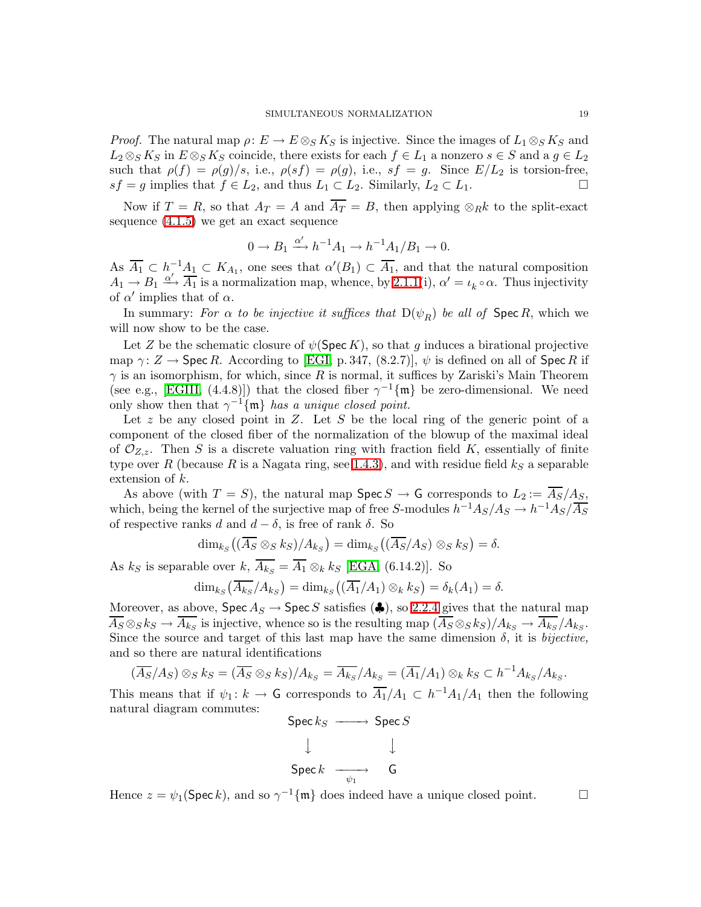*Proof.* The natural map $\rho\colon E \to E \otimes_S K_S$ is injective. Since the images of $L_1 \otimes_S K_S$ and $L_2 \otimes_S K_S$ in $E \otimes_S K_S$ coincide, there exists for each $f \in L_1$ a nonzero $s \in S$ and a $g \in L_2$ such that $\rho(f) = \rho(g)/s$, i.e., $\rho(sf) = \rho(g)$, i.e., $sf = g$. Since $E/L_2$ is torsion-free, $sf = g$ implies that $f \in L_2$, and thus $L_1 \subset L_2$. Similarly, $L_2 \subset L_1$. □

Now if $T = R$, so that $A_T = A$ and $\overline{A_T} = B$, then applying $\otimes_R k$ to the split-exact sequence (4.1.5) we get an exact sequence

$$0 \to B_1 \xrightarrow{\alpha'} h^{-1}A_1 \to h^{-1}A_1/B_1 \to 0.$$

As $\overline{A_1} \subset h^{-1}A_1 \subset K_{A_1}$, one sees that $\alpha'(B_1) \subset \overline{A_1}$, and that the natural composition $A_1 \to B_1 \xrightarrow{\alpha'} \overline{A_1}$ is a normalization map, whence, by 2.1.1(i), $\alpha' = \iota_k \circ \alpha$. Thus injectivity of $\alpha'$ implies that of $\alpha$.

In summary: *For $\alpha$ to be injective it suffices that $\mathrm{D}(\psi_R)$ be all of $\mathsf{Spec}\,R$*, which we will now show to be the case.

Let $Z$ be the schematic closure of $\psi(\mathsf{Spec}\,K)$, so that $g$ induces a birational projective map $\gamma\colon Z \to \mathsf{Spec}\,R$. According to [EGI, p. 347, (8.2.7)], $\psi$ is defined on all of $\mathsf{Spec}\,R$ if $\gamma$ is an isomorphism, for which, since $R$ is normal, it suffices by Zariski's Main Theorem (see e.g., [EGIII, (4.4.8)]) that the closed fiber $\gamma^{-1}\{\mathfrak{m}\}$ be zero-dimensional. We need only show then that $\gamma^{-1}\{\mathfrak{m}\}$ *has a unique closed point.*

Let $z$ be any closed point in $Z$. Let $S$ be the local ring of the generic point of a component of the closed fiber of the normalization of the blowup of the maximal ideal of $\mathcal{O}_{Z,z}$. Then $S$ is a discrete valuation ring with fraction field $K$, essentially of finite type over $R$ (because $R$ is a Nagata ring, see 1.4.3), and with residue field $k_S$ a separable extension of $k$.

As above (with $T = S$), the natural map $\mathsf{Spec}\,S \to \mathsf{G}$ corresponds to $L_2 := \overline{A_S}/A_S$, which, being the kernel of the surjective map of free $S$-modules $h^{-1}A_S/A_S \to h^{-1}A_S/\overline{A_S}$ of respective ranks $d$ and $d - \delta$, is free of rank $\delta$. So

$$\dim_{k_S}\big((\overline{A_S} \otimes_S k_S)/A_{k_S}\big) = \dim_{k_S}\big((\overline{A_S}/A_S) \otimes_S k_S\big) = \delta.$$

As $k_S$ is separable over $k$, $\overline{A_{k_S}} = \overline{A_1} \otimes_k k_S$ [EGA, (6.14.2)]. So

$$\dim_{k_S}\big(\overline{A_{k_S}}/A_{k_S}\big) = \dim_{k_S}\big((\overline{A_1}/A_1) \otimes_k k_S\big) = \delta_k(A_1) = \delta.$$

Moreover, as above, $\mathsf{Spec}\,A_S \to \mathsf{Spec}\,S$ satisfies (♣), so 2.2.4 gives that the natural map $\overline{A_S} \otimes_S k_S \to \overline{A_{k_S}}$ is injective, whence so is the resulting map $(\overline{A_S} \otimes_S k_S)/A_{k_S} \to \overline{A_{k_S}}/A_{k_S}$. Since the source and target of this last map have the same dimension $\delta$, it is *bijective,* and so there are natural identifications

$$(\overline{A_S}/A_S) \otimes_S k_S = (\overline{A_S} \otimes_S k_S)/A_{k_S} = \overline{A_{k_S}}/A_{k_S} = (\overline{A_1}/A_1) \otimes_k k_S \subset h^{-1}A_{k_S}/A_{k_S}.$$

This means that if $\psi_1\colon k \to \mathsf{G}$ corresponds to $\overline{A_1}/A_1 \subset h^{-1}A_1/A_1$ then the following natural diagram commutes:

$$\begin{array}{ccc} \mathsf{Spec}\,k_S & \longrightarrow & \mathsf{Spec}\,S \\ \downarrow & & \downarrow \\ \mathsf{Spec}\,k & \xrightarrow[\psi_1]{} & \mathsf{G} \end{array}$$

Hence $z = \psi_1(\mathsf{Spec}\,k)$, and so $\gamma^{-1}\{\mathfrak{m}\}$ does indeed have a unique closed point. □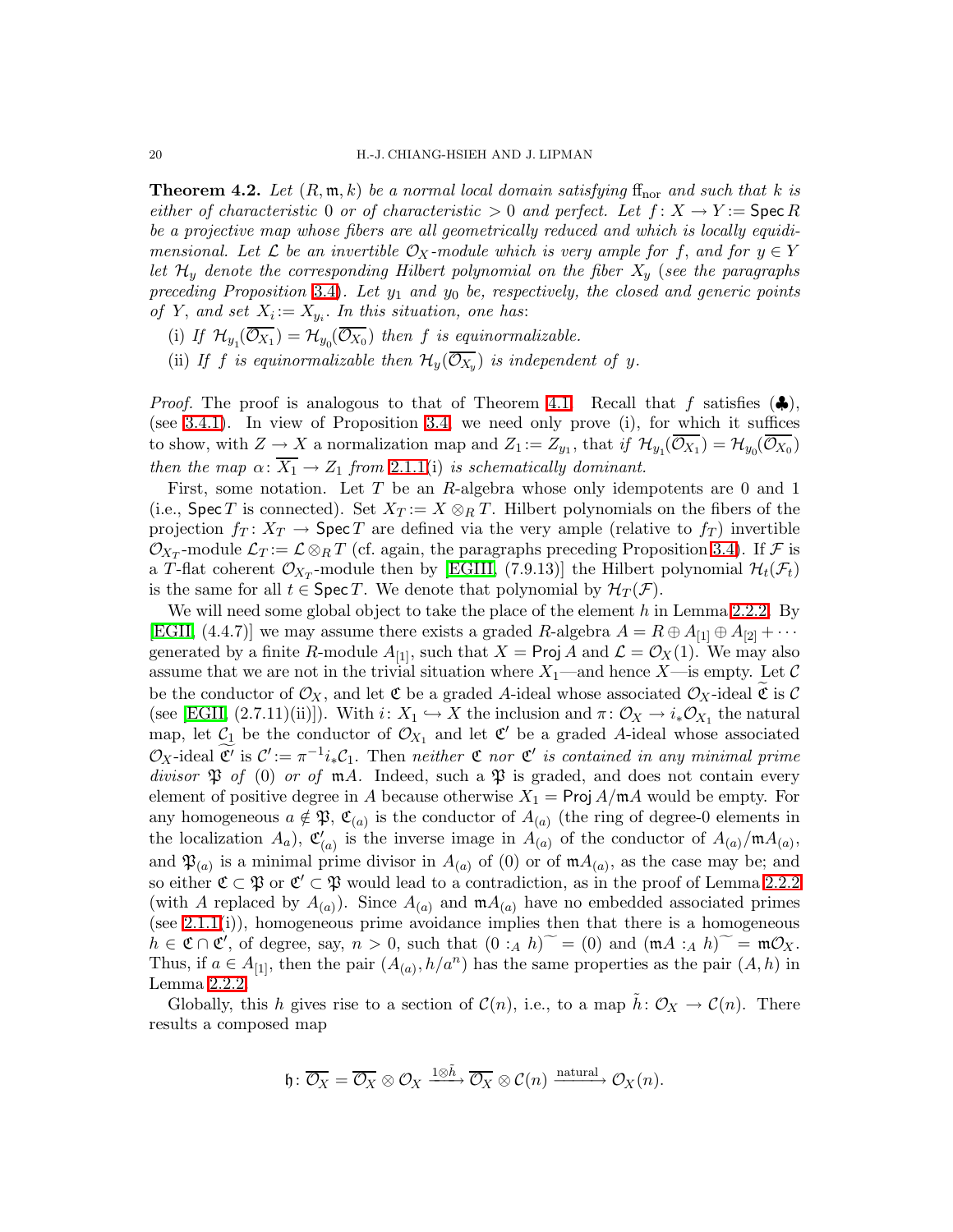**Theorem 4.2.** *Let $(R, \mathfrak{m}, k)$ be a normal local domain satisfying $\mathrm{ff}_{\mathrm{nor}}$ and such that $k$ is either of characteristic $0$ or of characteristic $> 0$ and perfect. Let $f\colon X \to Y := \operatorname{Spec} R$ be a projective map whose fibers are all geometrically reduced and which is locally equidimensional. Let $\mathcal{L}$ be an invertible $\mathcal{O}_X$-module which is very ample for $f$, and for $y \in Y$ let $\mathcal{H}_y$ denote the corresponding Hilbert polynomial on the fiber $X_y$ (see the paragraphs preceding Proposition 3.4). Let $y_1$ and $y_0$ be, respectively, the closed and generic points of $Y$, and set $X_i := X_{y_i}$. In this situation, one has:*

(i) *If $\mathcal{H}_{y_1}(\overline{\mathcal{O}_{X_1}}) = \mathcal{H}_{y_0}(\overline{\mathcal{O}_{X_0}})$ then $f$ is equinormalizable.*

(ii) *If $f$ is equinormalizable then $\mathcal{H}_y(\overline{\mathcal{O}_{X_y}})$ is independent of $y$.*

*Proof.* The proof is analogous to that of Theorem 4.1. Recall that $f$ satisfies (♣), (see 3.4.1). In view of Proposition 3.4, we need only prove (i), for which it suffices to show, with $Z \to X$ a normalization map and $Z_1 := Z_{y_1}$, that *if $\mathcal{H}_{y_1}(\overline{\mathcal{O}_{X_1}}) = \mathcal{H}_{y_0}(\overline{\mathcal{O}_{X_0}})$ then the map $\alpha\colon \overline{X_1} \to Z_1$ from 2.1.1(i) is schematically dominant.*

First, some notation. Let $T$ be an $R$-algebra whose only idempotents are $0$ and $1$ (i.e., $\operatorname{Spec} T$ is connected). Set $X_T := X \otimes_R T$. Hilbert polynomials on the fibers of the projection $f_T\colon X_T \to \operatorname{Spec} T$ are defined via the very ample (relative to $f_T$) invertible $\mathcal{O}_{X_T}$-module $\mathcal{L}_T := \mathcal{L} \otimes_R T$ (cf. again, the paragraphs preceding Proposition 3.4). If $\mathcal{F}$ is a $T$-flat coherent $\mathcal{O}_{X_T}$-module then by [EGIII, (7.9.13)] the Hilbert polynomial $\mathcal{H}_t(\mathcal{F}_t)$ is the same for all $t \in \operatorname{Spec} T$. We denote that polynomial by $\mathcal{H}_T(\mathcal{F})$.

We will need some global object to take the place of the element $h$ in Lemma 2.2.2. By [EGII, (4.4.7)] we may assume there exists a graded $R$-algebra $A = R \oplus A_{[1]} \oplus A_{[2]} + \cdots$ generated by a finite $R$-module $A_{[1]}$, such that $X = \operatorname{Proj} A$ and $\mathcal{L} = \mathcal{O}_X(1)$. We may also assume that we are not in the trivial situation where $X_1$—and hence $X$—is empty. Let $\mathcal{C}$ be the conductor of $\mathcal{O}_X$, and let $\mathfrak{C}$ be a graded $A$-ideal whose associated $\mathcal{O}_X$-ideal $\widetilde{\mathfrak{C}}$ is $\mathcal{C}$ (see [EGII, (2.7.11)(ii)]). With $i\colon X_1 \hookrightarrow X$ the inclusion and $\pi\colon \mathcal{O}_X \to i_*\mathcal{O}_{X_1}$ the natural map, let $\mathcal{C}_1$ be the conductor of $\mathcal{O}_{X_1}$ and let $\mathfrak{C}'$ be a graded $A$-ideal whose associated $\mathcal{O}_X$-ideal $\widetilde{\mathfrak{C}'}$ is $\mathcal{C}' := \pi^{-1} i_*\mathcal{C}_1$. Then *neither $\mathfrak{C}$ nor $\mathfrak{C}'$ is contained in any minimal prime divisor $\mathfrak{P}$ of $(0)$ or of $\mathfrak{m}A$.* Indeed, such a $\mathfrak{P}$ is graded, and does not contain every element of positive degree in $A$ because otherwise $X_1 = \operatorname{Proj} A/\mathfrak{m}A$ would be empty. For any homogeneous $a \notin \mathfrak{P}$, $\mathfrak{C}_{(a)}$ is the conductor of $A_{(a)}$ (the ring of degree-0 elements in the localization $A_a$), $\mathfrak{C}'_{(a)}$ is the inverse image in $A_{(a)}$ of the conductor of $A_{(a)}/\mathfrak{m}A_{(a)}$, and $\mathfrak{P}_{(a)}$ is a minimal prime divisor in $A_{(a)}$ of $(0)$ or of $\mathfrak{m}A_{(a)}$, as the case may be; and so either $\mathfrak{C} \subset \mathfrak{P}$ or $\mathfrak{C}' \subset \mathfrak{P}$ would lead to a contradiction, as in the proof of Lemma 2.2.2 (with $A$ replaced by $A_{(a)}$). Since $A_{(a)}$ and $\mathfrak{m}A_{(a)}$ have no embedded associated primes (see 2.1.1(i)), homogeneous prime avoidance implies then that there is a homogeneous $h \in \mathfrak{C} \cap \mathfrak{C}'$, of degree, say, $n > 0$, such that $(0 :_A h)^{\sim} = (0)$ and $(\mathfrak{m}A :_A h)^{\sim} = \mathfrak{m}\mathcal{O}_X$. Thus, if $a \in A_{[1]}$, then the pair $(A_{(a)}, h/a^n)$ has the same properties as the pair $(A, h)$ in Lemma 2.2.2.

Globally, this $h$ gives rise to a section of $\mathcal{C}(n)$, i.e., to a map $\tilde{h}\colon \mathcal{O}_X \to \mathcal{C}(n)$. There results a composed map

$$\mathfrak{h}\colon \overline{\mathcal{O}_X} = \overline{\mathcal{O}_X} \otimes \mathcal{O}_X \xrightarrow{1 \otimes \tilde{h}} \overline{\mathcal{O}_X} \otimes \mathcal{C}(n) \xrightarrow{\text{natural}} \mathcal{O}_X(n).$$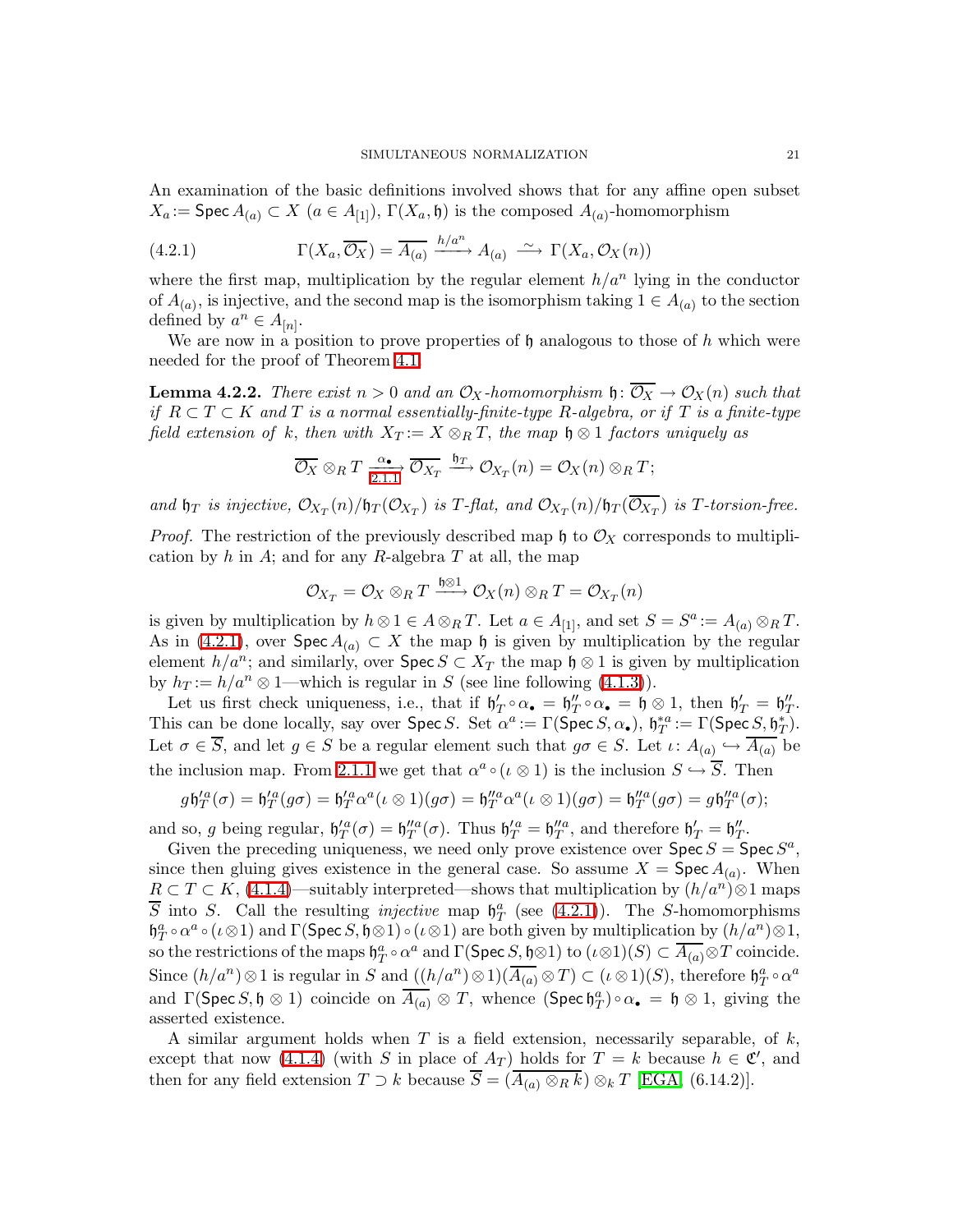An examination of the basic definitions involved shows that for any affine open subset $X_a := \mathsf{Spec}\, A_{(a)} \subset X$ ($a \in A_{[1]}$), $\Gamma(X_a, \mathfrak{h})$ is the composed $A_{(a)}$-homomorphism

$$\Gamma(X_a, \overline{\mathcal{O}_X}) = \overline{A_{(a)}} \xrightarrow{h/a^n} A_{(a)} \xrightarrow{\ \sim\ } \Gamma(X_a, \mathcal{O}_X(n)) \tag{4.2.1}$$

where the first map, multiplication by the regular element $h/a^n$ lying in the conductor of $A_{(a)}$, is injective, and the second map is the isomorphism taking $1 \in A_{(a)}$ to the section defined by $a^n \in A_{[n]}$.

We are now in a position to prove properties of $\mathfrak{h}$ analogous to those of $h$ which were needed for the proof of Theorem 4.1.

**Lemma 4.2.2.** *There exist $n > 0$ and an $\mathcal{O}_X$-homomorphism $\mathfrak{h}\colon \overline{\mathcal{O}_X} \to \mathcal{O}_X(n)$ such that if $R \subset T \subset K$ and $T$ is a normal essentially-finite-type $R$-algebra, or if $T$ is a finite-type field extension of $k$, then with $X_T := X \otimes_R T$, the map $\mathfrak{h} \otimes 1$ factors uniquely as*

$$\overline{\mathcal{O}_X} \otimes_R T \xrightarrow[\text{2.1.1}]{\alpha_\bullet} \overline{\mathcal{O}_{X_T}} \xrightarrow{\mathfrak{h}_T} \mathcal{O}_{X_T}(n) = \mathcal{O}_X(n) \otimes_R T;$$

*and $\mathfrak{h}_T$ is injective, $\mathcal{O}_{X_T}(n)/\mathfrak{h}_T(\mathcal{O}_{X_T})$ is $T$-flat, and $\mathcal{O}_{X_T}(n)/\mathfrak{h}_T(\overline{\mathcal{O}_{X_T}})$ is $T$-torsion-free.*

*Proof.* The restriction of the previously described map $\mathfrak{h}$ to $\mathcal{O}_X$ corresponds to multiplication by $h$ in $A$; and for any $R$-algebra $T$ at all, the map

$$\mathcal{O}_{X_T} = \mathcal{O}_X \otimes_R T \xrightarrow{\mathfrak{h}\otimes 1} \mathcal{O}_X(n) \otimes_R T = \mathcal{O}_{X_T}(n)$$

is given by multiplication by $h \otimes 1 \in A \otimes_R T$. Let $a \in A_{[1]}$, and set $S = S^a := A_{(a)} \otimes_R T$. As in (4.2.1), over $\mathsf{Spec}\, A_{(a)} \subset X$ the map $\mathfrak{h}$ is given by multiplication by the regular element $h/a^n$; and similarly, over $\mathsf{Spec}\, S \subset X_T$ the map $\mathfrak{h} \otimes 1$ is given by multiplication by $h_T := h/a^n \otimes 1$—which is regular in $S$ (see line following (4.1.3)).

Let us first check uniqueness, i.e., that if $\mathfrak{h}'_T \circ \alpha_\bullet = \mathfrak{h}''_T \circ \alpha_\bullet = \mathfrak{h} \otimes 1$, then $\mathfrak{h}'_T = \mathfrak{h}''_T$. This can be done locally, say over $\mathsf{Spec}\, S$. Set $\alpha^a := \Gamma(\mathsf{Spec}\, S, \alpha_\bullet)$, $\mathfrak{h}^{*a}_T := \Gamma(\mathsf{Spec}\, S, \mathfrak{h}^*_T)$. Let $\sigma \in \overline{S}$, and let $g \in S$ be a regular element such that $g\sigma \in S$. Let $\iota\colon A_{(a)} \hookrightarrow \overline{A_{(a)}}$ be the inclusion map. From 2.1.1 we get that $\alpha^a \circ (\iota \otimes 1)$ is the inclusion $S \hookrightarrow \overline{S}$. Then

$$g\mathfrak{h}'^a_T(\sigma) = \mathfrak{h}'^a_T(g\sigma) = \mathfrak{h}'^a_T\alpha^a(\iota\otimes 1)(g\sigma) = \mathfrak{h}''^a_T\alpha^a(\iota\otimes 1)(g\sigma) = \mathfrak{h}''^a_T(g\sigma) = g\mathfrak{h}''^a_T(\sigma);$$

and so, $g$ being regular, $\mathfrak{h}'^a_T(\sigma) = \mathfrak{h}''^a_T(\sigma)$. Thus $\mathfrak{h}'^a_T = \mathfrak{h}''^a_T$, and therefore $\mathfrak{h}'_T = \mathfrak{h}''_T$.

Given the preceding uniqueness, we need only prove existence over $\mathsf{Spec}\, S = \mathsf{Spec}\, S^a$, since then gluing gives existence in the general case. So assume $X = \mathsf{Spec}\, A_{(a)}$. When $R \subset T \subset K$, (4.1.4)—suitably interpreted—shows that multiplication by $(h/a^n)\otimes 1$ maps $\overline{S}$ into $S$. Call the resulting *injective* map $\mathfrak{h}^a_T$ (see (4.2.1)). The $S$-homomorphisms $\mathfrak{h}^a_T \circ \alpha^a \circ (\iota\otimes 1)$ and $\Gamma(\mathsf{Spec}\, S, \mathfrak{h}\otimes 1) \circ (\iota\otimes 1)$ are both given by multiplication by $(h/a^n)\otimes 1$, so the restrictions of the maps $\mathfrak{h}^a_T \circ \alpha^a$ and $\Gamma(\mathsf{Spec}\, S, \mathfrak{h}\otimes 1)$ to $(\iota\otimes 1)(S) \subset \overline{A_{(a)}} \otimes T$ coincide. Since $(h/a^n)\otimes 1$ is regular in $S$ and $((h/a^n)\otimes 1)(\overline{A_{(a)}} \otimes T) \subset (\iota\otimes 1)(S)$, therefore $\mathfrak{h}^a_T \circ \alpha^a$ and $\Gamma(\mathsf{Spec}\, S, \mathfrak{h} \otimes 1)$ coincide on $\overline{A_{(a)}} \otimes T$, whence $(\mathsf{Spec}\, \mathfrak{h}^a_T) \circ \alpha_\bullet = \mathfrak{h} \otimes 1$, giving the asserted existence.

A similar argument holds when $T$ is a field extension, necessarily separable, of $k$, except that now (4.1.4) (with $S$ in place of $A_T$) holds for $T = k$ because $h \in \mathfrak{C}'$, and then for any field extension $T \supset k$ because $\overline{S} = (\overline{A_{(a)} \otimes_R k}) \otimes_k T$ [EGA, (6.14.2)].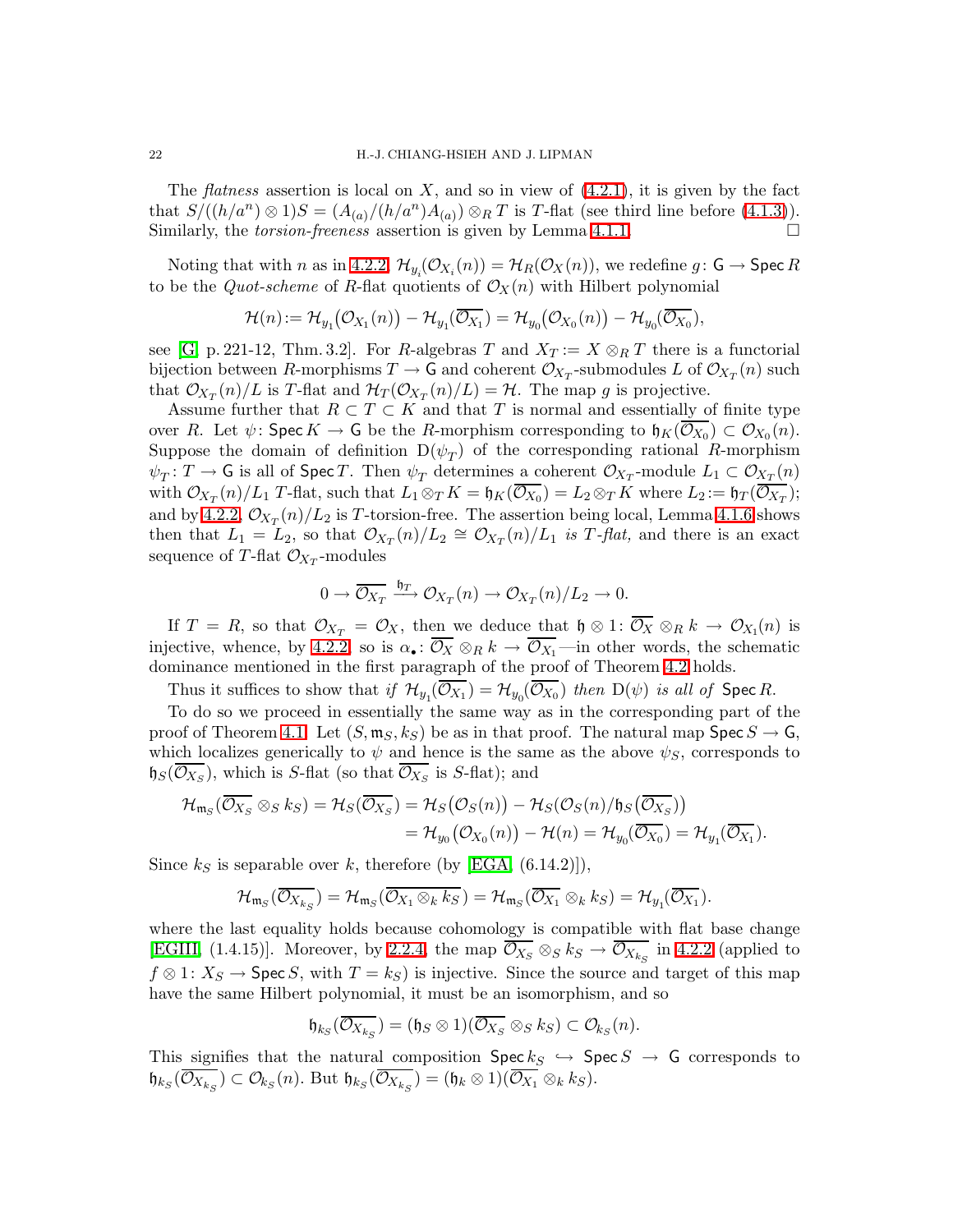The *flatness* assertion is local on $X$, and so in view of (4.2.1), it is given by the fact that $S/((h/a^n)\otimes 1)S = (A_{(a)}/(h/a^n)A_{(a)})\otimes_R T$ is $T$-flat (see third line before (4.1.3)). Similarly, the *torsion-freeness* assertion is given by Lemma 4.1.1. $\square$

Noting that with $n$ as in 4.2.2, $\mathcal{H}_{y_i}(\mathcal{O}_{X_i}(n)) = \mathcal{H}_R(\mathcal{O}_X(n))$, we redefine $g\colon \mathsf{G}\to \operatorname{Spec} R$ to be the *Quot-scheme* of $R$-flat quotients of $\mathcal{O}_X(n)$ with Hilbert polynomial

$$\mathcal{H}(n) := \mathcal{H}_{y_1}\big(\mathcal{O}_{X_1}(n)\big) - \mathcal{H}_{y_1}(\overline{\mathcal{O}_{X_1}}) = \mathcal{H}_{y_0}\big(\mathcal{O}_{X_0}(n)\big) - \mathcal{H}_{y_0}(\overline{\mathcal{O}_{X_0}}),$$

see [G, p. 221-12, Thm. 3.2]. For $R$-algebras $T$ and $X_T := X\otimes_R T$ there is a functorial bijection between $R$-morphisms $T\to \mathsf{G}$ and coherent $\mathcal{O}_{X_T}$-submodules $L$ of $\mathcal{O}_{X_T}(n)$ such that $\mathcal{O}_{X_T}(n)/L$ is $T$-flat and $\mathcal{H}_T(\mathcal{O}_{X_T}(n)/L) = \mathcal{H}$. The map $g$ is projective.

Assume further that $R\subset T\subset K$ and that $T$ is normal and essentially of finite type over $R$. Let $\psi\colon \operatorname{Spec} K\to \mathsf{G}$ be the $R$-morphism corresponding to $\mathfrak{h}_K(\overline{\mathcal{O}_{X_0}})\subset \mathcal{O}_{X_0}(n)$. Suppose the domain of definition $\mathrm{D}(\psi_T)$ of the corresponding rational $R$-morphism $\psi_T\colon T\to \mathsf{G}$ is all of $\operatorname{Spec} T$. Then $\psi_T$ determines a coherent $\mathcal{O}_{X_T}$-module $L_1\subset \mathcal{O}_{X_T}(n)$ with $\mathcal{O}_{X_T}(n)/L_1$ $T$-flat, such that $L_1\otimes_T K = \mathfrak{h}_K(\overline{\mathcal{O}_{X_0}}) = L_2\otimes_T K$ where $L_2 := \mathfrak{h}_T(\overline{\mathcal{O}_{X_T}})$; and by 4.2.2, $\mathcal{O}_{X_T}(n)/L_2$ is $T$-torsion-free. The assertion being local, Lemma 4.1.6 shows then that $L_1 = L_2$, so that $\mathcal{O}_{X_T}(n)/L_2 \cong \mathcal{O}_{X_T}(n)/L_1$ *is $T$-flat,* and there is an exact sequence of $T$-flat $\mathcal{O}_{X_T}$-modules

$$0\to \overline{\mathcal{O}_{X_T}} \xrightarrow{\ \mathfrak{h}_T\ } \mathcal{O}_{X_T}(n)\to \mathcal{O}_{X_T}(n)/L_2\to 0.$$

If $T = R$, so that $\mathcal{O}_{X_T} = \mathcal{O}_X$, then we deduce that $\mathfrak{h}\otimes 1\colon \overline{\mathcal{O}_X}\otimes_R k\to \mathcal{O}_{X_1}(n)$ is injective, whence, by 4.2.2, so is $\alpha_\bullet\colon \overline{\mathcal{O}_X}\otimes_R k\to \overline{\mathcal{O}_{X_1}}$—in other words, the schematic dominance mentioned in the first paragraph of the proof of Theorem 4.2 holds.

Thus it suffices to show that *if $\mathcal{H}_{y_1}(\overline{\mathcal{O}_{X_1}}) = \mathcal{H}_{y_0}(\overline{\mathcal{O}_{X_0}})$ then $\mathrm{D}(\psi)$ is all of $\operatorname{Spec} R$.*

To do so we proceed in essentially the same way as in the corresponding part of the proof of Theorem 4.1. Let $(S,\mathfrak{m}_S,k_S)$ be as in that proof. The natural map $\operatorname{Spec} S\to \mathsf{G}$, which localizes generically to $\psi$ and hence is the same as the above $\psi_S$, corresponds to $\mathfrak{h}_S(\overline{\mathcal{O}_{X_S}})$, which is $S$-flat (so that $\overline{\mathcal{O}_{X_S}}$ is $S$-flat); and

$$\begin{aligned}\mathcal{H}_{\mathfrak{m}_S}(\overline{\mathcal{O}_{X_S}}\otimes_S k_S) = \mathcal{H}_S(\overline{\mathcal{O}_{X_S}}) &= \mathcal{H}_S\big(\mathcal{O}_S(n)\big) - \mathcal{H}_S(\mathcal{O}_S(n)/\mathfrak{h}_S(\overline{\mathcal{O}_{X_S}}))\\ &= \mathcal{H}_{y_0}\big(\mathcal{O}_{X_0}(n)\big) - \mathcal{H}(n) = \mathcal{H}_{y_0}(\overline{\mathcal{O}_{X_0}}) = \mathcal{H}_{y_1}(\overline{\mathcal{O}_{X_1}}).\end{aligned}$$

Since $k_S$ is separable over $k$, therefore (by [EGA, (6.14.2)]),

$$\mathcal{H}_{\mathfrak{m}_S}(\overline{\mathcal{O}_{X_{k_S}}}) = \mathcal{H}_{\mathfrak{m}_S}(\overline{\mathcal{O}_{X_1}\otimes_k k_S}) = \mathcal{H}_{\mathfrak{m}_S}(\overline{\mathcal{O}_{X_1}}\otimes_k k_S) = \mathcal{H}_{y_1}(\overline{\mathcal{O}_{X_1}}).$$

where the last equality holds because cohomology is compatible with flat base change [EGIII, (1.4.15)]. Moreover, by 2.2.4, the map $\overline{\mathcal{O}_{X_S}}\otimes_S k_S\to \overline{\mathcal{O}_{X_{k_S}}}$ in 4.2.2 (applied to $f\otimes 1\colon X_S\to \operatorname{Spec} S$, with $T = k_S$) is injective. Since the source and target of this map have the same Hilbert polynomial, it must be an isomorphism, and so

$$\mathfrak{h}_{k_S}(\overline{\mathcal{O}_{X_{k_S}}}) = (\mathfrak{h}_S\otimes 1)(\overline{\mathcal{O}_{X_S}}\otimes_S k_S)\subset \mathcal{O}_{k_S}(n).$$

This signifies that the natural composition $\operatorname{Spec} k_S\hookrightarrow \operatorname{Spec} S\to \mathsf{G}$ corresponds to $\mathfrak{h}_{k_S}(\overline{\mathcal{O}_{X_{k_S}}})\subset \mathcal{O}_{k_S}(n)$. But $\mathfrak{h}_{k_S}(\overline{\mathcal{O}_{X_{k_S}}}) = (\mathfrak{h}_k\otimes 1)(\overline{\mathcal{O}_{X_1}}\otimes_k k_S)$.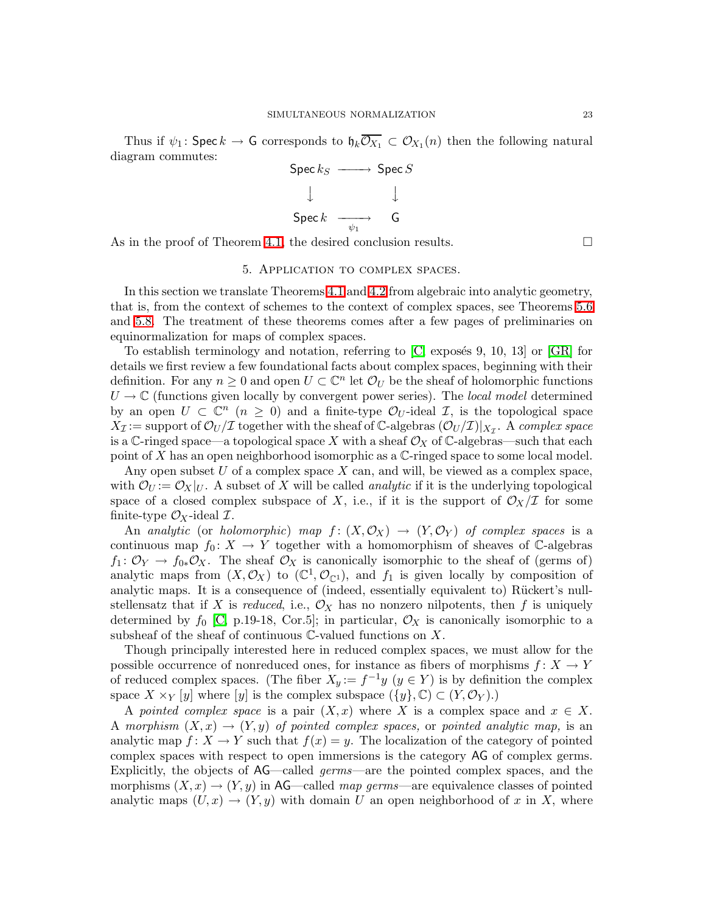Thus if $\psi_1\colon \mathsf{Spec}\, k \to \mathsf{G}$ corresponds to $\mathfrak{h}_k\overline{\mathcal{O}_{X_1}} \subset \mathcal{O}_{X_1}(n)$ then the following natural diagram commutes:

$$\begin{array}{ccc} \mathsf{Spec}\, k_S & \longrightarrow & \mathsf{Spec}\, S \\ \downarrow & & \downarrow \\ \mathsf{Spec}\, k & \xrightarrow[\psi_1]{} & \mathsf{G} \end{array}$$

As in the proof of Theorem 4.1, the desired conclusion results. □

## 5. Application to complex spaces.

In this section we translate Theorems 4.1 and 4.2 from algebraic into analytic geometry, that is, from the context of schemes to the context of complex spaces, see Theorems 5.6 and 5.8. The treatment of these theorems comes after a few pages of preliminaries on equinormalization for maps of complex spaces.

To establish terminology and notation, referring to [C, exposés 9, 10, 13] or [GR] for details we first review a few foundational facts about complex spaces, beginning with their definition. For any $n \ge 0$ and open $U \subset \mathbb{C}^n$ let $\mathcal{O}_U$ be the sheaf of holomorphic functions $U \to \mathbb{C}$ (functions given locally by convergent power series). The *local model* determined by an open $U \subset \mathbb{C}^n$ $(n \ge 0)$ and a finite-type $\mathcal{O}_U$-ideal $\mathcal{I}$, is the topological space $X_{\mathcal{I}} :=$ support of $\mathcal{O}_U/\mathcal{I}$ together with the sheaf of $\mathbb{C}$-algebras $(\mathcal{O}_U/\mathcal{I})|_{X_{\mathcal{I}}}$. A *complex space* is a $\mathbb{C}$-ringed space—a topological space $X$ with a sheaf $\mathcal{O}_X$ of $\mathbb{C}$-algebras—such that each point of $X$ has an open neighborhood isomorphic as a $\mathbb{C}$-ringed space to some local model.

Any open subset $U$ of a complex space $X$ can, and will, be viewed as a complex space, with $\mathcal{O}_U := \mathcal{O}_X|_U$. A subset of $X$ will be called *analytic* if it is the underlying topological space of a closed complex subspace of $X$, i.e., if it is the support of $\mathcal{O}_X/\mathcal{I}$ for some finite-type $\mathcal{O}_X$-ideal $\mathcal{I}$.

An *analytic* (or *holomorphic*) *map* $f\colon (X, \mathcal{O}_X) \to (Y, \mathcal{O}_Y)$ *of complex spaces* is a continuous map $f_0\colon X \to Y$ together with a homomorphism of sheaves of $\mathbb{C}$-algebras $f_1\colon \mathcal{O}_Y \to f_{0*}\mathcal{O}_X$. The sheaf $\mathcal{O}_X$ is canonically isomorphic to the sheaf of (germs of) analytic maps from $(X, \mathcal{O}_X)$ to $(\mathbb{C}^1, \mathcal{O}_{\mathbb{C}^1})$, and $f_1$ is given locally by composition of analytic maps. It is a consequence of (indeed, essentially equivalent to) Rückert's nullstellensatz that if $X$ is *reduced*, i.e., $\mathcal{O}_X$ has no nonzero nilpotents, then $f$ is uniquely determined by $f_0$ [C, p.19-18, Cor.5]; in particular, $\mathcal{O}_X$ is canonically isomorphic to a subsheaf of the sheaf of continuous $\mathbb{C}$-valued functions on $X$.

Though principally interested here in reduced complex spaces, we must allow for the possible occurrence of nonreduced ones, for instance as fibers of morphisms $f\colon X \to Y$ of reduced complex spaces. (The fiber $X_y := f^{-1}y$ $(y \in Y)$ is by definition the complex space $X \times_Y [y]$ where $[y]$ is the complex subspace $(\{y\}, \mathbb{C}) \subset (Y, \mathcal{O}_Y)$.)

A *pointed complex space* is a pair $(X, x)$ where $X$ is a complex space and $x \in X$. A *morphism* $(X, x) \to (Y, y)$ *of pointed complex spaces,* or *pointed analytic map,* is an analytic map $f\colon X \to Y$ such that $f(x) = y$. The localization of the category of pointed complex spaces with respect to open immersions is the category $\mathsf{AG}$ of complex germs. Explicitly, the objects of $\mathsf{AG}$—called *germs*—are the pointed complex spaces, and the morphisms $(X, x) \to (Y, y)$ in $\mathsf{AG}$—called *map germs*—are equivalence classes of pointed analytic maps $(U, x) \to (Y, y)$ with domain $U$ an open neighborhood of $x$ in $X$, where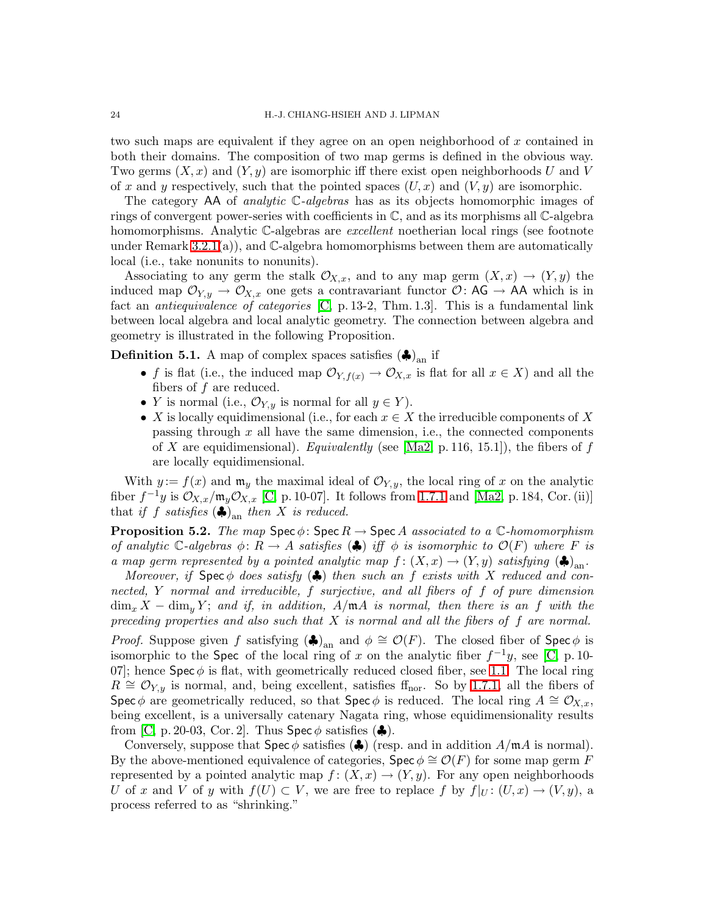two such maps are equivalent if they agree on an open neighborhood of $x$ contained in both their domains. The composition of two map germs is defined in the obvious way. Two germs $(X, x)$ and $(Y, y)$ are isomorphic iff there exist open neighborhoods $U$ and $V$ of $x$ and $y$ respectively, such that the pointed spaces $(U, x)$ and $(V, y)$ are isomorphic.

The category $\mathsf{AA}$ of *analytic* $\mathbb{C}$*-algebras* has as its objects homomorphic images of rings of convergent power-series with coefficients in $\mathbb{C}$, and as its morphisms all $\mathbb{C}$-algebra homomorphisms. Analytic $\mathbb{C}$-algebras are *excellent* noetherian local rings (see footnote under Remark 3.2.1(a)), and $\mathbb{C}$-algebra homomorphisms between them are automatically local (i.e., take nonunits to nonunits).

Associating to any germ the stalk $\mathcal{O}_{X,x}$, and to any map germ $(X, x) \to (Y, y)$ the induced map $\mathcal{O}_{Y,y} \to \mathcal{O}_{X,x}$ one gets a contravariant functor $\mathcal{O}\colon \mathsf{AG} \to \mathsf{AA}$ which is in fact an *antiequivalence of categories* [C, p. 13-2, Thm. 1.3]. This is a fundamental link between local algebra and local analytic geometry. The connection between algebra and geometry is illustrated in the following Proposition.

**Definition 5.1.** A map of complex spaces satisfies $(\clubsuit)_{\text{an}}$ if

- $f$ is flat (i.e., the induced map $\mathcal{O}_{Y,f(x)} \to \mathcal{O}_{X,x}$ is flat for all $x \in X$) and all the fibers of $f$ are reduced.
- $Y$ is normal (i.e., $\mathcal{O}_{Y,y}$ is normal for all $y \in Y$).
- $X$ is locally equidimensional (i.e., for each $x \in X$ the irreducible components of $X$ passing through $x$ all have the same dimension, i.e., the connected components of $X$ are equidimensional). *Equivalently* (see [Ma2, p. 116, 15.1]), the fibers of $f$ are locally equidimensional.

With $y := f(x)$ and $\mathfrak{m}_y$ the maximal ideal of $\mathcal{O}_{Y,y}$, the local ring of $x$ on the analytic fiber $f^{-1}y$ is $\mathcal{O}_{X,x}/\mathfrak{m}_y\mathcal{O}_{X,x}$ [C, p. 10-07]. It follows from 1.7.1 and [Ma2, p. 184, Cor. (ii)] that *if $f$ satisfies $(\clubsuit)_{\text{an}}$ then $X$ is reduced.*

**Proposition 5.2.** *The map $\operatorname{Spec}\phi\colon \operatorname{Spec} R \to \operatorname{Spec} A$ associated to a $\mathbb{C}$-homomorphism of analytic $\mathbb{C}$-algebras $\phi\colon R \to A$ satisfies $(\clubsuit)$ iff $\phi$ is isomorphic to $\mathcal{O}(F)$ where $F$ is a map germ represented by a pointed analytic map $f\colon (X, x) \to (Y, y)$ satisfying $(\clubsuit)_{\text{an}}$.*

*Moreover, if $\operatorname{Spec}\phi$ does satisfy $(\clubsuit)$ then such an $f$ exists with $X$ reduced and connected, $Y$ normal and irreducible, $f$ surjective, and all fibers of $f$ of pure dimension $\dim_x X - \dim_y Y$; and if, in addition, $A/\mathfrak{m}A$ is normal, then there is an $f$ with the preceding properties and also such that $X$ is normal and all the fibers of $f$ are normal.*

*Proof.* Suppose given $f$ satisfying $(\clubsuit)_{\text{an}}$ and $\phi \cong \mathcal{O}(F)$. The closed fiber of $\operatorname{Spec}\phi$ is isomorphic to the $\operatorname{Spec}$ of the local ring of $x$ on the analytic fiber $f^{-1}y$, see [C, p. 10-07]; hence $\operatorname{Spec}\phi$ is flat, with geometrically reduced closed fiber, see 1.1. The local ring $R \cong \mathcal{O}_{Y,y}$ is normal, and, being excellent, satisfies $\text{ff}_{\text{nor}}$. So by 1.7.1, all the fibers of $\operatorname{Spec}\phi$ are geometrically reduced, so that $\operatorname{Spec}\phi$ is reduced. The local ring $A \cong \mathcal{O}_{X,x}$, being excellent, is a universally catenary Nagata ring, whose equidimensionality results from [C, p. 20-03, Cor. 2]. Thus $\operatorname{Spec}\phi$ satisfies $(\clubsuit)$.

Conversely, suppose that $\operatorname{Spec}\phi$ satisfies $(\clubsuit)$ (resp. and in addition $A/\mathfrak{m}A$ is normal). By the above-mentioned equivalence of categories, $\operatorname{Spec}\phi \cong \mathcal{O}(F)$ for some map germ $F$ represented by a pointed analytic map $f\colon (X, x) \to (Y, y)$. For any open neighborhoods $U$ of $x$ and $V$ of $y$ with $f(U) \subset V$, we are free to replace $f$ by $f|_U\colon (U, x) \to (V, y)$, a process referred to as "shrinking."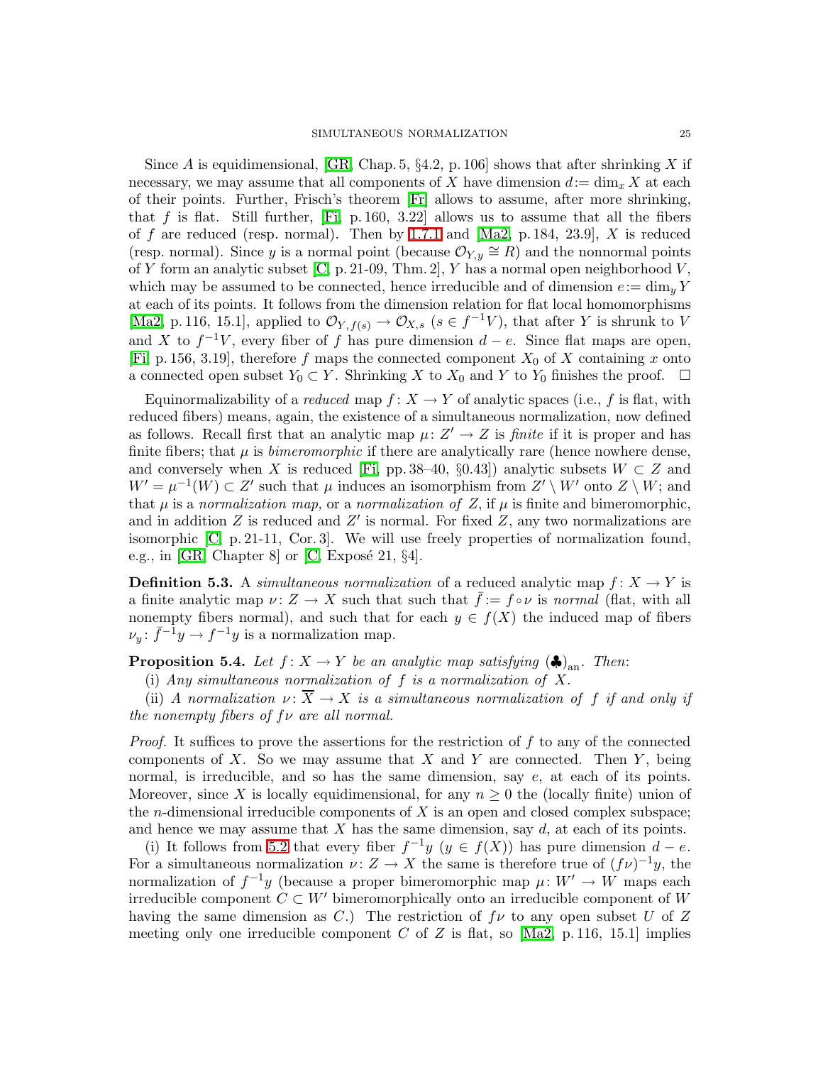Since $A$ is equidimensional, [GR, Chap. 5, §4.2, p. 106] shows that after shrinking $X$ if necessary, we may assume that all components of $X$ have dimension $d := \dim_x X$ at each of their points. Further, Frisch's theorem [Fr] allows to assume, after more shrinking, that $f$ is flat. Still further, [Fi, p. 160, 3.22] allows us to assume that all the fibers of $f$ are reduced (resp. normal). Then by 1.7.1 and [Ma2, p. 184, 23.9], $X$ is reduced (resp. normal). Since $y$ is a normal point (because $\mathcal{O}_{Y,y} \cong R$) and the nonnormal points of $Y$ form an analytic subset [C, p. 21-09, Thm. 2], $Y$ has a normal open neighborhood $V$, which may be assumed to be connected, hence irreducible and of dimension $e := \dim_y Y$ at each of its points. It follows from the dimension relation for flat local homomorphisms [Ma2, p. 116, 15.1], applied to $\mathcal{O}_{Y,f(s)} \to \mathcal{O}_{X,s}$ ($s \in f^{-1}V$), that after $Y$ is shrunk to $V$ and $X$ to $f^{-1}V$, every fiber of $f$ has pure dimension $d - e$. Since flat maps are open, [Fi, p. 156, 3.19], therefore $f$ maps the connected component $X_0$ of $X$ containing $x$ onto a connected open subset $Y_0 \subset Y$. Shrinking $X$ to $X_0$ and $Y$ to $Y_0$ finishes the proof. $\square$

Equinormalizability of a *reduced* map $f : X \to Y$ of analytic spaces (i.e., $f$ is flat, with reduced fibers) means, again, the existence of a simultaneous normalization, now defined as follows. Recall first that an analytic map $\mu : Z' \to Z$ is *finite* if it is proper and has finite fibers; that $\mu$ is *bimeromorphic* if there are analytically rare (hence nowhere dense, and conversely when $X$ is reduced [Fi, pp. 38–40, §0.43]) analytic subsets $W \subset Z$ and $W' = \mu^{-1}(W) \subset Z'$ such that $\mu$ induces an isomorphism from $Z' \setminus W'$ onto $Z \setminus W$; and that $\mu$ is a *normalization map,* or a *normalization of* $Z$, if $\mu$ is finite and bimeromorphic, and in addition $Z$ is reduced and $Z'$ is normal. For fixed $Z$, any two normalizations are isomorphic [C, p. 21-11, Cor. 3]. We will use freely properties of normalization found, e.g., in [GR] Chapter 8] or [C, Exposé 21, §4].

**Definition 5.3.** A *simultaneous normalization* of a reduced analytic map $f : X \to Y$ is a finite analytic map $\nu : Z \to X$ such that such that $\bar{f} := f \circ \nu$ is *normal* (flat, with all nonempty fibers normal), and such that for each $y \in f(X)$ the induced map of fibers $\nu_y : \bar{f}^{-1}y \to f^{-1}y$ is a normalization map.

**Proposition 5.4.** *Let $f : X \to Y$ be an analytic map satisfying* $(\clubsuit)_{\text{an}}$*. Then*:

(i) *Any simultaneous normalization of $f$ is a normalization of $X$.*

(ii) *A normalization $\nu : \overline{X} \to X$ is a simultaneous normalization of $f$ if and only if the nonempty fibers of $f\nu$ are all normal.*

*Proof.* It suffices to prove the assertions for the restriction of $f$ to any of the connected components of $X$. So we may assume that $X$ and $Y$ are connected. Then $Y$, being normal, is irreducible, and so has the same dimension, say $e$, at each of its points. Moreover, since $X$ is locally equidimensional, for any $n \geq 0$ the (locally finite) union of the $n$-dimensional irreducible components of $X$ is an open and closed complex subspace; and hence we may assume that $X$ has the same dimension, say $d$, at each of its points.

(i) It follows from 5.2 that every fiber $f^{-1}y$ ($y \in f(X)$) has pure dimension $d - e$. For a simultaneous normalization $\nu : Z \to X$ the same is therefore true of $(f\nu)^{-1}y$, the normalization of $f^{-1}y$ (because a proper bimeromorphic map $\mu : W' \to W$ maps each irreducible component $C \subset W'$ bimeromorphically onto an irreducible component of $W$ having the same dimension as $C$.) The restriction of $f\nu$ to any open subset $U$ of $Z$ meeting only one irreducible component $C$ of $Z$ is flat, so [Ma2, p. 116, 15.1] implies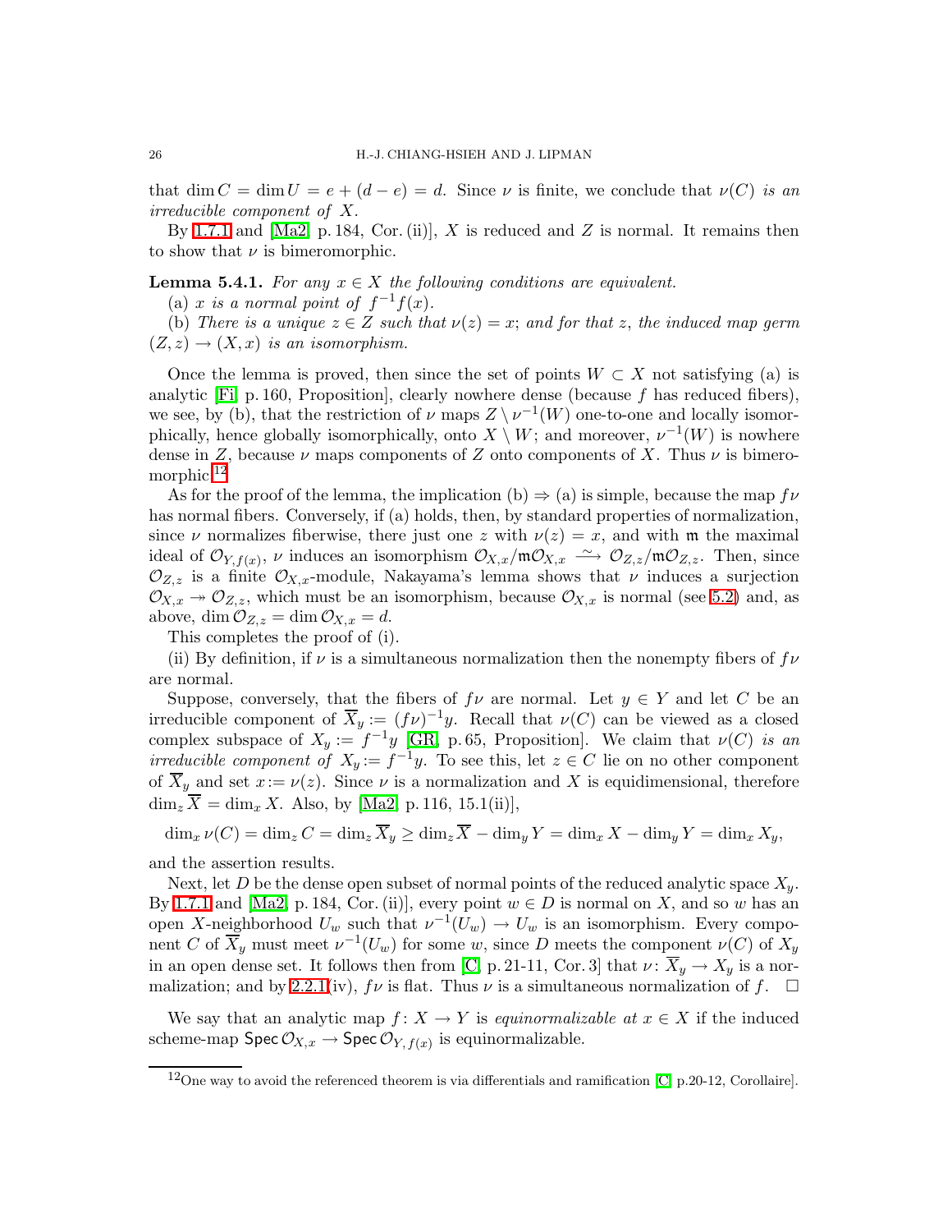that $\dim C = \dim U = e + (d - e) = d$. Since $\nu$ is finite, we conclude that $\nu(C)$ *is an irreducible component of* $X$.

By 1.7.1 and [Ma2, p. 184, Cor. (ii)], $X$ is reduced and $Z$ is normal. It remains then to show that $\nu$ is bimeromorphic.

**Lemma 5.4.1.** *For any* $x \in X$ *the following conditions are equivalent.*

(a) *$x$ is a normal point of* $f^{-1}f(x)$.

(b) *There is a unique* $z \in Z$ *such that* $\nu(z) = x$*; and for that* $z$*, the induced map germ* $(Z, z) \to (X, x)$ *is an isomorphism.*

Once the lemma is proved, then since the set of points $W \subset X$ not satisfying (a) is analytic [Fi, p. 160, Proposition], clearly nowhere dense (because $f$ has reduced fibers), we see, by (b), that the restriction of $\nu$ maps $Z \setminus \nu^{-1}(W)$ one-to-one and locally isomorphically, hence globally isomorphically, onto $X \setminus W$; and moreover, $\nu^{-1}(W)$ is nowhere dense in $Z$, because $\nu$ maps components of $Z$ onto components of $X$. Thus $\nu$ is bimeromorphic.[12]

As for the proof of the lemma, the implication (b) $\Rightarrow$ (a) is simple, because the map $f\nu$ has normal fibers. Conversely, if (a) holds, then, by standard properties of normalization, since $\nu$ normalizes fiberwise, there just one $z$ with $\nu(z) = x$, and with $\mathfrak{m}$ the maximal ideal of $\mathcal{O}_{Y,f(x)}$, $\nu$ induces an isomorphism $\mathcal{O}_{X,x}/\mathfrak{m}\mathcal{O}_{X,x} \xrightarrow{\sim} \mathcal{O}_{Z,z}/\mathfrak{m}\mathcal{O}_{Z,z}$. Then, since $\mathcal{O}_{Z,z}$ is a finite $\mathcal{O}_{X,x}$-module, Nakayama's lemma shows that $\nu$ induces a surjection $\mathcal{O}_{X,x} \twoheadrightarrow \mathcal{O}_{Z,z}$, which must be an isomorphism, because $\mathcal{O}_{X,x}$ is normal (see 5.2) and, as above, $\dim \mathcal{O}_{Z,z} = \dim \mathcal{O}_{X,x} = d$.

This completes the proof of (i).

(ii) By definition, if $\nu$ is a simultaneous normalization then the nonempty fibers of $f\nu$ are normal.

Suppose, conversely, that the fibers of $f\nu$ are normal. Let $y \in Y$ and let $C$ be an irreducible component of $\overline{X}_y := (f\nu)^{-1}y$. Recall that $\nu(C)$ can be viewed as a closed complex subspace of $X_y := f^{-1}y$ [GR, p. 65, Proposition]. We claim that $\nu(C)$ *is an irreducible component of* $X_y := f^{-1}y$. To see this, let $z \in C$ lie on no other component of $\overline{X}_y$ and set $x := \nu(z)$. Since $\nu$ is a normalization and $X$ is equidimensional, therefore $\dim_z \overline{X} = \dim_x X$. Also, by [Ma2, p. 116, 15.1(ii)],

$$\dim_x \nu(C) = \dim_z C = \dim_z \overline{X}_y \geq \dim_z \overline{X} - \dim_y Y = \dim_x X - \dim_y Y = \dim_x X_y,$$

and the assertion results.

Next, let $D$ be the dense open subset of normal points of the reduced analytic space $X_y$. By 1.7.1 and [Ma2, p. 184, Cor. (ii)], every point $w \in D$ is normal on $X$, and so $w$ has an open $X$-neighborhood $U_w$ such that $\nu^{-1}(U_w) \to U_w$ is an isomorphism. Every component $C$ of $\overline{X}_y$ must meet $\nu^{-1}(U_w)$ for some $w$, since $D$ meets the component $\nu(C)$ of $X_y$ in an open dense set. It follows then from [C, p. 21-11, Cor. 3] that $\nu\colon \overline{X}_y \to X_y$ is a normalization; and by 2.2.1(iv), $f\nu$ is flat. Thus $\nu$ is a simultaneous normalization of $f$. $\square$

We say that an analytic map $f\colon X \to Y$ is *equinormalizable at* $x \in X$ if the induced scheme-map $\mathsf{Spec}\, \mathcal{O}_{X,x} \to \mathsf{Spec}\, \mathcal{O}_{Y,f(x)}$ is equinormalizable.

---

[12] One way to avoid the referenced theorem is via differentials and ramification [C, p.20-12, Corollaire].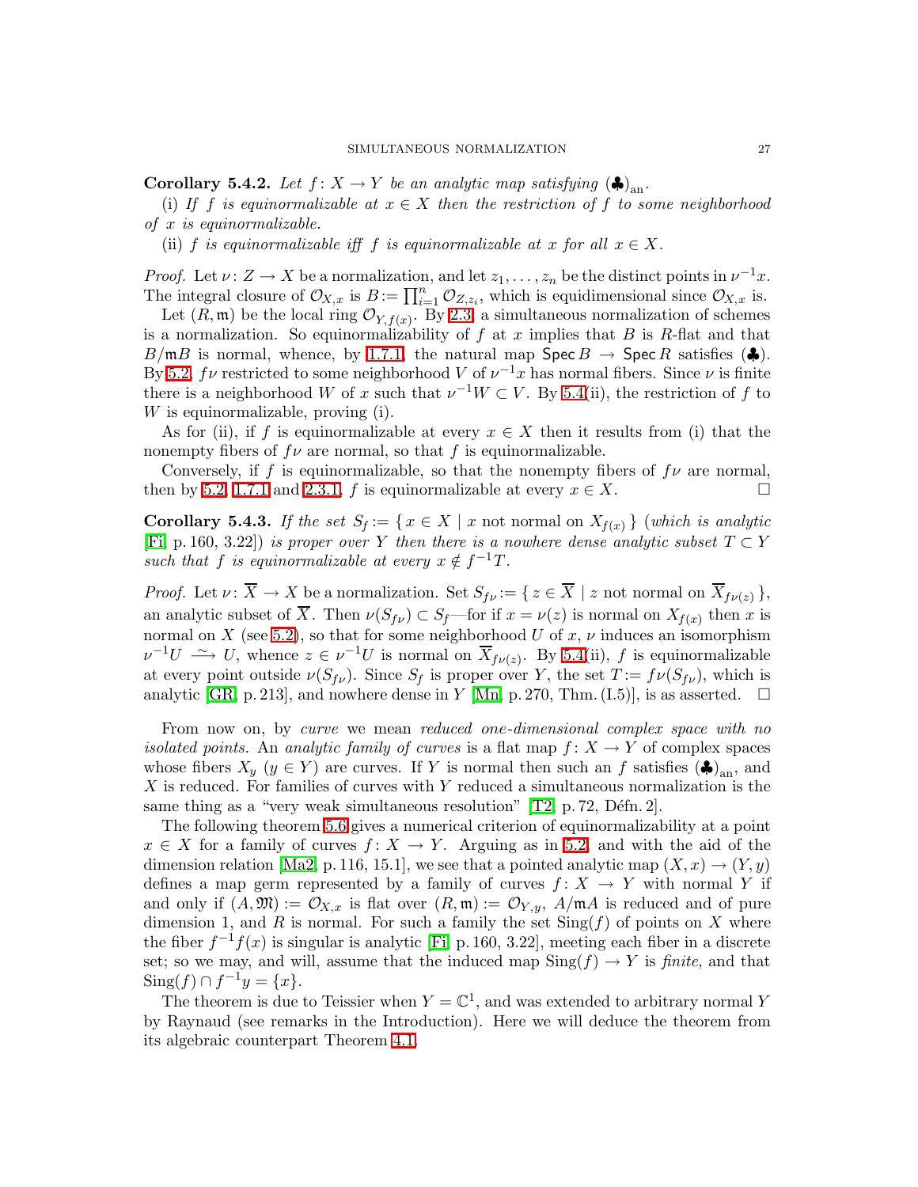**Corollary 5.4.2.** *Let $f\colon X \to Y$ be an analytic map satisfying $(\clubsuit)_{\text{an}}$.*

(i) *If $f$ is equinormalizable at $x \in X$ then the restriction of $f$ to some neighborhood of $x$ is equinormalizable.*

(ii) *$f$ is equinormalizable iff $f$ is equinormalizable at $x$ for all $x \in X$.*

*Proof.* Let $\nu\colon Z \to X$ be a normalization, and let $z_1, \dots, z_n$ be the distinct points in $\nu^{-1}x$. The integral closure of $\mathcal{O}_{X,x}$ is $B := \prod_{i=1}^{n} \mathcal{O}_{Z,z_i}$, which is equidimensional since $\mathcal{O}_{X,x}$ is.

Let $(R, \mathfrak{m})$ be the local ring $\mathcal{O}_{Y,f(x)}$. By 2.3, a simultaneous normalization of schemes is a normalization. So equinormalizability of $f$ at $x$ implies that $B$ is $R$-flat and that $B/\mathfrak{m}B$ is normal, whence, by 1.7.1, the natural map $\mathsf{Spec}\, B \to \mathsf{Spec}\, R$ satisfies $(\clubsuit)$. By 5.2, $f\nu$ restricted to some neighborhood $V$ of $\nu^{-1}x$ has normal fibers. Since $\nu$ is finite there is a neighborhood $W$ of $x$ such that $\nu^{-1}W \subset V$. By 5.4(ii), the restriction of $f$ to $W$ is equinormalizable, proving (i).

As for (ii), if $f$ is equinormalizable at every $x \in X$ then it results from (i) that the nonempty fibers of $f\nu$ are normal, so that $f$ is equinormalizable.

Conversely, if $f$ is equinormalizable, so that the nonempty fibers of $f\nu$ are normal, then by 5.2, 1.7.1 and 2.3.1, $f$ is equinormalizable at every $x \in X$. $\square$

**Corollary 5.4.3.** *If the set $S_f := \{\, x \in X \mid x \text{ not normal on } X_{f(x)} \,\}$ (which is analytic [Fi, p. 160, 3.22]) is proper over $Y$ then there is a nowhere dense analytic subset $T \subset Y$ such that $f$ is equinormalizable at every $x \notin f^{-1}T$.*

*Proof.* Let $\nu\colon \overline{X} \to X$ be a normalization. Set $S_{f\nu} := \{\, z \in \overline{X} \mid z \text{ not normal on } \overline{X}_{f\nu(z)} \,\}$, an analytic subset of $\overline{X}$. Then $\nu(S_{f\nu}) \subset S_f$—for if $x = \nu(z)$ is normal on $X_{f(x)}$ then $x$ is normal on $X$ (see 5.2), so that for some neighborhood $U$ of $x$, $\nu$ induces an isomorphism $\nu^{-1}U \xrightarrow{\sim} U$, whence $z \in \nu^{-1}U$ is normal on $\overline{X}_{f\nu(z)}$. By 5.4(ii), $f$ is equinormalizable at every point outside $\nu(S_{f\nu})$. Since $S_f$ is proper over $Y$, the set $T := f\nu(S_{f\nu})$, which is analytic [GR, p. 213], and nowhere dense in $Y$ [Mn, p. 270, Thm. (I.5)], is as asserted. $\square$

From now on, by *curve* we mean *reduced one-dimensional complex space with no isolated points.* An *analytic family of curves* is a flat map $f\colon X \to Y$ of complex spaces whose fibers $X_y$ $(y \in Y)$ are curves. If $Y$ is normal then such an $f$ satisfies $(\clubsuit)_{\text{an}}$, and $X$ is reduced. For families of curves with $Y$ reduced a simultaneous normalization is the same thing as a "very weak simultaneous resolution" [T2, p. 72, Défn. 2].

The following theorem 5.6 gives a numerical criterion of equinormalizability at a point $x \in X$ for a family of curves $f\colon X \to Y$. Arguing as in 5.2, and with the aid of the dimension relation [Ma2, p. 116, 15.1], we see that a pointed analytic map $(X, x) \to (Y, y)$ defines a map germ represented by a family of curves $f\colon X \to Y$ with normal $Y$ if and only if $(A, \mathfrak{M}) := \mathcal{O}_{X,x}$ is flat over $(R, \mathfrak{m}) := \mathcal{O}_{Y,y}$, $A/\mathfrak{m}A$ is reduced and of pure dimension 1, and $R$ is normal. For such a family the set $\operatorname{Sing}(f)$ of points on $X$ where the fiber $f^{-1}f(x)$ is singular is analytic [Fi, p. 160, 3.22], meeting each fiber in a discrete set; so we may, and will, assume that the induced map $\operatorname{Sing}(f) \to Y$ is *finite*, and that $\operatorname{Sing}(f) \cap f^{-1}y = \{x\}$.

The theorem is due to Teissier when $Y = \mathbb{C}^1$, and was extended to arbitrary normal $Y$ by Raynaud (see remarks in the Introduction). Here we will deduce the theorem from its algebraic counterpart Theorem 4.1.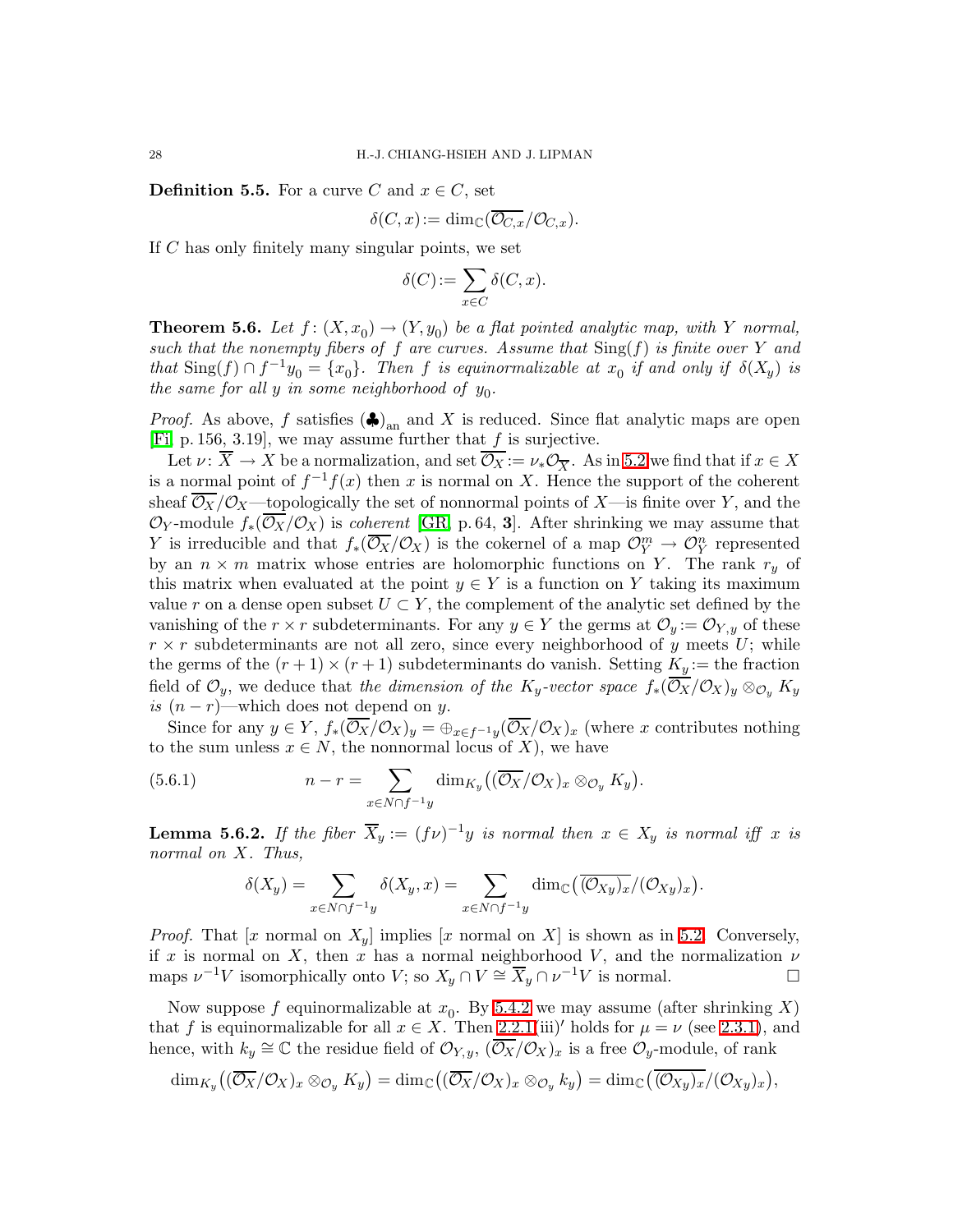**Definition 5.5.** For a curve $C$ and $x \in C$, set

$$\delta(C,x) := \dim_{\mathbb{C}}(\overline{\mathcal{O}_{C,x}}/\mathcal{O}_{C,x}).$$

If $C$ has only finitely many singular points, we set

$$\delta(C) := \sum_{x \in C} \delta(C,x).$$

**Theorem 5.6.** *Let $f\colon (X, x_0) \to (Y, y_0)$ be a flat pointed analytic map, with $Y$ normal, such that the nonempty fibers of $f$ are curves. Assume that $\mathrm{Sing}(f)$ is finite over $Y$ and that $\mathrm{Sing}(f) \cap f^{-1}y_0 = \{x_0\}$. Then $f$ is equinormalizable at $x_0$ if and only if $\delta(X_y)$ is the same for all $y$ in some neighborhood of $y_0$.*

*Proof.* As above, $f$ satisfies $(\clubsuit)_{\mathrm{an}}$ and $X$ is reduced. Since flat analytic maps are open [Fi, p. 156, 3.19], we may assume further that $f$ is surjective.

Let $\nu\colon \overline{X} \to X$ be a normalization, and set $\overline{\mathcal{O}_X} := \nu_*\mathcal{O}_{\overline{X}}$. As in 5.2 we find that if $x \in X$ is a normal point of $f^{-1}f(x)$ then $x$ is normal on $X$. Hence the support of the coherent sheaf $\overline{\mathcal{O}_X}/\mathcal{O}_X$—topologically the set of nonnormal points of $X$—is finite over $Y$, and the $\mathcal{O}_Y$-module $f_*(\overline{\mathcal{O}_X}/\mathcal{O}_X)$ is *coherent* [GR, p. 64, **3**]. After shrinking we may assume that $Y$ is irreducible and that $f_*(\overline{\mathcal{O}_X}/\mathcal{O}_X)$ is the cokernel of a map $\mathcal{O}_Y^m \to \mathcal{O}_Y^n$ represented by an $n \times m$ matrix whose entries are holomorphic functions on $Y$. The rank $r_y$ of this matrix when evaluated at the point $y \in Y$ is a function on $Y$ taking its maximum value $r$ on a dense open subset $U \subset Y$, the complement of the analytic set defined by the vanishing of the $r \times r$ subdeterminants. For any $y \in Y$ the germs at $\mathcal{O}_y := \mathcal{O}_{Y,y}$ of these $r \times r$ subdeterminants are not all zero, since every neighborhood of $y$ meets $U$; while the germs of the $(r+1) \times (r+1)$ subdeterminants do vanish. Setting $K_y :=$ the fraction field of $\mathcal{O}_y$, we deduce that *the dimension of the $K_y$-vector space $f_*(\overline{\mathcal{O}_X}/\mathcal{O}_X)_y \otimes_{\mathcal{O}_y} K_y$ is $(n-r)$*—which does not depend on $y$.

Since for any $y \in Y$, $f_*(\overline{\mathcal{O}_X}/\mathcal{O}_X)_y = \oplus_{x \in f^{-1}y}(\overline{\mathcal{O}_X}/\mathcal{O}_X)_x$ (where $x$ contributes nothing to the sum unless $x \in N$, the nonnormal locus of $X$), we have

$$n - r = \sum_{x \in N \cap f^{-1}y} \dim_{K_y}\big((\overline{\mathcal{O}_X}/\mathcal{O}_X)_x \otimes_{\mathcal{O}_y} K_y\big). \tag{5.6.1}$$

**Lemma 5.6.2.** *If the fiber $\overline{X}_y := (f\nu)^{-1}y$ is normal then $x \in X_y$ is normal iff $x$ is normal on $X$. Thus,*

$$\delta(X_y) = \sum_{x \in N \cap f^{-1}y} \delta(X_y, x) = \sum_{x \in N \cap f^{-1}y} \dim_{\mathbb{C}}\big(\overline{(\mathcal{O}_{X_y})_x}/(\mathcal{O}_{X_y})_x\big).$$

*Proof.* That [$x$ normal on $X_y$] implies [$x$ normal on $X$] is shown as in 5.2. Conversely, if $x$ is normal on $X$, then $x$ has a normal neighborhood $V$, and the normalization $\nu$ maps $\nu^{-1}V$ isomorphically onto $V$; so $X_y \cap V \cong \overline{X}_y \cap \nu^{-1}V$ is normal. $\square$

Now suppose $f$ equinormalizable at $x_0$. By 5.4.2 we may assume (after shrinking $X$) that $f$ is equinormalizable for all $x \in X$. Then 2.2.1(iii)$'$ holds for $\mu = \nu$ (see 2.3.1), and hence, with $k_y \cong \mathbb{C}$ the residue field of $\mathcal{O}_{Y,y}$, $(\overline{\mathcal{O}_X}/\mathcal{O}_X)_x$ is a free $\mathcal{O}_y$-module, of rank

$$\dim_{K_y}\big((\overline{\mathcal{O}_X}/\mathcal{O}_X)_x \otimes_{\mathcal{O}_y} K_y\big) = \dim_{\mathbb{C}}\big((\overline{\mathcal{O}_X}/\mathcal{O}_X)_x \otimes_{\mathcal{O}_y} k_y\big) = \dim_{\mathbb{C}}\big(\overline{(\mathcal{O}_{X_y})_x}/(\mathcal{O}_{X_y})_x\big),$$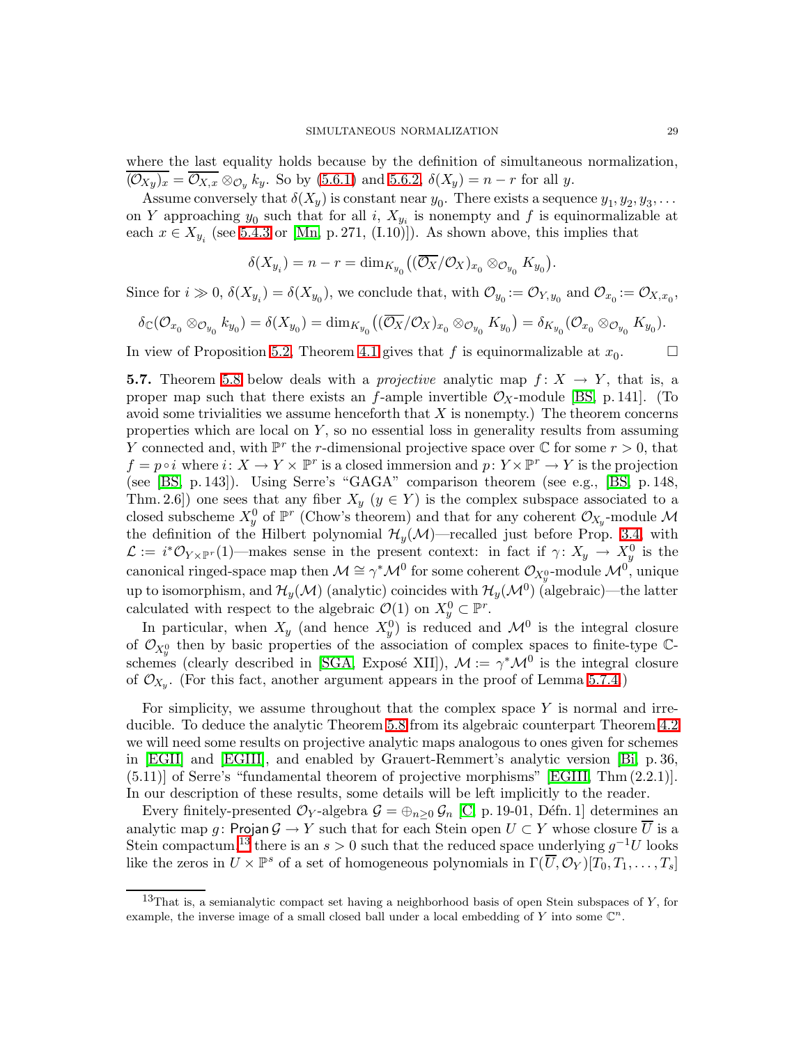where the last equality holds because by the definition of simultaneous normalization, $\overline{(\mathcal{O}_{X_y})_x} = \overline{\mathcal{O}_{X,x}} \otimes_{\mathcal{O}_y} k_y$. So by (5.6.1) and 5.6.2, $\delta(X_y) = n - r$ for all $y$.

Assume conversely that $\delta(X_y)$ is constant near $y_0$. There exists a sequence $y_1, y_2, y_3, \dots$ on $Y$ approaching $y_0$ such that for all $i$, $X_{y_i}$ is nonempty and $f$ is equinormalizable at each $x \in X_{y_i}$ (see 5.4.3 or [Mn, p. 271, (I.10)]). As shown above, this implies that

$$\delta(X_{y_i}) = n - r = \dim_{K_{y_0}}\big((\overline{\mathcal{O}_X}/\mathcal{O}_X)_{x_0} \otimes_{\mathcal{O}_{y_0}} K_{y_0}\big).$$

Since for $i \gg 0$, $\delta(X_{y_i}) = \delta(X_{y_0})$, we conclude that, with $\mathcal{O}_{y_0} := \mathcal{O}_{Y,y_0}$ and $\mathcal{O}_{x_0} := \mathcal{O}_{X,x_0}$,

$$\delta_{\mathbb{C}}(\mathcal{O}_{x_0} \otimes_{\mathcal{O}_{y_0}} k_{y_0}) = \delta(X_{y_0}) = \dim_{K_{y_0}}\big((\overline{\mathcal{O}_X}/\mathcal{O}_X)_{x_0} \otimes_{\mathcal{O}_{y_0}} K_{y_0}\big) = \delta_{K_{y_0}}(\mathcal{O}_{x_0} \otimes_{\mathcal{O}_{y_0}} K_{y_0}).$$

In view of Proposition 5.2, Theorem 4.1 gives that $f$ is equinormalizable at $x_0$. $\square$

**5.7.** Theorem 5.8 below deals with a *projective* analytic map $f\colon X \to Y$, that is, a proper map such that there exists an $f$-ample invertible $\mathcal{O}_X$-module [BS, p. 141]. (To avoid some trivialities we assume henceforth that $X$ is nonempty.) The theorem concerns properties which are local on $Y$, so no essential loss in generality results from assuming $Y$ connected and, with $\mathbb{P}^r$ the $r$-dimensional projective space over $\mathbb{C}$ for some $r > 0$, that $f = p \circ i$ where $i\colon X \to Y \times \mathbb{P}^r$ is a closed immersion and $p\colon Y \times \mathbb{P}^r \to Y$ is the projection (see [BS, p. 143]). Using Serre's "GAGA" comparison theorem (see e.g., [BS, p. 148, Thm. 2.6]) one sees that any fiber $X_y$ ($y \in Y$) is the complex subspace associated to a closed subscheme $X_y^0$ of $\mathbb{P}^r$ (Chow's theorem) and that for any coherent $\mathcal{O}_{X_y}$-module $\mathcal{M}$ the definition of the Hilbert polynomial $\mathcal{H}_y(\mathcal{M})$—recalled just before Prop. 3.4, with $\mathcal{L} := i^*\mathcal{O}_{Y\times\mathbb{P}^r}(1)$—makes sense in the present context: in fact if $\gamma\colon X_y \to X_y^0$ is the canonical ringed-space map then $\mathcal{M} \cong \gamma^*\mathcal{M}^0$ for some coherent $\mathcal{O}_{X_y^0}$-module $\mathcal{M}^0$, unique up to isomorphism, and $\mathcal{H}_y(\mathcal{M})$ (analytic) coincides with $\mathcal{H}_y(\mathcal{M}^0)$ (algebraic)—the latter calculated with respect to the algebraic $\mathcal{O}(1)$ on $X_y^0 \subset \mathbb{P}^r$.

In particular, when $X_y$ (and hence $X_y^0$) is reduced and $\mathcal{M}^0$ is the integral closure of $\mathcal{O}_{X_y^0}$ then by basic properties of the association of complex spaces to finite-type $\mathbb{C}$-schemes (clearly described in [SGA, Exposé XII]), $\mathcal{M} := \gamma^*\mathcal{M}^0$ is the integral closure of $\mathcal{O}_{X_y}$. (For this fact, another argument appears in the proof of Lemma 5.7.4.)

For simplicity, we assume throughout that the complex space $Y$ is normal and irreducible. To deduce the analytic Theorem 5.8 from its algebraic counterpart Theorem 4.2 we will need some results on projective analytic maps analogous to ones given for schemes in [EGII] and [EGIII], and enabled by Grauert-Remmert's analytic version [Bi, p. 36, (5.11)] of Serre's "fundamental theorem of projective morphisms" [EGIII, Thm (2.2.1)]. In our description of these results, some details will be left implicitly to the reader.

Every finitely-presented $\mathcal{O}_Y$-algebra $\mathcal{G} = \oplus_{n\ge 0}\mathcal{G}_n$ [C, p. 19-01, Défn. 1] determines an analytic map $g\colon \mathsf{Projan}\,\mathcal{G} \to Y$ such that for each Stein open $U \subset Y$ whose closure $\overline{U}$ is a Stein compactum,[13] there is an $s > 0$ such that the reduced space underlying $g^{-1}U$ looks like the zeros in $U \times \mathbb{P}^s$ of a set of homogeneous polynomials in $\Gamma(\overline{U}, \mathcal{O}_Y)[T_0, T_1, \dots, T_s]$

[13] That is, a semianalytic compact set having a neighborhood basis of open Stein subspaces of $Y$, for example, the inverse image of a small closed ball under a local embedding of $Y$ into some $\mathbb{C}^n$.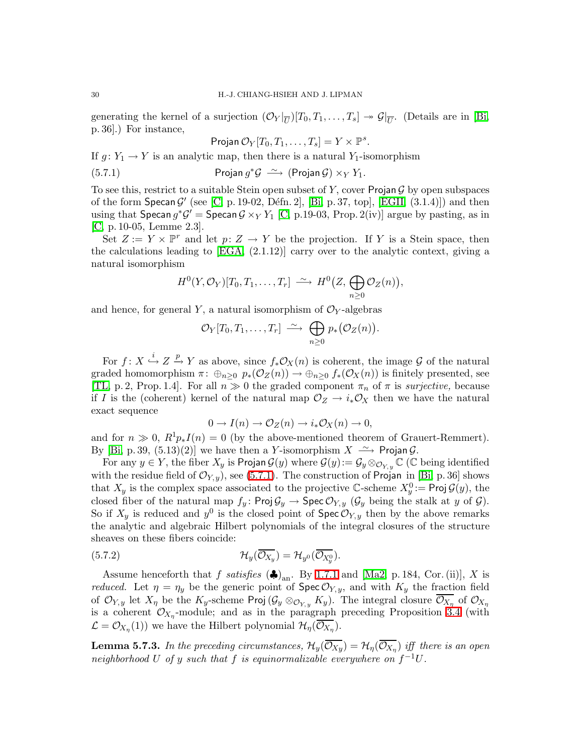generating the kernel of a surjection $(\mathcal{O}_Y|_{\overline{U}})[T_0, T_1, \dots, T_s] \twoheadrightarrow \mathcal{G}|_{\overline{U}}$. (Details are in [Bi, p. 36].) For instance,

$$\mathsf{Projan}\, \mathcal{O}_Y[T_0, T_1, \dots, T_s] = Y \times \mathbb{P}^s.$$

If $g\colon Y_1 \to Y$ is an analytic map, then there is a natural $Y_1$-isomorphism

$$\mathsf{Projan}\, g^*\mathcal{G} \xrightarrow{\;\sim\;} (\mathsf{Projan}\, \mathcal{G}) \times_Y Y_1. \tag{5.7.1}$$

To see this, restrict to a suitable Stein open subset of $Y$, cover $\mathsf{Projan}\, \mathcal{G}$ by open subspaces of the form $\mathsf{Specan}\, \mathcal{G}'$ (see [C, p. 19-02, Défn. 2], [Bi, p. 37, top], [EGII, (3.1.4)]) and then using that $\mathsf{Specan}\, g^*\mathcal{G}' = \mathsf{Specan}\, \mathcal{G} \times_Y Y_1$ [C, p.19-03, Prop. 2(iv)] argue by pasting, as in [C, p. 10-05, Lemme 2.3].

Set $Z := Y \times \mathbb{P}^r$ and let $p\colon Z \to Y$ be the projection. If $Y$ is a Stein space, then the calculations leading to [EGA, (2.1.12)] carry over to the analytic context, giving a natural isomorphism

$$H^0(Y, \mathcal{O}_Y)[T_0, T_1, \dots, T_r] \xrightarrow{\;\sim\;} H^0\big(Z, \bigoplus_{n \ge 0} \mathcal{O}_Z(n)\big),$$

and hence, for general $Y$, a natural isomorphism of $\mathcal{O}_Y$-algebras

$$\mathcal{O}_Y[T_0, T_1, \dots, T_r] \xrightarrow{\;\sim\;} \bigoplus_{n \ge 0} p_*\big(\mathcal{O}_Z(n)\big).$$

For $f\colon X \overset{i}{\hookrightarrow} Z \overset{p}{\to} Y$ as above, since $f_*\mathcal{O}_X(n)$ is coherent, the image $\mathcal{G}$ of the natural graded homomorphism $\pi\colon \oplus_{n\ge 0}\, p_*(\mathcal{O}_Z(n)) \to \oplus_{n \ge 0}\, f_*(\mathcal{O}_X(n))$ is finitely presented, see [TL, p. 2, Prop. 1.4]. For all $n \gg 0$ the graded component $\pi_n$ of $\pi$ is *surjective,* because if $I$ is the (coherent) kernel of the natural map $\mathcal{O}_Z \to i_*\mathcal{O}_X$ then we have the natural exact sequence

$$0 \to I(n) \to \mathcal{O}_Z(n) \to i_*\mathcal{O}_X(n) \to 0,$$

and for $n \gg 0$, $R^1p_*I(n) = 0$ (by the above-mentioned theorem of Grauert-Remmert). By [Bi, p. 39, (5.13)(2)] we have then a $Y$-isomorphism $X \xrightarrow{\;\sim\;} \mathsf{Projan}\, \mathcal{G}$.

For any $y \in Y$, the fiber $X_y$ is $\mathsf{Projan}\, \mathcal{G}(y)$ where $\mathcal{G}(y) := \mathcal{G}_y \otimes_{\mathcal{O}_{Y,y}} \mathbb{C}$ ($\mathbb{C}$ being identified with the residue field of $\mathcal{O}_{Y,y}$), see (5.7.1). The construction of $\mathsf{Projan}$ in [Bi, p. 36] shows that $X_y$ is the complex space associated to the projective $\mathbb{C}$-scheme $X_y^0 := \mathsf{Proj}\, \mathcal{G}(y)$, the closed fiber of the natural map $f_y\colon \mathsf{Proj}\, \mathcal{G}_y \to \mathsf{Spec}\, \mathcal{O}_{Y,y}$ ($\mathcal{G}_y$ being the stalk at $y$ of $\mathcal{G}$). So if $X_y$ is reduced and $y^0$ is the closed point of $\mathsf{Spec}\, \mathcal{O}_{Y,y}$ then by the above remarks the analytic and algebraic Hilbert polynomials of the integral closures of the structure sheaves on these fibers coincide:

$$\mathcal{H}_y(\overline{\mathcal{O}_{X_y}}) = \mathcal{H}_{y^0}(\overline{\mathcal{O}_{X_y^0}}). \tag{5.7.2}$$

Assume henceforth that $f$ *satisfies* $(\clubsuit)_{\mathrm{an}}$. By 1.7.1 and [Ma2, p. 184, Cor. (ii)], $X$ is *reduced.* Let $\eta = \eta_y$ be the generic point of $\mathsf{Spec}\, \mathcal{O}_{Y,y}$, and with $K_y$ the fraction field of $\mathcal{O}_{Y,y}$ let $X_\eta$ be the $K_y$-scheme $\mathsf{Proj}\, (\mathcal{G}_y \otimes_{\mathcal{O}_{Y,y}} K_y)$. The integral closure $\overline{\mathcal{O}_{X_\eta}}$ of $\mathcal{O}_{X_\eta}$ is a coherent $\mathcal{O}_{X_\eta}$-module; and as in the paragraph preceding Proposition 3.4 (with $\mathcal{L} = \mathcal{O}_{X_\eta}(1)$) we have the Hilbert polynomial $\mathcal{H}_\eta(\overline{\mathcal{O}_{X_\eta}})$.

**Lemma 5.7.3.** *In the preceding circumstances, $\mathcal{H}_y(\overline{\mathcal{O}_{X_y}}) = \mathcal{H}_\eta(\overline{\mathcal{O}_{X_\eta}})$ iff there is an open neighborhood $U$ of $y$ such that $f$ is equinormalizable everywhere on $f^{-1}U$.*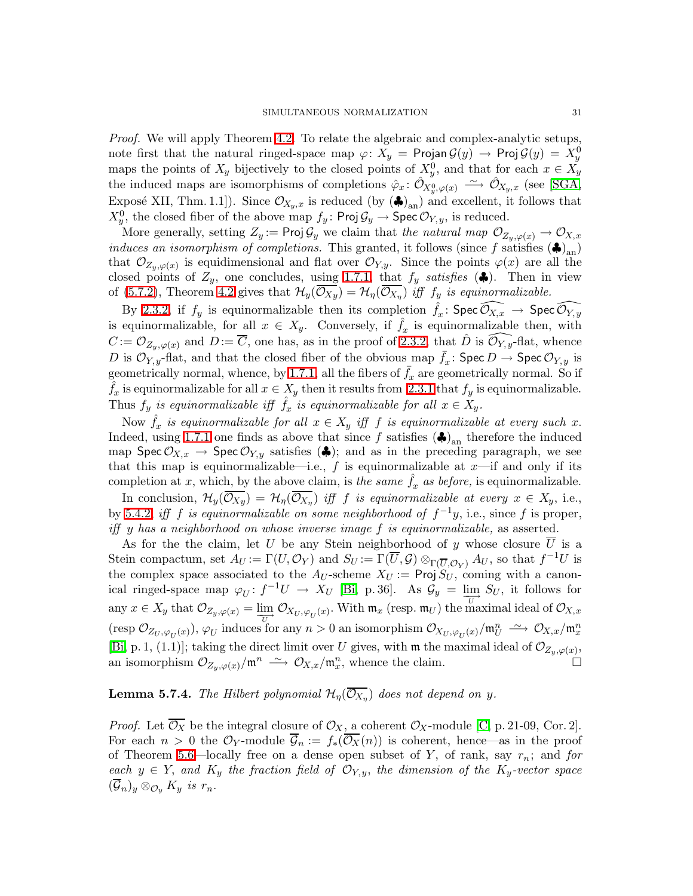*Proof.* We will apply Theorem 4.2. To relate the algebraic and complex-analytic setups, note first that the natural ringed-space map $\varphi\colon X_y = \mathsf{Projan}\,\mathcal{G}(y) \to \mathsf{Proj}\,\mathcal{G}(y) = X_y^0$ maps the points of $X_y$ bijectively to the closed points of $X_y^0$, and that for each $x \in X_y$ the induced maps are isomorphisms of completions $\hat\varphi_x\colon \hat{\mathcal{O}}_{X_y^0,\varphi(x)} \xrightarrow{\sim} \hat{\mathcal{O}}_{X_y,x}$ (see [SGA, Exposé XII, Thm. 1.1]). Since $\mathcal{O}_{X_y,x}$ is reduced (by $(\clubsuit)_{\mathrm{an}}$) and excellent, it follows that $X_y^0$, the closed fiber of the above map $f_y\colon \mathsf{Proj}\,\mathcal{G}_y \to \mathsf{Spec}\,\mathcal{O}_{Y,y}$, is reduced.

More generally, setting $Z_y := \mathsf{Proj}\,\mathcal{G}_y$ we claim that *the natural map $\mathcal{O}_{Z_y,\varphi(x)} \to \mathcal{O}_{X,x}$ induces an isomorphism of completions.* This granted, it follows (since $f$ satisfies $(\clubsuit)_{\mathrm{an}}$) that $\mathcal{O}_{Z_y,\varphi(x)}$ is equidimensional and flat over $\mathcal{O}_{Y,y}$. Since the points $\varphi(x)$ are all the closed points of $Z_y$, one concludes, using 1.7.1, that *$f_y$ satisfies $(\clubsuit)$.* Then in view of (5.7.2), Theorem 4.2 gives that $\mathcal{H}_y(\overline{\mathcal{O}_{X_y}}) = \mathcal{H}_\eta(\overline{\mathcal{O}_{X_\eta}})$ *iff $f_y$ is equinormalizable.*

By 2.3.2, if $f_y$ is equinormalizable then its completion $\hat f_x\colon \mathsf{Spec}\,\widehat{\mathcal{O}_{X,x}} \to \mathsf{Spec}\,\widehat{\mathcal{O}_{Y,y}}$ is equinormalizable, for all $x \in X_y$. Conversely, if $\hat f_x$ is equinormalizable then, with $C := \mathcal{O}_{Z_y,\varphi(x)}$ and $D := \overline{C}$, one has, as in the proof of 2.3.2, that $\hat D$ is $\widehat{\mathcal{O}_{Y,y}}$-flat, whence $D$ is $\mathcal{O}_{Y,y}$-flat, and that the closed fiber of the obvious map $\bar f_x\colon \mathsf{Spec}\,D \to \mathsf{Spec}\,\mathcal{O}_{Y,y}$ is geometrically normal, whence, by 1.7.1, all the fibers of $\bar f_x$ are geometrically normal. So if $\hat f_x$ is equinormalizable for all $x \in X_y$ then it results from 2.3.1 that $f_y$ is equinormalizable. Thus *$f_y$ is equinormalizable iff $\hat f_x$ is equinormalizable for all $x \in X_y$.*

Now *$\hat f_x$ is equinormalizable for all $x \in X_y$ iff $f$ is equinormalizable at every such $x$.* Indeed, using 1.7.1 one finds as above that since $f$ satisfies $(\clubsuit)_{\mathrm{an}}$ therefore the induced map $\mathsf{Spec}\,\mathcal{O}_{X,x} \to \mathsf{Spec}\,\mathcal{O}_{Y,y}$ satisfies $(\clubsuit)$; and as in the preceding paragraph, we see that this map is equinormalizable—i.e., $f$ is equinormalizable at $x$—if and only if its completion at $x$, which, by the above claim, is *the same $\hat f_x$ as before,* is equinormalizable.

In conclusion, $\mathcal{H}_y(\overline{\mathcal{O}_{X_y}}) = \mathcal{H}_\eta(\overline{\mathcal{O}_{X_\eta}})$ *iff $f$ is equinormalizable at every $x \in X_y$,* i.e., by 5.4.2, *iff $f$ is equinormalizable on some neighborhood of $f^{-1}y$,* i.e., since $f$ is proper, *iff $y$ has a neighborhood on whose inverse image $f$ is equinormalizable,* as asserted.

As for the the claim, let $U$ be any Stein neighborhood of $y$ whose closure $\overline{U}$ is a Stein compactum, set $A_U := \Gamma(U, \mathcal{O}_Y)$ and $S_U := \Gamma(\overline{U}, \mathcal{G}) \otimes_{\Gamma(\overline{U},\mathcal{O}_Y)} A_U$, so that $f^{-1}U$ is the complex space associated to the $A_U$-scheme $X_U := \mathsf{Proj}\,S_U$, coming with a canonical ringed-space map $\varphi_U\colon f^{-1}U \to X_U$ [Bi, p. 36]. As $\mathcal{G}_y = \varinjlim_U S_U$, it follows for any $x \in X_y$ that $\mathcal{O}_{Z_y,\varphi(x)} = \varinjlim_U \mathcal{O}_{X_U,\varphi_U(x)}$. With $\mathfrak{m}_x$ (resp. $\mathfrak{m}_U$) the maximal ideal of $\mathcal{O}_{X,x}$ (resp $\mathcal{O}_{Z_U,\varphi_U(x)}$), $\varphi_U$ induces for any $n > 0$ an isomorphism $\mathcal{O}_{X_U,\varphi_U(x)}/\mathfrak{m}_U^n \xrightarrow{\sim} \mathcal{O}_{X,x}/\mathfrak{m}_x^n$ [Bi, p. 1, (1.1)]; taking the direct limit over $U$ gives, with $\mathfrak{m}$ the maximal ideal of $\mathcal{O}_{Z_y,\varphi(x)}$, an isomorphism $\mathcal{O}_{Z_y,\varphi(x)}/\mathfrak{m}^n \xrightarrow{\sim} \mathcal{O}_{X,x}/\mathfrak{m}_x^n$, whence the claim. $\square$

**Lemma 5.7.4.** *The Hilbert polynomial $\mathcal{H}_\eta(\overline{\mathcal{O}_{X_\eta}})$ does not depend on $y$.*

*Proof.* Let $\overline{\mathcal{O}_X}$ be the integral closure of $\mathcal{O}_X$, a coherent $\mathcal{O}_X$-module [C, p. 21-09, Cor. 2]. For each $n > 0$ the $\mathcal{O}_Y$-module $\overline{\mathcal{G}}_n := f_*(\overline{\mathcal{O}_X}(n))$ is coherent, hence—as in the proof of Theorem 5.6—locally free on a dense open subset of $Y$, of rank, say $r_n$; and *for each $y \in Y$, and $K_y$ the fraction field of $\mathcal{O}_{Y,y}$, the dimension of the $K_y$-vector space $(\overline{\mathcal{G}}_n)_y \otimes_{\mathcal{O}_y} K_y$ is $r_n$.*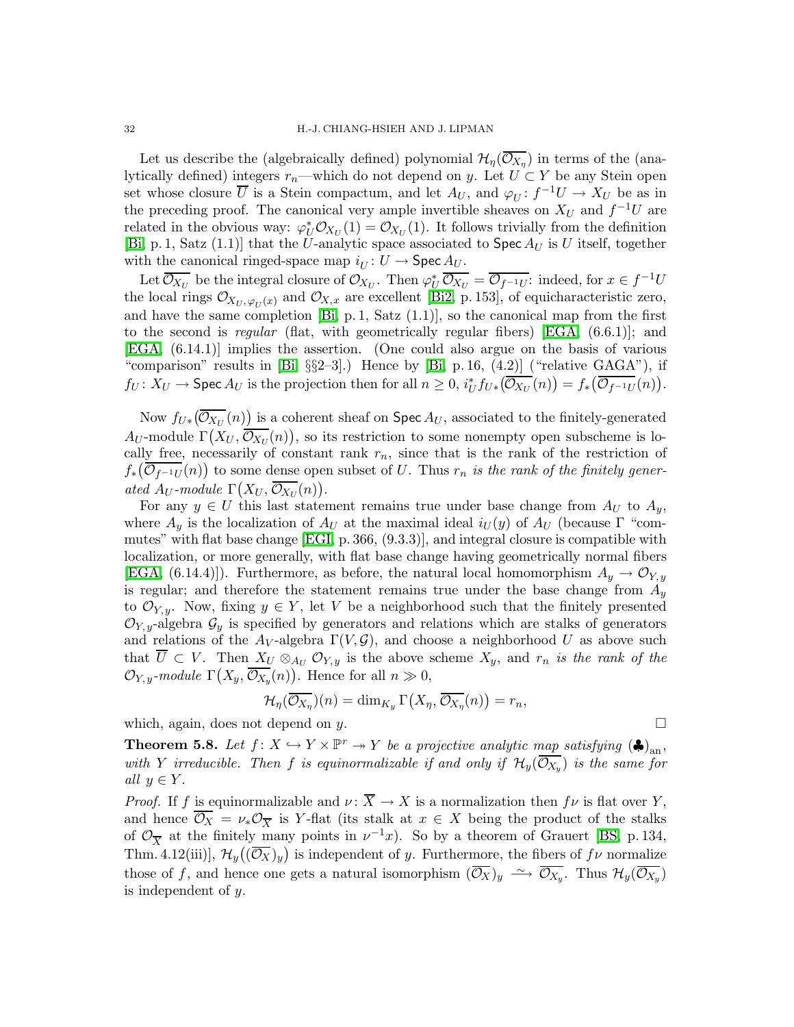Let us describe the (algebraically defined) polynomial $\mathcal{H}_\eta(\overline{\mathcal{O}_{X_\eta}})$ in terms of the (analytically defined) integers $r_n$—which do not depend on $y$. Let $U \subset Y$ be any Stein open set whose closure $\overline{U}$ is a Stein compactum, and let $A_U$, and $\varphi_U : f^{-1}U \to X_U$ be as in the preceding proof. The canonical very ample invertible sheaves on $X_U$ and $f^{-1}U$ are related in the obvious way: $\varphi_U^* \mathcal{O}_{X_U}(1) = \mathcal{O}_{X_U}(1)$. It follows trivially from the definition [Bi, p. 1, Satz (1.1)] that the $U$-analytic space associated to $\mathsf{Spec}\, A_U$ is $U$ itself, together with the canonical ringed-space map $i_U : U \to \mathsf{Spec}\, A_U$.

Let $\overline{\mathcal{O}_{X_U}}$ be the integral closure of $\mathcal{O}_{X_U}$. Then $\varphi_U^* \overline{\mathcal{O}_{X_U}} = \overline{\mathcal{O}_{f^{-1}U}}$: indeed, for $x \in f^{-1}U$ the local rings $\mathcal{O}_{X_U, \varphi_U(x)}$ and $\mathcal{O}_{X,x}$ are excellent [Bi2, p. 153], of equicharacteristic zero, and have the same completion [Bi, p. 1, Satz (1.1)], so the canonical map from the first to the second is *regular* (flat, with geometrically regular fibers) [EGA, (6.6.1)]; and [EGA, (6.14.1)] implies the assertion. (One could also argue on the basis of various "comparison" results in [Bi, §§2–3].) Hence by [Bi, p. 16, (4.2)] ("relative GAGA"), if $f_U : X_U \to \mathsf{Spec}\, A_U$ is the projection then for all $n \ge 0$, $i_U^* f_{U*}\big(\overline{\mathcal{O}_{X_U}}(n)\big) = f_*\big(\overline{\mathcal{O}_{f^{-1}U}}(n)\big)$.

Now $f_{U*}\big(\overline{\mathcal{O}_{X_U}}(n)\big)$ is a coherent sheaf on $\mathsf{Spec}\, A_U$, associated to the finitely-generated $A_U$-module $\Gamma\big(X_U, \overline{\mathcal{O}_{X_U}}(n)\big)$, so its restriction to some nonempty open subscheme is locally free, necessarily of constant rank $r_n$, since that is the rank of the restriction of $f_*\big(\overline{\mathcal{O}_{f^{-1}U}}(n)\big)$ to some dense open subset of $U$. Thus *$r_n$ is the rank of the finitely generated $A_U$-module $\Gamma\big(X_U, \overline{\mathcal{O}_{X_U}}(n)\big)$.*

For any $y \in U$ this last statement remains true under base change from $A_U$ to $A_y$, where $A_y$ is the localization of $A_U$ at the maximal ideal $i_U(y)$ of $A_U$ (because $\Gamma$ "commutes" with flat base change [EGI, p. 366, (9.3.3)], and integral closure is compatible with localization, or more generally, with flat base change having geometrically normal fibers [EGA, (6.14.4)]). Furthermore, as before, the natural local homomorphism $A_y \to \mathcal{O}_{Y,y}$ is regular; and therefore the statement remains true under the base change from $A_y$ to $\mathcal{O}_{Y,y}$. Now, fixing $y \in Y$, let $V$ be a neighborhood such that the finitely presented $\mathcal{O}_{Y,y}$-algebra $\mathcal{G}_y$ is specified by generators and relations which are stalks of generators and relations of the $A_V$-algebra $\Gamma(V, \mathcal{G})$, and choose a neighborhood $U$ as above such that $\overline{U} \subset V$. Then $X_U \otimes_{A_U} \mathcal{O}_{Y,y}$ is the above scheme $X_y$, and *$r_n$ is the rank of the $\mathcal{O}_{Y,y}$-module $\Gamma\big(X_y, \overline{\mathcal{O}_{X_y}}(n)\big)$.* Hence for all $n \gg 0$,

$$\mathcal{H}_\eta(\overline{\mathcal{O}_{X_\eta}})(n) = \dim_{K_y} \Gamma\big(X_\eta, \overline{\mathcal{O}_{X_\eta}}(n)\big) = r_n,$$

which, again, does not depend on $y$. $\square$

**Theorem 5.8.** *Let $f : X \hookrightarrow Y \times \mathbb{P}^r \twoheadrightarrow Y$ be a projective analytic map satisfying $(\clubsuit)_{\mathrm{an}}$, with $Y$ irreducible. Then $f$ is equinormalizable if and only if $\mathcal{H}_y(\overline{\mathcal{O}_{X_y}})$ is the same for all $y \in Y$.*

*Proof.* If $f$ is equinormalizable and $\nu : \overline{X} \to X$ is a normalization then $f\nu$ is flat over $Y$, and hence $\overline{\mathcal{O}_X} = \nu_* \mathcal{O}_{\overline{X}}$ is $Y$-flat (its stalk at $x \in X$ being the product of the stalks of $\mathcal{O}_{\overline{X}}$ at the finitely many points in $\nu^{-1}x$). So by a theorem of Grauert [BS, p. 134, Thm. 4.12(iii)], $\mathcal{H}_y\big((\overline{\mathcal{O}_X})_y\big)$ is independent of $y$. Furthermore, the fibers of $f\nu$ normalize those of $f$, and hence one gets a natural isomorphism $(\overline{\mathcal{O}_X})_y \xrightarrow{\ \sim\ } \overline{\mathcal{O}_{X_y}}$. Thus $\mathcal{H}_y(\overline{\mathcal{O}_{X_y}})$ is independent of $y$.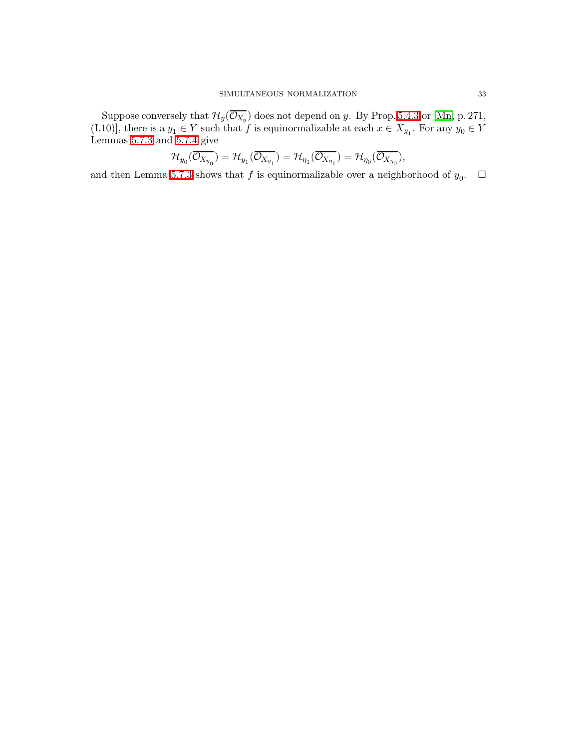Suppose conversely that $\mathcal{H}_y(\overline{\mathcal{O}_{X_y}})$ does not depend on $y$. By Prop. 5.4.3 or [Mn, p. 271, (I.10)], there is a $y_1 \in Y$ such that $f$ is equinormalizable at each $x \in X_{y_1}$. For any $y_0 \in Y$ Lemmas 5.7.3 and 5.7.4 give

$$\mathcal{H}_{y_0}(\overline{\mathcal{O}_{X_{y_0}}}) = \mathcal{H}_{y_1}(\overline{\mathcal{O}_{X_{y_1}}}) = \mathcal{H}_{\eta_1}(\overline{\mathcal{O}_{X_{\eta_1}}}) = \mathcal{H}_{\eta_0}(\overline{\mathcal{O}_{X_{\eta_0}}}),$$

and then Lemma 5.7.3 shows that $f$ is equinormalizable over a neighborhood of $y_0$. $\square$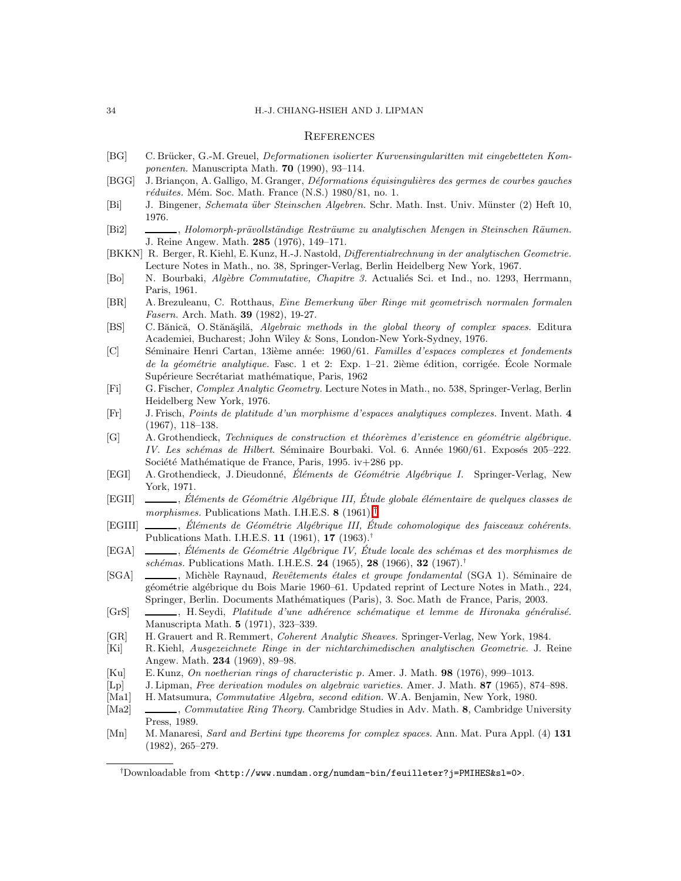## References

[BG] C. Brücker, G.-M. Greuel, *Deformationen isolierter Kurvensingularitten mit eingebetteten Komponenten.* Manuscripta Math. **70** (1990), 93–114.

[BGG] J. Briançon, A. Galligo, M. Granger, *Déformations équisingulières des germes de courbes gauches réduites.* Mém. Soc. Math. France (N.S.) 1980/81, no. 1.

[Bi] J. Bingener, *Schemata über Steinschen Algebren.* Schr. Math. Inst. Univ. Münster (2) Heft 10, 1976.

[Bi2] ———, *Holomorph-prävollständige Resträume zu analytischen Mengen in Steinschen Räumen.* J. Reine Angew. Math. **285** (1976), 149–171.

[BKKN] R. Berger, R. Kiehl, E. Kunz, H.-J. Nastold, *Differentialrechnung in der analytischen Geometrie.* Lecture Notes in Math., no. 38, Springer-Verlag, Berlin Heidelberg New York, 1967.

[Bo] N. Bourbaki, *Algèbre Commutative, Chapitre 3.* Actualiés Sci. et Ind., no. 1293, Herrmann, Paris, 1961.

[BR] A. Brezuleanu, C. Rotthaus, *Eine Bemerkung über Ringe mit geometrisch normalen formalen Fasern.* Arch. Math. **39** (1982), 19-27.

[BS] C. Bănică, O. Stănăşilă, *Algebraic methods in the global theory of complex spaces.* Editura Academiei, Bucharest; John Wiley & Sons, London-New York-Sydney, 1976.

[C] Séminaire Henri Cartan, 13ième année: 1960/61. *Familles d'espaces complexes et fondements de la géométrie analytique.* Fasc. 1 et 2: Exp. 1–21. 2ième édition, corrigée. École Normale Supérieure Secrétariat mathématique, Paris, 1962

[Fi] G. Fischer, *Complex Analytic Geometry.* Lecture Notes in Math., no. 538, Springer-Verlag, Berlin Heidelberg New York, 1976.

[Fr] J. Frisch, *Points de platitude d'un morphisme d'espaces analytiques complexes.* Invent. Math. **4** (1967), 118–138.

[G] A. Grothendieck, *Techniques de construction et théorèmes d'existence en géométrie algébrique. IV. Les schémas de Hilbert.* Séminaire Bourbaki. Vol. 6. Année 1960/61. Exposés 205–222. Société Mathématique de France, Paris, 1995. iv+286 pp.

[EGI] A. Grothendieck, J. Dieudonné, *Éléments de Géométrie Algébrique I.* Springer-Verlag, New York, 1971.

[EGII] ———, *Éléments de Géométrie Algébrique III, Étude globale élémentaire de quelques classes de morphismes.* Publications Math. I.H.E.S. **8** (1961).†

[EGIII] ———, *Éléments de Géométrie Algébrique III, Étude cohomologique des faisceaux cohérents.* Publications Math. I.H.E.S. **11** (1961), **17** (1963).†

[EGA] ———, *Éléments de Géométrie Algébrique IV, Étude locale des schémas et des morphismes de schémas.* Publications Math. I.H.E.S. **24** (1965), **28** (1966), **32** (1967).†

[SGA] ———, Michèle Raynaud, *Revêtements étales et groupe fondamental* (SGA 1). Séminaire de géométrie algébrique du Bois Marie 1960–61. Updated reprint of Lecture Notes in Math., 224, Springer, Berlin. Documents Mathématiques (Paris), 3. Soc. Math de France, Paris, 2003.

[GrS] ———, H. Seydi, *Platitude d'une adhérence schématique et lemme de Hironaka généralisé.* Manuscripta Math. **5** (1971), 323–339.

[GR] H. Grauert and R. Remmert, *Coherent Analytic Sheaves.* Springer-Verlag, New York, 1984.

[Ki] R. Kiehl, *Ausgezeichnete Ringe in der nichtarchimedischen analytischen Geometrie.* J. Reine Angew. Math. **234** (1969), 89–98.

[Ku] E. Kunz, *On noetherian rings of characteristic p.* Amer. J. Math. **98** (1976), 999–1013.

[Lp] J. Lipman, *Free derivation modules on algebraic varieties.* Amer. J. Math. **87** (1965), 874–898.

[Ma1] H. Matsumura, *Commutative Algebra, second edition.* W.A. Benjamin, New York, 1980.

[Ma2] ———, *Commutative Ring Theory.* Cambridge Studies in Adv. Math. **8**, Cambridge University Press, 1989.

[Mn] M. Manaresi, *Sard and Bertini type theorems for complex spaces.* Ann. Mat. Pura Appl. (4) **131** (1982), 265–279.

---

†Downloadable from `<http://www.numdam.org/numdam-bin/feuilleter?j=PMIHES&sl=0>`.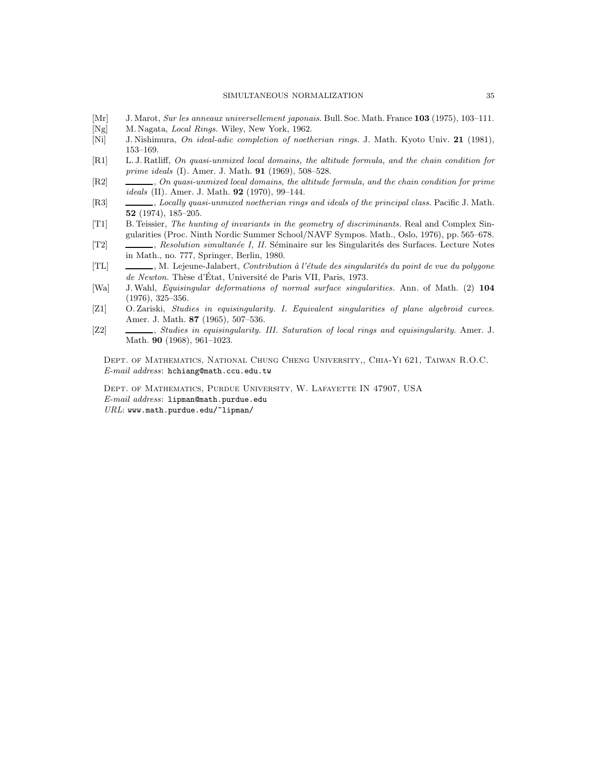[Mr] J. Marot, *Sur les anneaux universellement japonais.* Bull. Soc. Math. France **103** (1975), 103–111.

[Ng] M. Nagata, *Local Rings.* Wiley, New York, 1962.

[Ni] J. Nishimura, *On ideal-adic completion of noetherian rings.* J. Math. Kyoto Univ. **21** (1981), 153–169.

[R1] L. J. Ratliff, *On quasi-unmixed local domains, the altitude formula, and the chain condition for prime ideals* (I). Amer. J. Math. **91** (1969), 508–528.

[R2] ———, *On quasi-unmixed local domains, the altitude formula, and the chain condition for prime ideals* (II). Amer. J. Math. **92** (1970), 99–144.

[R3] ———, *Locally quasi-unmixed noetherian rings and ideals of the principal class.* Pacific J. Math. **52** (1974), 185–205.

[T1] B. Teissier, *The hunting of invariants in the geometry of discriminants.* Real and Complex Singularities (Proc. Ninth Nordic Summer School/NAVF Sympos. Math., Oslo, 1976), pp. 565–678.

[T2] ———, *Resolution simultanée I, II.* Séminaire sur les Singularités des Surfaces. Lecture Notes in Math., no. 777, Springer, Berlin, 1980.

[TL] ———, M. Lejeune-Jalabert, *Contribution à l'étude des singularités du point de vue du polygone de Newton.* Thèse d'État, Université de Paris VII, Paris, 1973.

[Wa] J. Wahl, *Equisingular deformations of normal surface singularities.* Ann. of Math. (2) **104** (1976), 325–356.

[Z1] O. Zariski, *Studies in equisingularity. I. Equivalent singularities of plane algebroid curves.* Amer. J. Math. **87** (1965), 507–536.

[Z2] ———, *Studies in equisingularity. III. Saturation of local rings and equisingularity.* Amer. J. Math. **90** (1968), 961–1023.

Dept. of Mathematics, National Chung Cheng University,, Chia-Yi 621, Taiwan R.O.C.
*E-mail address*: hchiang@math.ccu.edu.tw

Dept. of Mathematics, Purdue University, W. Lafayette IN 47907, USA
*E-mail address*: lipman@math.purdue.edu
*URL*: www.math.purdue.edu/~lipman/